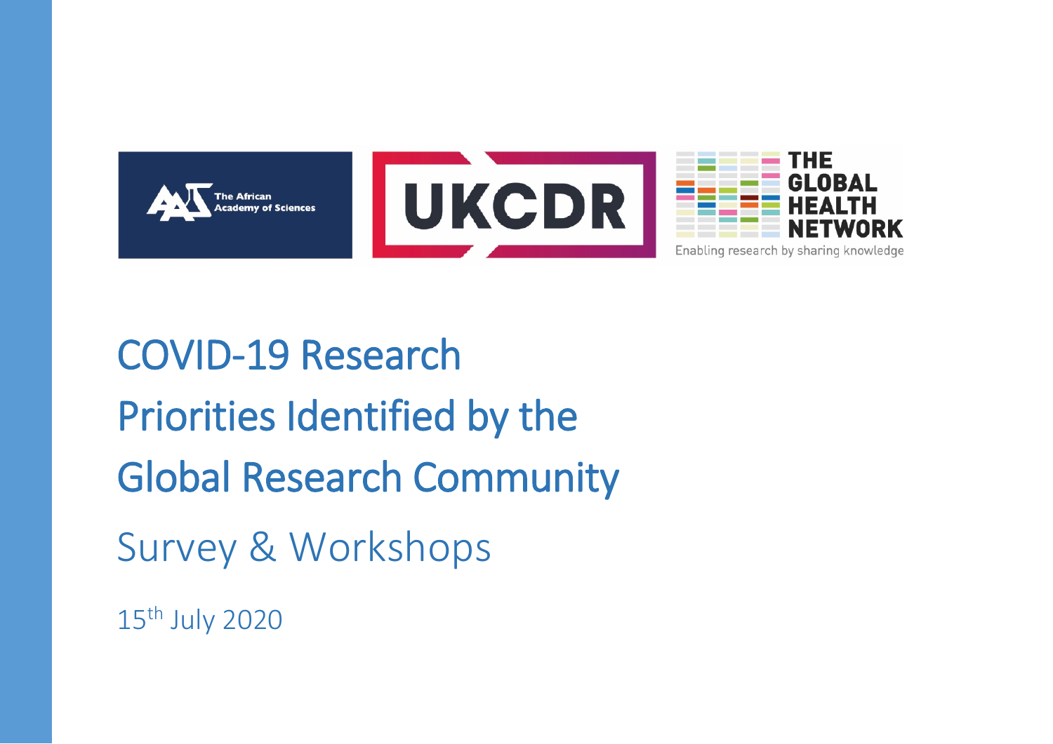# COVID-19 Research Priorities Identified by the Global Research Community

## Survey & Workshops

15th July 2020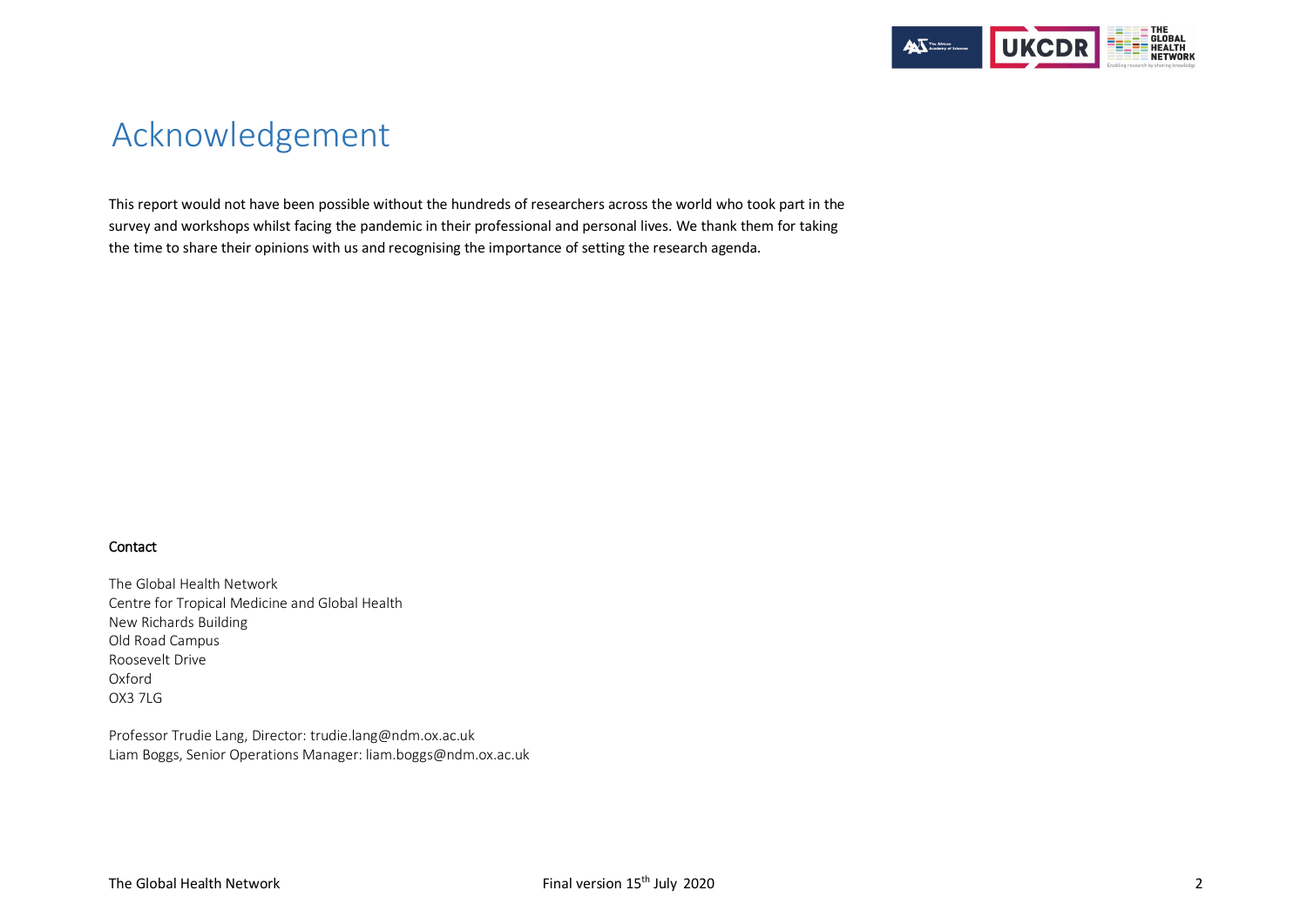# Acknowledgement

This report would not have been possible without the hundreds of researchers across the world who took part in the survey and workshops whilst facing the pandemic in their professional and personal lives. We thank them for taking the time to share their opinions with us and recognising the importance of setting the research agenda.

**Contact**

The Global Health Network
Centre for Tropical Medicine and Global Health
New Richards Building
Old Road Campus
Roosevelt Drive
Oxford
OX3 7LG

Professor Trudie Lang, Director: trudie.lang@ndm.ox.ac.uk
Liam Boggs, Senior Operations Manager: liam.boggs@ndm.ox.ac.uk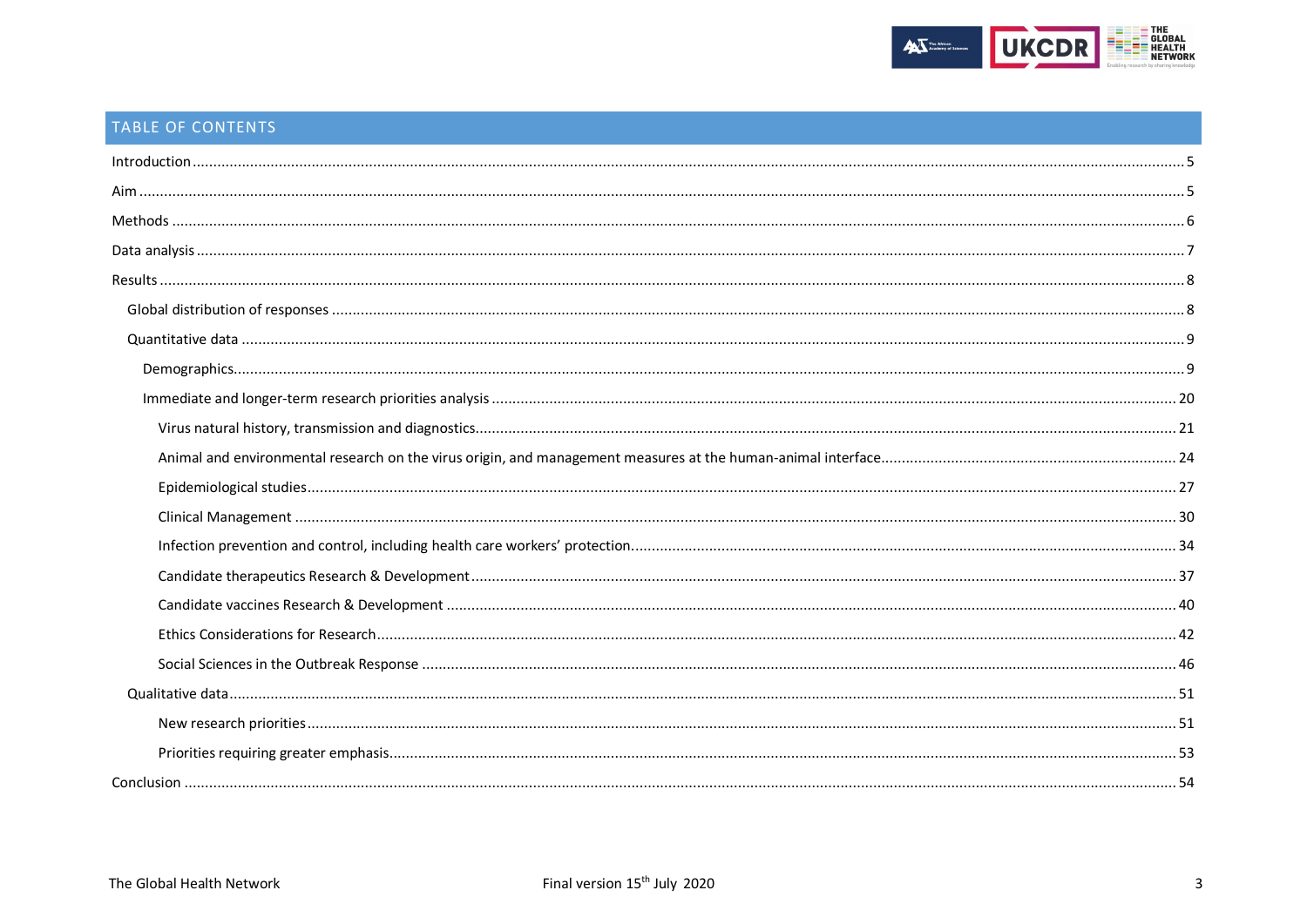## TABLE OF CONTENTS

- Introduction ..... 5
- Aim ..... 5
- Methods ..... 6
- Data analysis ..... 7
- Results ..... 8
  - Global distribution of responses ..... 8
  - Quantitative data ..... 9
    - Demographics ..... 9
    - Immediate and longer-term research priorities analysis ..... 20
      - Virus natural history, transmission and diagnostics ..... 21
      - Animal and environmental research on the virus origin, and management measures at the human-animal interface ..... 24
      - Epidemiological studies ..... 27
      - Clinical Management ..... 30
      - Infection prevention and control, including health care workers' protection ..... 34
      - Candidate therapeutics Research & Development ..... 37
      - Candidate vaccines Research & Development ..... 40
      - Ethics Considerations for Research ..... 42
      - Social Sciences in the Outbreak Response ..... 46
  - Qualitative data ..... 51
      - New research priorities ..... 51
      - Priorities requiring greater emphasis ..... 53
- Conclusion ..... 54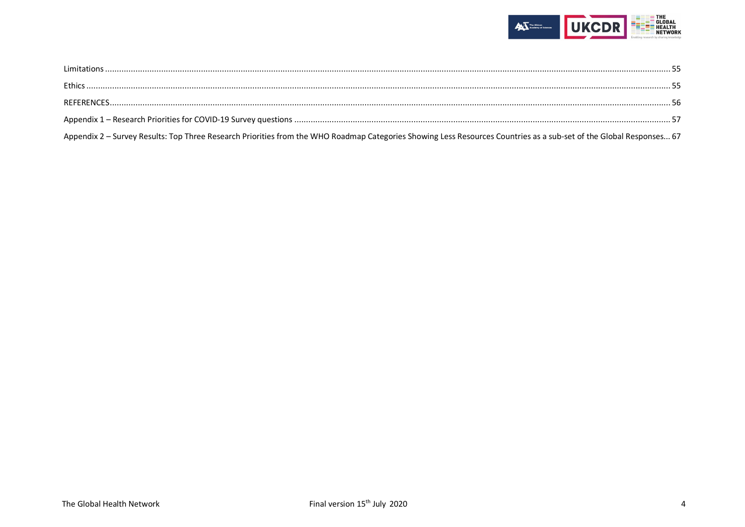Limitations ... 55

Ethics ... 55

REFERENCES ... 56

Appendix 1 – Research Priorities for COVID-19 Survey questions ... 57

Appendix 2 – Survey Results: Top Three Research Priorities from the WHO Roadmap Categories Showing Less Resources Countries as a sub-set of the Global Responses ... 67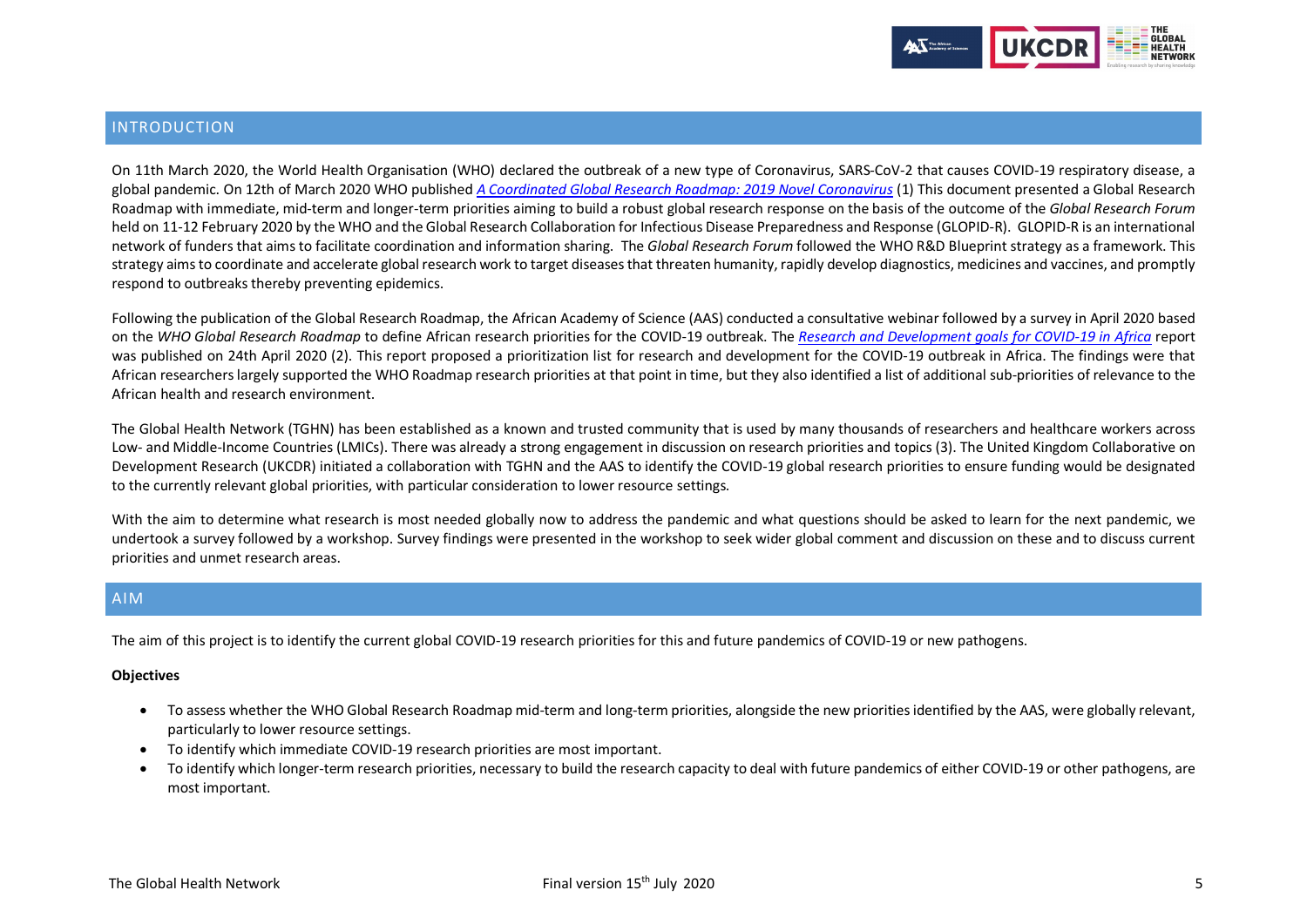## INTRODUCTION

On 11th March 2020, the World Health Organisation (WHO) declared the outbreak of a new type of Coronavirus, SARS-CoV-2 that causes COVID-19 respiratory disease, a global pandemic. On 12th of March 2020 WHO published *A Coordinated Global Research Roadmap: 2019 Novel Coronavirus* (1) This document presented a Global Research Roadmap with immediate, mid-term and longer-term priorities aiming to build a robust global research response on the basis of the outcome of the *Global Research Forum* held on 11-12 February 2020 by the WHO and the Global Research Collaboration for Infectious Disease Preparedness and Response (GLOPID-R). GLOPID-R is an international network of funders that aims to facilitate coordination and information sharing. The *Global Research Forum* followed the WHO R&D Blueprint strategy as a framework. This strategy aims to coordinate and accelerate global research work to target diseases that threaten humanity, rapidly develop diagnostics, medicines and vaccines, and promptly respond to outbreaks thereby preventing epidemics.

Following the publication of the Global Research Roadmap, the African Academy of Science (AAS) conducted a consultative webinar followed by a survey in April 2020 based on the *WHO Global Research Roadmap* to define African research priorities for the COVID-19 outbreak. The *Research and Development goals for COVID-19 in Africa* report was published on 24th April 2020 (2). This report proposed a prioritization list for research and development for the COVID-19 outbreak in Africa. The findings were that African researchers largely supported the WHO Roadmap research priorities at that point in time, but they also identified a list of additional sub-priorities of relevance to the African health and research environment.

The Global Health Network (TGHN) has been established as a known and trusted community that is used by many thousands of researchers and healthcare workers across Low- and Middle-Income Countries (LMICs). There was already a strong engagement in discussion on research priorities and topics (3). The United Kingdom Collaborative on Development Research (UKCDR) initiated a collaboration with TGHN and the AAS to identify the COVID-19 global research priorities to ensure funding would be designated to the currently relevant global priorities, with particular consideration to lower resource settings.

With the aim to determine what research is most needed globally now to address the pandemic and what questions should be asked to learn for the next pandemic, we undertook a survey followed by a workshop. Survey findings were presented in the workshop to seek wider global comment and discussion on these and to discuss current priorities and unmet research areas.

## AIM

The aim of this project is to identify the current global COVID-19 research priorities for this and future pandemics of COVID-19 or new pathogens.

**Objectives**

- To assess whether the WHO Global Research Roadmap mid-term and long-term priorities, alongside the new priorities identified by the AAS, were globally relevant, particularly to lower resource settings.
- To identify which immediate COVID-19 research priorities are most important.
- To identify which longer-term research priorities, necessary to build the research capacity to deal with future pandemics of either COVID-19 or other pathogens, are most important.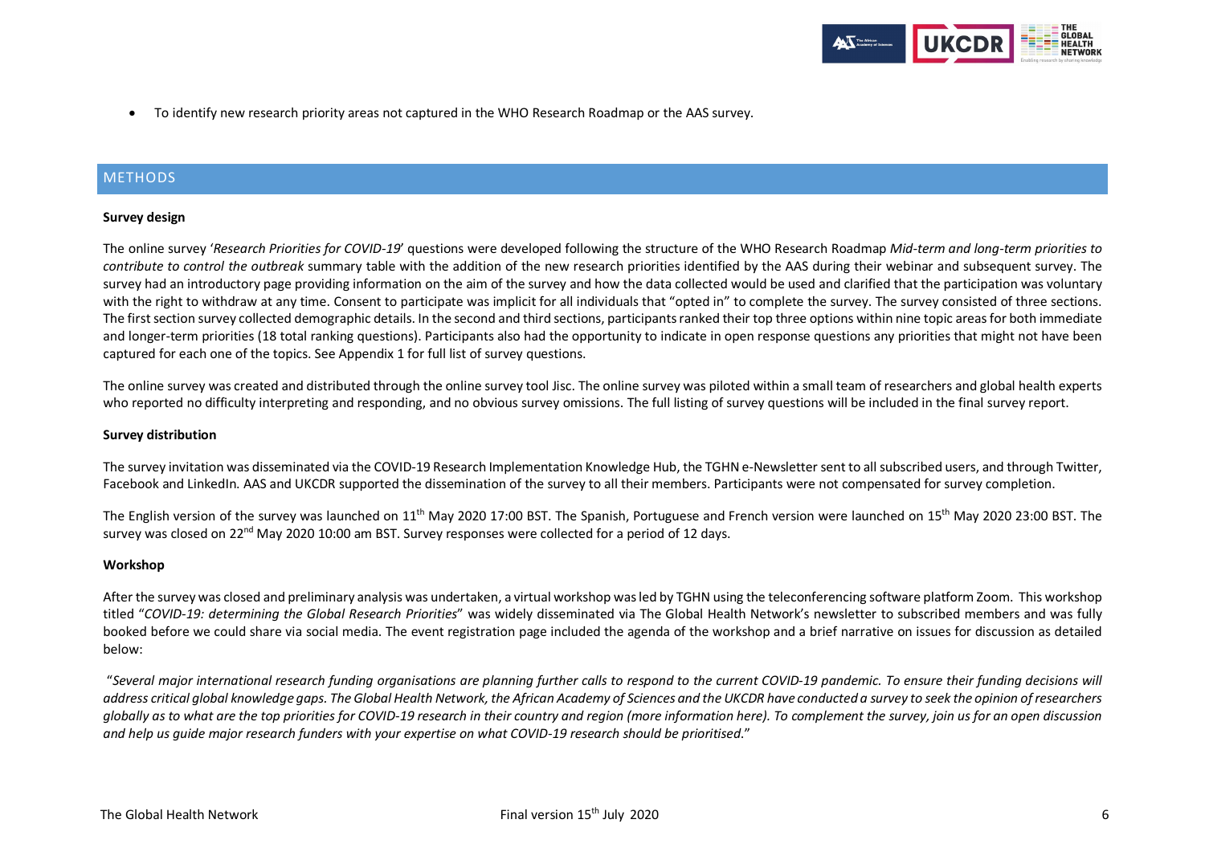- To identify new research priority areas not captured in the WHO Research Roadmap or the AAS survey.

## METHODS

**Survey design**

The online survey '*Research Priorities for COVID-19*' questions were developed following the structure of the WHO Research Roadmap *Mid-term and long-term priorities to contribute to control the outbreak* summary table with the addition of the new research priorities identified by the AAS during their webinar and subsequent survey. The survey had an introductory page providing information on the aim of the survey and how the data collected would be used and clarified that the participation was voluntary with the right to withdraw at any time. Consent to participate was implicit for all individuals that "opted in" to complete the survey. The survey consisted of three sections. The first section survey collected demographic details. In the second and third sections, participants ranked their top three options within nine topic areas for both immediate and longer-term priorities (18 total ranking questions). Participants also had the opportunity to indicate in open response questions any priorities that might not have been captured for each one of the topics. See Appendix 1 for full list of survey questions.

The online survey was created and distributed through the online survey tool Jisc. The online survey was piloted within a small team of researchers and global health experts who reported no difficulty interpreting and responding, and no obvious survey omissions. The full listing of survey questions will be included in the final survey report.

**Survey distribution**

The survey invitation was disseminated via the COVID-19 Research Implementation Knowledge Hub, the TGHN e-Newsletter sent to all subscribed users, and through Twitter, Facebook and LinkedIn. AAS and UKCDR supported the dissemination of the survey to all their members. Participants were not compensated for survey completion.

The English version of the survey was launched on 11th May 2020 17:00 BST. The Spanish, Portuguese and French version were launched on 15th May 2020 23:00 BST. The survey was closed on 22nd May 2020 10:00 am BST. Survey responses were collected for a period of 12 days.

**Workshop**

After the survey was closed and preliminary analysis was undertaken, a virtual workshop was led by TGHN using the teleconferencing software platform Zoom. This workshop titled "*COVID-19: determining the Global Research Priorities*" was widely disseminated via The Global Health Network's newsletter to subscribed members and was fully booked before we could share via social media. The event registration page included the agenda of the workshop and a brief narrative on issues for discussion as detailed below:

"*Several major international research funding organisations are planning further calls to respond to the current COVID-19 pandemic. To ensure their funding decisions will address critical global knowledge gaps. The Global Health Network, the African Academy of Sciences and the UKCDR have conducted a survey to seek the opinion of researchers globally as to what are the top priorities for COVID-19 research in their country and region (more information here). To complement the survey, join us for an open discussion and help us guide major research funders with your expertise on what COVID-19 research should be prioritised.*"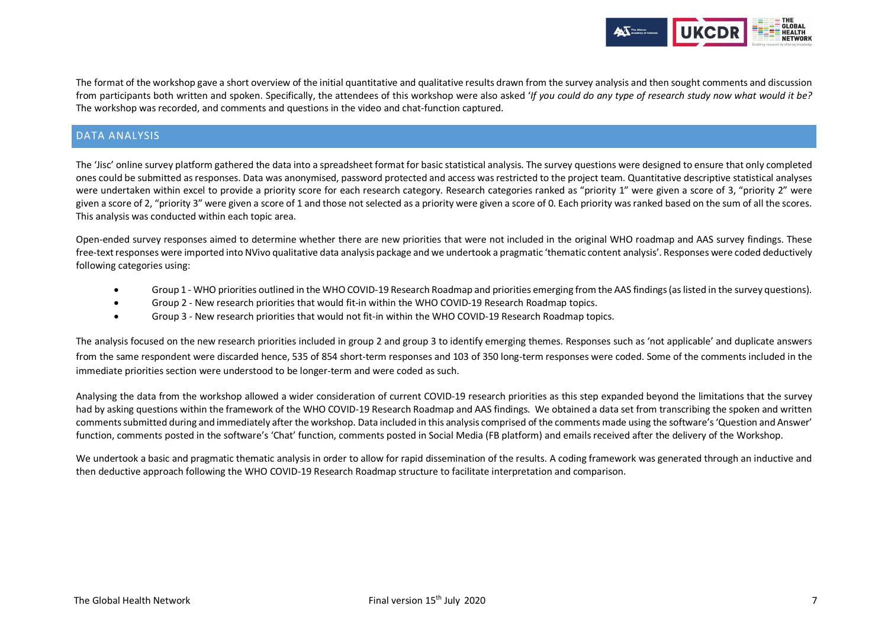The format of the workshop gave a short overview of the initial quantitative and qualitative results drawn from the survey analysis and then sought comments and discussion from participants both written and spoken. Specifically, the attendees of this workshop were also asked '*If you could do any type of research study now what would it be?*' The workshop was recorded, and comments and questions in the video and chat-function captured.

## DATA ANALYSIS

The 'Jisc' online survey platform gathered the data into a spreadsheet format for basic statistical analysis. The survey questions were designed to ensure that only completed ones could be submitted as responses. Data was anonymised, password protected and access was restricted to the project team. Quantitative descriptive statistical analyses were undertaken within excel to provide a priority score for each research category. Research categories ranked as "priority 1" were given a score of 3, "priority 2" were given a score of 2, "priority 3" were given a score of 1 and those not selected as a priority were given a score of 0. Each priority was ranked based on the sum of all the scores. This analysis was conducted within each topic area.

Open-ended survey responses aimed to determine whether there are new priorities that were not included in the original WHO roadmap and AAS survey findings. These free-text responses were imported into NVivo qualitative data analysis package and we undertook a pragmatic 'thematic content analysis'. Responses were coded deductively following categories using:

- Group 1 - WHO priorities outlined in the WHO COVID-19 Research Roadmap and priorities emerging from the AAS findings (as listed in the survey questions).
- Group 2 - New research priorities that would fit-in within the WHO COVID-19 Research Roadmap topics.
- Group 3 - New research priorities that would not fit-in within the WHO COVID-19 Research Roadmap topics.

The analysis focused on the new research priorities included in group 2 and group 3 to identify emerging themes. Responses such as 'not applicable' and duplicate answers from the same respondent were discarded hence, 535 of 854 short-term responses and 103 of 350 long-term responses were coded. Some of the comments included in the immediate priorities section were understood to be longer-term and were coded as such.

Analysing the data from the workshop allowed a wider consideration of current COVID-19 research priorities as this step expanded beyond the limitations that the survey had by asking questions within the framework of the WHO COVID-19 Research Roadmap and AAS findings. We obtained a data set from transcribing the spoken and written comments submitted during and immediately after the workshop. Data included in this analysis comprised of the comments made using the software's 'Question and Answer' function, comments posted in the software's 'Chat' function, comments posted in Social Media (FB platform) and emails received after the delivery of the Workshop.

We undertook a basic and pragmatic thematic analysis in order to allow for rapid dissemination of the results. A coding framework was generated through an inductive and then deductive approach following the WHO COVID-19 Research Roadmap structure to facilitate interpretation and comparison.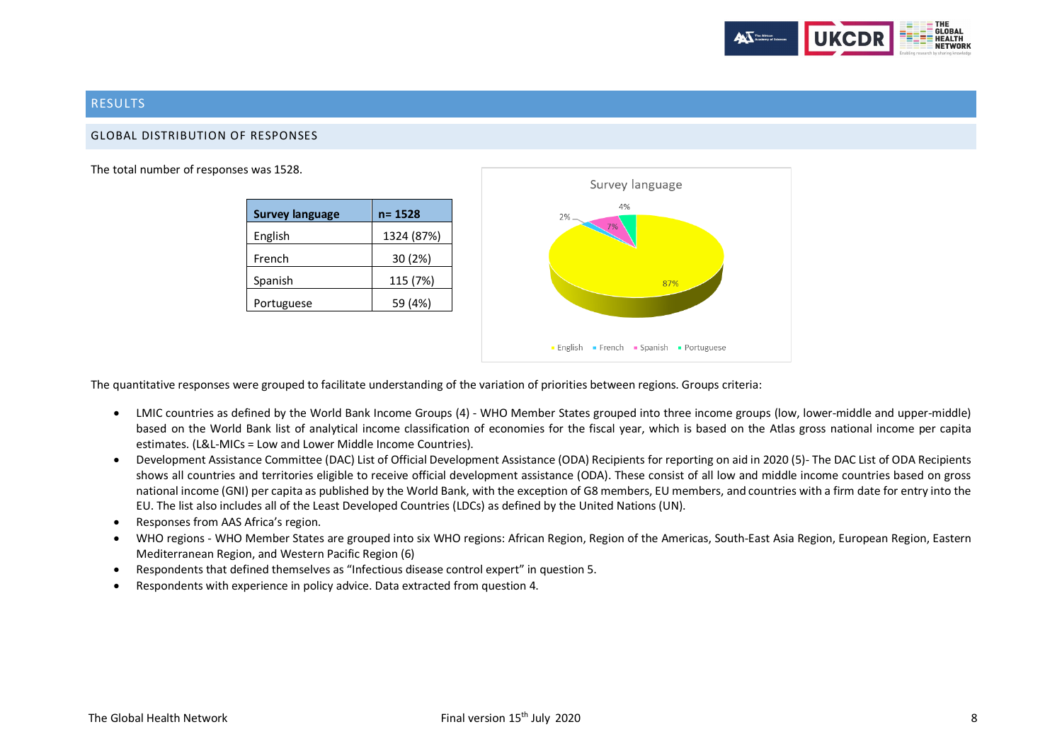# RESULTS

## GLOBAL DISTRIBUTION OF RESPONSES

The total number of responses was 1528.

| Survey language | n= 1528 |
|---|---|
| English | 1324 (87%) |
| French | 30 (2%) |
| Spanish | 115 (7%) |
| Portuguese | 59 (4%) |

The quantitative responses were grouped to facilitate understanding of the variation of priorities between regions. Groups criteria:

- LMIC countries as defined by the World Bank Income Groups (4) - WHO Member States grouped into three income groups (low, lower-middle and upper-middle) based on the World Bank list of analytical income classification of economies for the fiscal year, which is based on the Atlas gross national income per capita estimates. (L&L-MICs = Low and Lower Middle Income Countries).
- Development Assistance Committee (DAC) List of Official Development Assistance (ODA) Recipients for reporting on aid in 2020 (5)- The DAC List of ODA Recipients shows all countries and territories eligible to receive official development assistance (ODA). These consist of all low and middle income countries based on gross national income (GNI) per capita as published by the World Bank, with the exception of G8 members, EU members, and countries with a firm date for entry into the EU. The list also includes all of the Least Developed Countries (LDCs) as defined by the United Nations (UN).
- Responses from AAS Africa's region.
- WHO regions - WHO Member States are grouped into six WHO regions: African Region, Region of the Americas, South-East Asia Region, European Region, Eastern Mediterranean Region, and Western Pacific Region (6)
- Respondents that defined themselves as "Infectious disease control expert" in question 5.
- Respondents with experience in policy advice. Data extracted from question 4.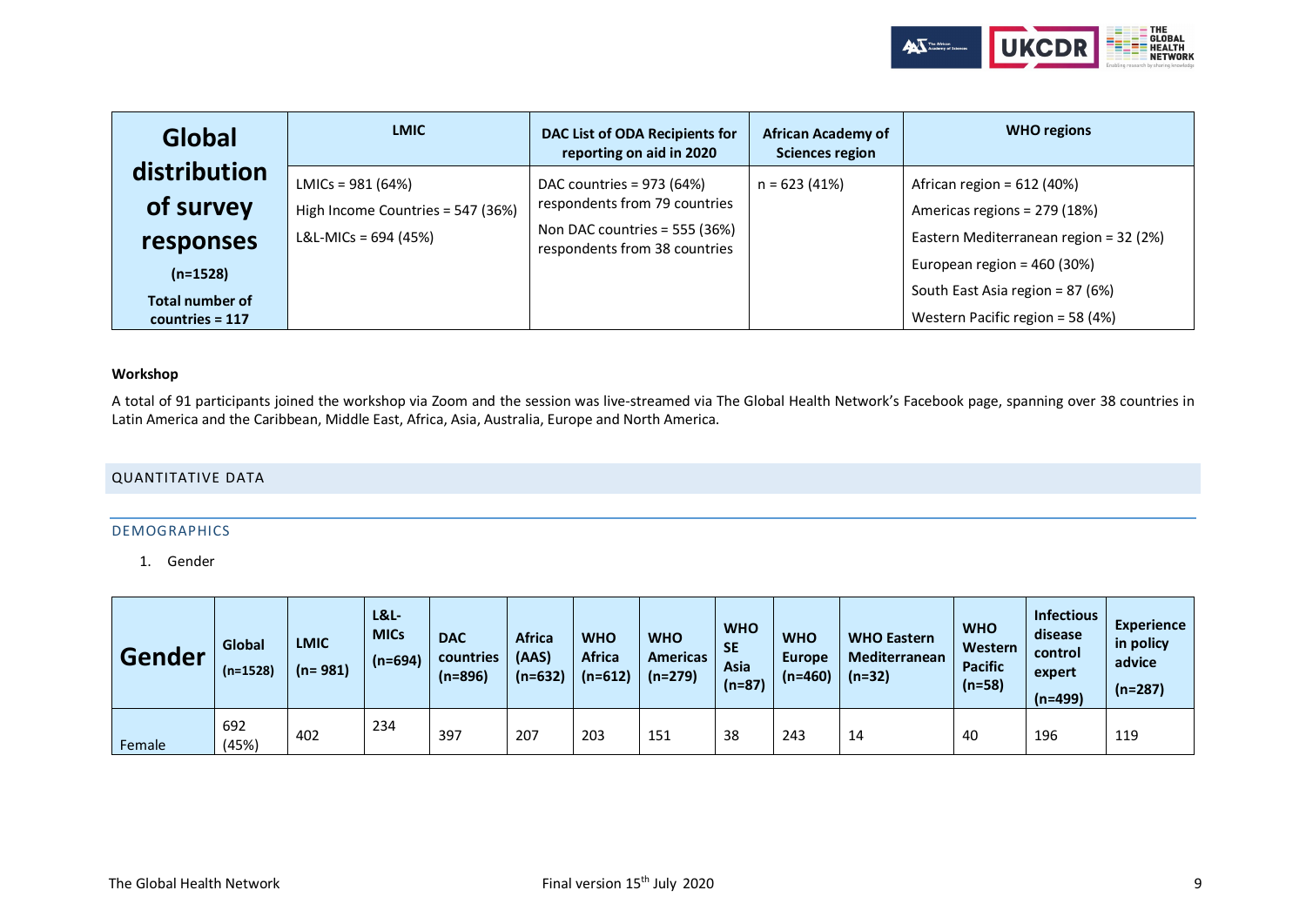| Global distribution of survey responses (n=1528) Total number of countries = 117 | LMIC | DAC List of ODA Recipients for reporting on aid in 2020 | African Academy of Sciences region | WHO regions |
|---|---|---|---|---|
| | LMICs = 981 (64%)<br>High Income Countries = 547 (36%)<br>L&L-MICs = 694 (45%) | DAC countries = 973 (64%) respondents from 79 countries<br>Non DAC countries = 555 (36%) respondents from 38 countries | n = 623 (41%) | African region = 612 (40%)<br>Americas regions = 279 (18%)<br>Eastern Mediterranean region = 32 (2%)<br>European region = 460 (30%)<br>South East Asia region = 87 (6%)<br>Western Pacific region = 58 (4%) |

**Workshop**

A total of 91 participants joined the workshop via Zoom and the session was live-streamed via The Global Health Network's Facebook page, spanning over 38 countries in Latin America and the Caribbean, Middle East, Africa, Asia, Australia, Europe and North America.

## QUANTITATIVE DATA

### DEMOGRAPHICS

1. Gender

| Gender | Global (n=1528) | LMIC (n= 981) | L&L-MICs (n=694) | DAC countries (n=896) | Africa (AAS) (n=632) | WHO Africa (n=612) | WHO Americas (n=279) | WHO SE Asia (n=87) | WHO Europe (n=460) | WHO Eastern Mediterranean (n=32) | WHO Western Pacific (n=58) | Infectious disease control expert (n=499) | Experience in policy advice (n=287) |
|---|---|---|---|---|---|---|---|---|---|---|---|---|---|
| Female | 692 (45%) | 402 | 234 | 397 | 207 | 203 | 151 | 38 | 243 | 14 | 40 | 196 | 119 |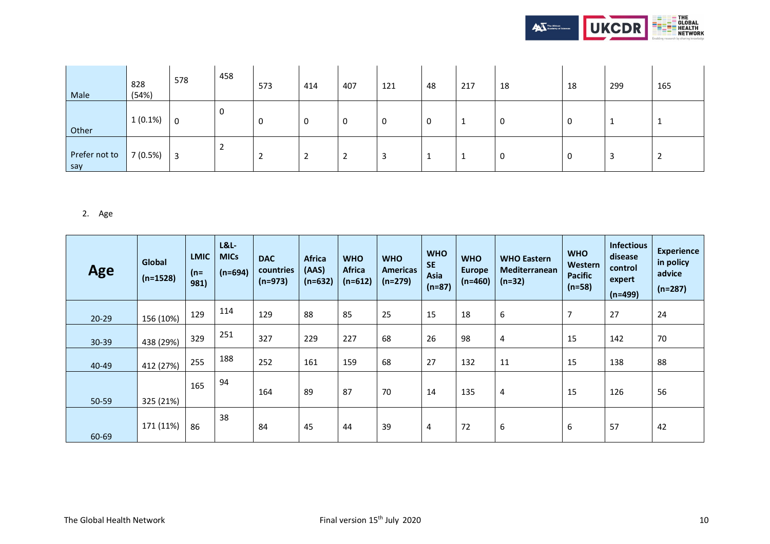| | | | | | | | | | | | | | |
|---|---|---|---|---|---|---|---|---|---|---|---|---|---|
| Male | 828 (54%) | 578 | 458 | 573 | 414 | 407 | 121 | 48 | 217 | 18 | 18 | 299 | 165 |
| Other | 1 (0.1%) | 0 | 0 | 0 | 0 | 0 | 0 | 0 | 1 | 0 | 0 | 1 | 1 |
| Prefer not to say | 7 (0.5%) | 3 | 2 | 2 | 2 | 2 | 3 | 1 | 1 | 0 | 0 | 3 | 2 |

2. Age

| Age | Global (n=1528) | LMIC (n= 981) | L&L-MICs (n=694) | DAC countries (n=973) | Africa (AAS) (n=632) | WHO Africa (n=612) | WHO Americas (n=279) | WHO SE Asia (n=87) | WHO Europe (n=460) | WHO Eastern Mediterranean (n=32) | WHO Western Pacific (n=58) | Infectious disease control expert (n=499) | Experience in policy advice (n=287) |
|---|---|---|---|---|---|---|---|---|---|---|---|---|---|
| 20-29 | 156 (10%) | 129 | 114 | 129 | 88 | 85 | 25 | 15 | 18 | 6 | 7 | 27 | 24 |
| 30-39 | 438 (29%) | 329 | 251 | 327 | 229 | 227 | 68 | 26 | 98 | 4 | 15 | 142 | 70 |
| 40-49 | 412 (27%) | 255 | 188 | 252 | 161 | 159 | 68 | 27 | 132 | 11 | 15 | 138 | 88 |
| 50-59 | 325 (21%) | 165 | 94 | 164 | 89 | 87 | 70 | 14 | 135 | 4 | 15 | 126 | 56 |
| 60-69 | 171 (11%) | 86 | 38 | 84 | 45 | 44 | 39 | 4 | 72 | 6 | 6 | 57 | 42 |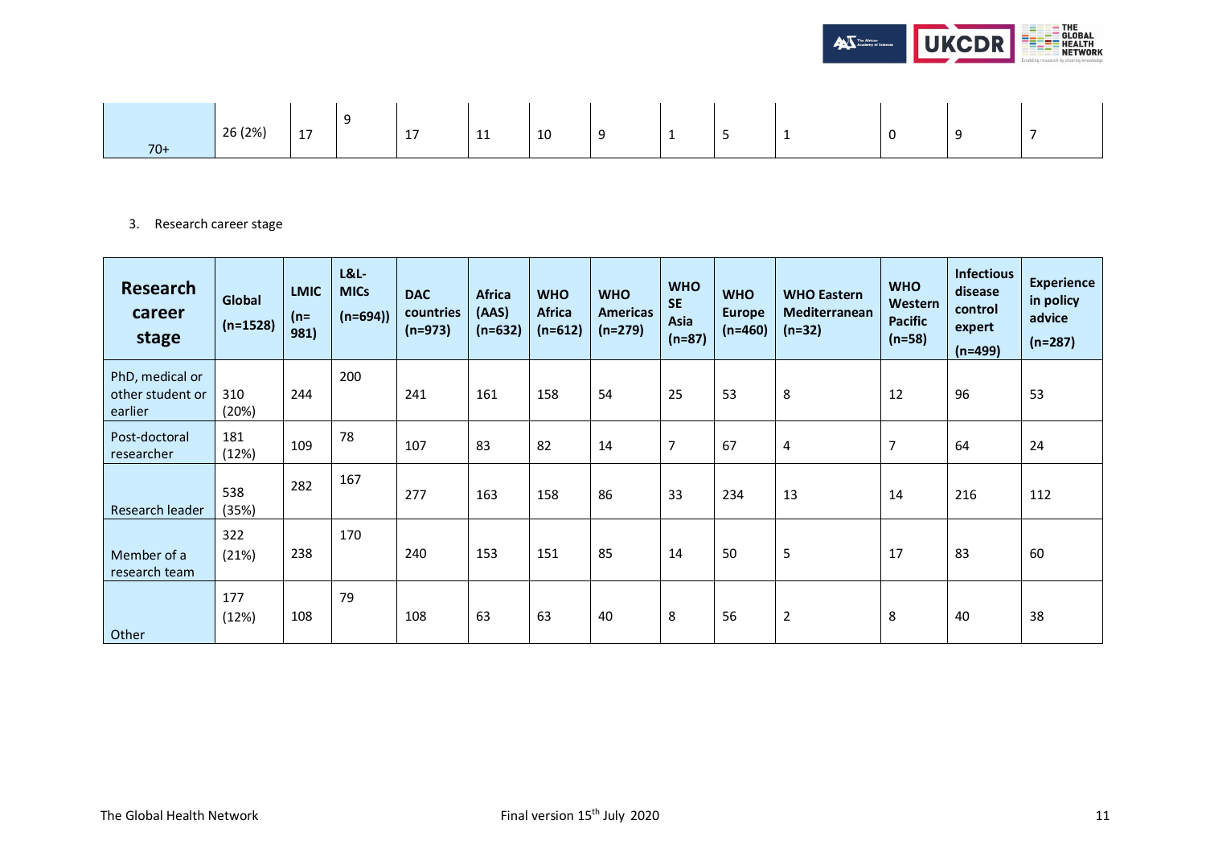| | | | | | | | | | | | | | |
|---|---|---|---|---|---|---|---|---|---|---|---|---|---|
| 70+ | 26 (2%) | 17 | 9 | 17 | 11 | 10 | 9 | 1 | 5 | 1 | 0 | 9 | 7 |

3. Research career stage

| Research career stage | Global (n=1528) | LMIC (n= 981) | L&L-MICs (n=694)) | DAC countries (n=973) | Africa (AAS) (n=632) | WHO Africa (n=612) | WHO Americas (n=279) | WHO SE Asia (n=87) | WHO Europe (n=460) | WHO Eastern Mediterranean (n=32) | WHO Western Pacific (n=58) | Infectious disease control expert (n=499) | Experience in policy advice (n=287) |
|---|---|---|---|---|---|---|---|---|---|---|---|---|---|
| PhD, medical or other student or earlier | 310 (20%) | 244 | 200 | 241 | 161 | 158 | 54 | 25 | 53 | 8 | 12 | 96 | 53 |
| Post-doctoral researcher | 181 (12%) | 109 | 78 | 107 | 83 | 82 | 14 | 7 | 67 | 4 | 7 | 64 | 24 |
| Research leader | 538 (35%) | 282 | 167 | 277 | 163 | 158 | 86 | 33 | 234 | 13 | 14 | 216 | 112 |
| Member of a research team | 322 (21%) | 238 | 170 | 240 | 153 | 151 | 85 | 14 | 50 | 5 | 17 | 83 | 60 |
| Other | 177 (12%) | 108 | 79 | 108 | 63 | 63 | 40 | 8 | 56 | 2 | 8 | 40 | 38 |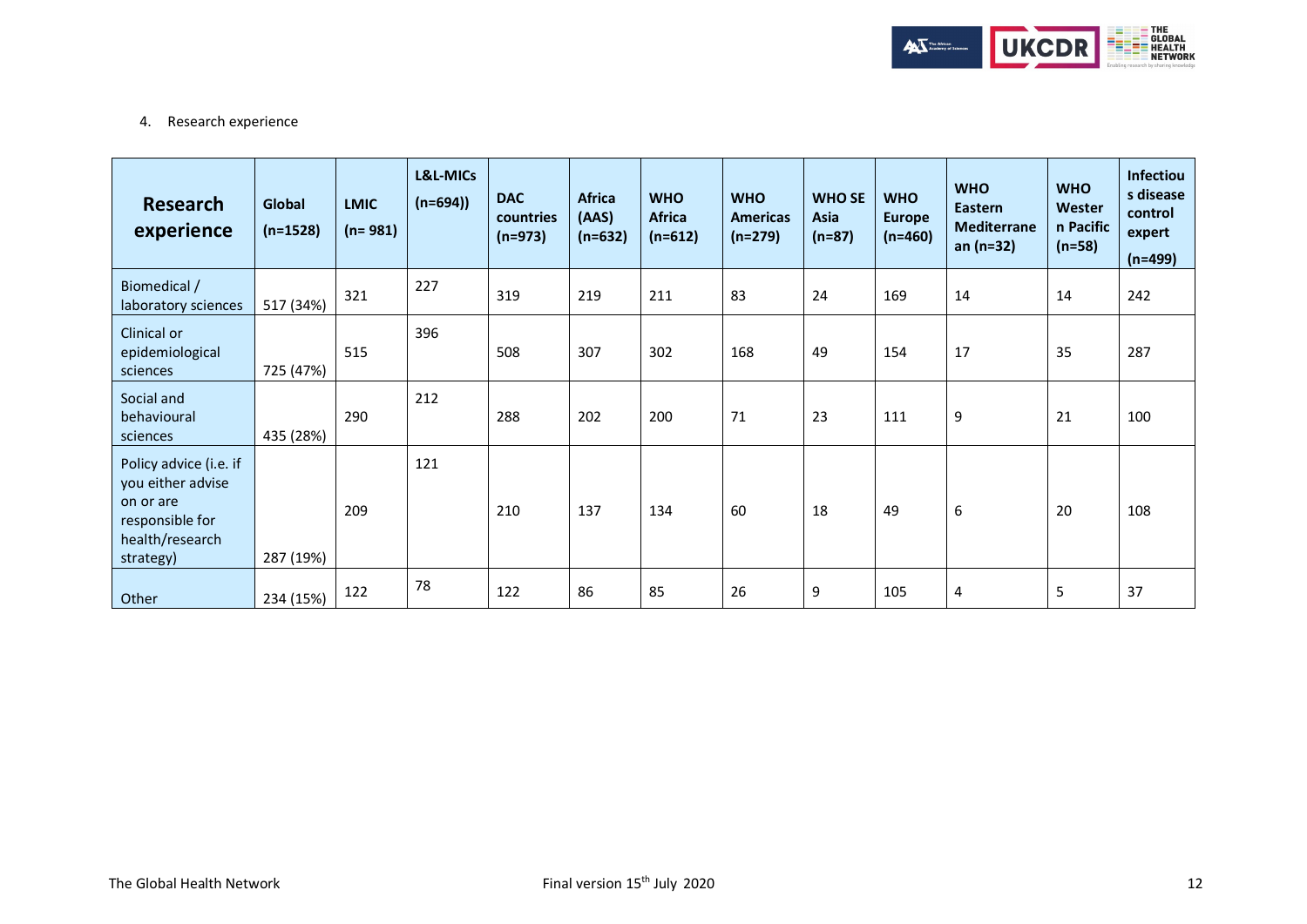4. Research experience

| Research experience | Global (n=1528) | LMIC (n= 981) | L&L-MICs (n=694)) | DAC countries (n=973) | Africa (AAS) (n=632) | WHO Africa (n=612) | WHO Americas (n=279) | WHO SE Asia (n=87) | WHO Europe (n=460) | WHO Eastern Mediterranean (n=32) | WHO Western Pacific (n=58) | Infectious disease control expert (n=499) |
|---|---|---|---|---|---|---|---|---|---|---|---|---|
| Biomedical / laboratory sciences | 517 (34%) | 321 | 227 | 319 | 219 | 211 | 83 | 24 | 169 | 14 | 14 | 242 |
| Clinical or epidemiological sciences | 725 (47%) | 515 | 396 | 508 | 307 | 302 | 168 | 49 | 154 | 17 | 35 | 287 |
| Social and behavioural sciences | 435 (28%) | 290 | 212 | 288 | 202 | 200 | 71 | 23 | 111 | 9 | 21 | 100 |
| Policy advice (i.e. if you either advise on or are responsible for health/research strategy) | 287 (19%) | 209 | 121 | 210 | 137 | 134 | 60 | 18 | 49 | 6 | 20 | 108 |
| Other | 234 (15%) | 122 | 78 | 122 | 86 | 85 | 26 | 9 | 105 | 4 | 5 | 37 |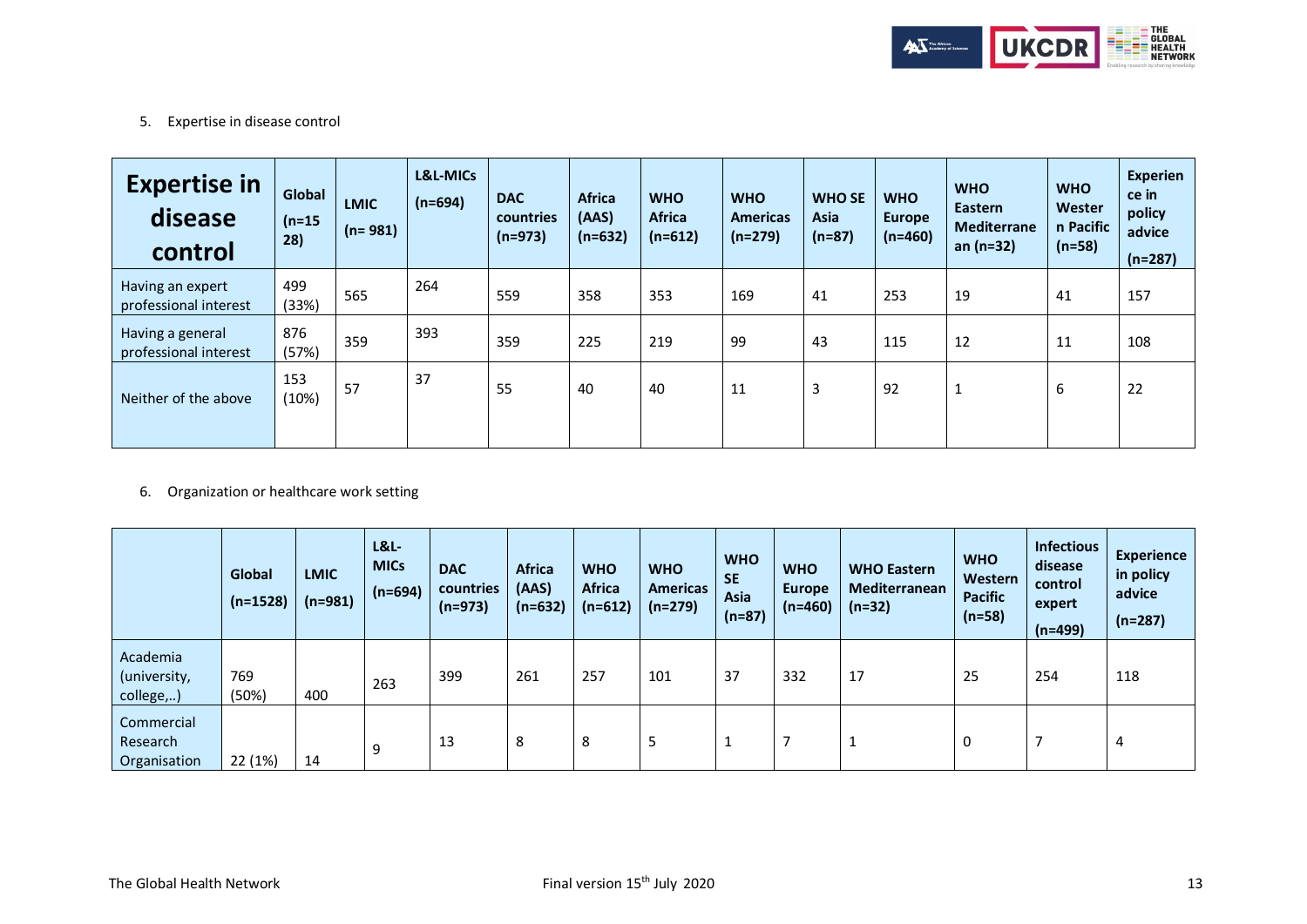5. Expertise in disease control

| Expertise in disease control | Global (n=1528) | LMIC (n= 981) | L&L-MICs (n=694) | DAC countries (n=973) | Africa (AAS) (n=632) | WHO Africa (n=612) | WHO Americas (n=279) | WHO SE Asia (n=87) | WHO Europe (n=460) | WHO Eastern Mediterranean (n=32) | WHO Western Pacific (n=58) | Experience in policy advice (n=287) |
|---|---|---|---|---|---|---|---|---|---|---|---|---|
| Having an expert professional interest | 499 (33%) | 565 | 264 | 559 | 358 | 353 | 169 | 41 | 253 | 19 | 41 | 157 |
| Having a general professional interest | 876 (57%) | 359 | 393 | 359 | 225 | 219 | 99 | 43 | 115 | 12 | 11 | 108 |
| Neither of the above | 153 (10%) | 57 | 37 | 55 | 40 | 40 | 11 | 3 | 92 | 1 | 6 | 22 |

6. Organization or healthcare work setting

| | Global (n=1528) | LMIC (n=981) | L&L-MICs (n=694) | DAC countries (n=973) | Africa (AAS) (n=632) | WHO Africa (n=612) | WHO Americas (n=279) | WHO SE Asia (n=87) | WHO Europe (n=460) | WHO Eastern Mediterranean (n=32) | WHO Western Pacific (n=58) | Infectious disease control expert (n=499) | Experience in policy advice (n=287) |
|---|---|---|---|---|---|---|---|---|---|---|---|---|---|
| Academia (university, college,..) | 769 (50%) | 400 | 263 | 399 | 261 | 257 | 101 | 37 | 332 | 17 | 25 | 254 | 118 |
| Commercial Research Organisation | 22 (1%) | 14 | 9 | 13 | 8 | 8 | 5 | 1 | 7 | 1 | 0 | 7 | 4 |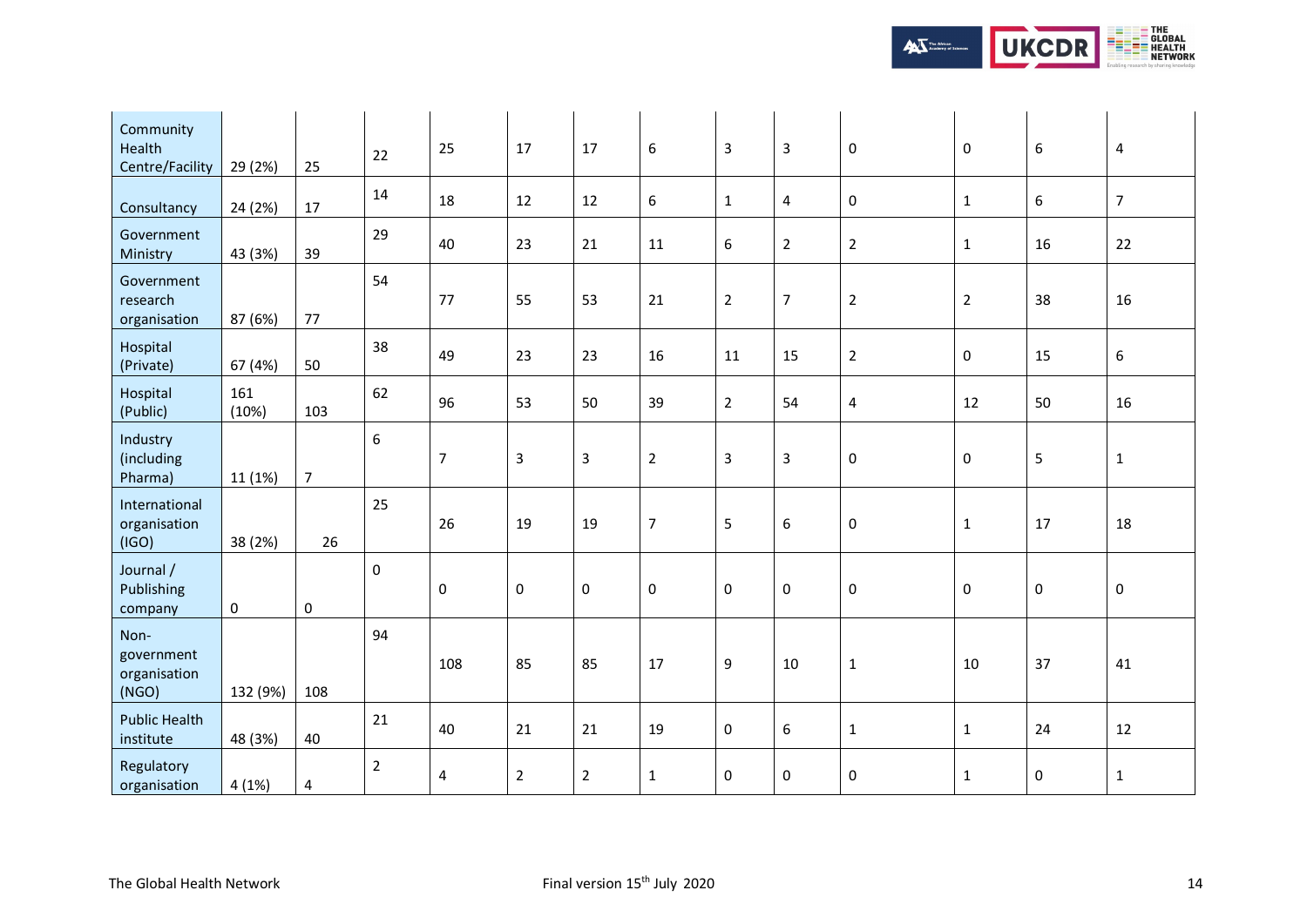| | | | | | | | | | | | | | |
|---|---|---|---|---|---|---|---|---|---|---|---|---|---|
| Community Health Centre/Facility | 29 (2%) | 25 | 22 | 25 | 17 | 17 | 6 | 3 | 3 | 0 | 0 | 6 | 4 |
| Consultancy | 24 (2%) | 17 | 14 | 18 | 12 | 12 | 6 | 1 | 4 | 0 | 1 | 6 | 7 |
| Government Ministry | 43 (3%) | 39 | 29 | 40 | 23 | 21 | 11 | 6 | 2 | 2 | 1 | 16 | 22 |
| Government research organisation | 87 (6%) | 77 | 54 | 77 | 55 | 53 | 21 | 2 | 7 | 2 | 2 | 38 | 16 |
| Hospital (Private) | 67 (4%) | 50 | 38 | 49 | 23 | 23 | 16 | 11 | 15 | 2 | 0 | 15 | 6 |
| Hospital (Public) | 161 (10%) | 103 | 62 | 96 | 53 | 50 | 39 | 2 | 54 | 4 | 12 | 50 | 16 |
| Industry (including Pharma) | 11 (1%) | 7 | 6 | 7 | 3 | 3 | 2 | 3 | 3 | 0 | 0 | 5 | 1 |
| International organisation (IGO) | 38 (2%) | 26 | 25 | 26 | 19 | 19 | 7 | 5 | 6 | 0 | 1 | 17 | 18 |
| Journal / Publishing company | 0 | 0 | 0 | 0 | 0 | 0 | 0 | 0 | 0 | 0 | 0 | 0 | 0 |
| Non-government organisation (NGO) | 132 (9%) | 108 | 94 | 108 | 85 | 85 | 17 | 9 | 10 | 1 | 10 | 37 | 41 |
| Public Health institute | 48 (3%) | 40 | 21 | 40 | 21 | 21 | 19 | 0 | 6 | 1 | 1 | 24 | 12 |
| Regulatory organisation | 4 (1%) | 4 | 2 | 4 | 2 | 2 | 1 | 0 | 0 | 0 | 1 | 0 | 1 |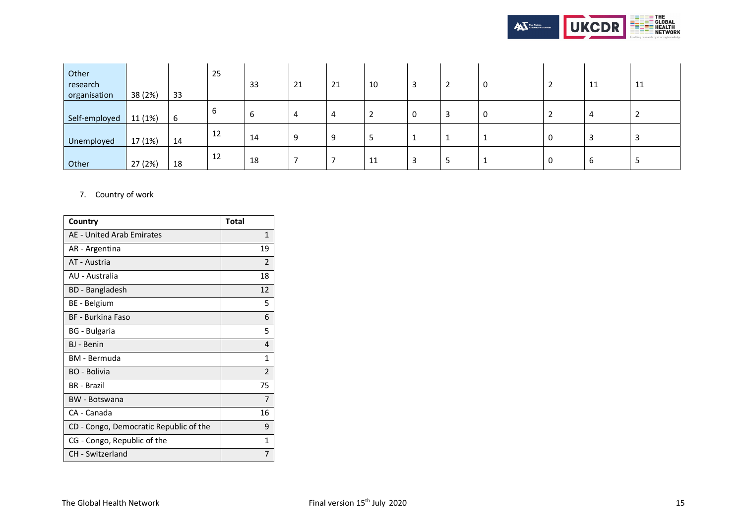| | | | | | | | | | | | | | |
|---|---|---|---|---|---|---|---|---|---|---|---|---|---|
| Other research organisation | 38 (2%) | 33 | 25 | 33 | 21 | 21 | 10 | 3 | 2 | 0 | 2 | 11 | 11 |
| Self-employed | 11 (1%) | 6 | 6 | 6 | 4 | 4 | 2 | 0 | 3 | 0 | 2 | 4 | 2 |
| Unemployed | 17 (1%) | 14 | 12 | 14 | 9 | 9 | 5 | 1 | 1 | 1 | 0 | 3 | 3 |
| Other | 27 (2%) | 18 | 12 | 18 | 7 | 7 | 11 | 3 | 5 | 1 | 0 | 6 | 5 |

7. Country of work

| Country | Total |
|---|---|
| AE - United Arab Emirates | 1 |
| AR - Argentina | 19 |
| AT - Austria | 2 |
| AU - Australia | 18 |
| BD - Bangladesh | 12 |
| BE - Belgium | 5 |
| BF - Burkina Faso | 6 |
| BG - Bulgaria | 5 |
| BJ - Benin | 4 |
| BM - Bermuda | 1 |
| BO - Bolivia | 2 |
| BR - Brazil | 75 |
| BW - Botswana | 7 |
| CA - Canada | 16 |
| CD - Congo, Democratic Republic of the | 9 |
| CG - Congo, Republic of the | 1 |
| CH - Switzerland | 7 |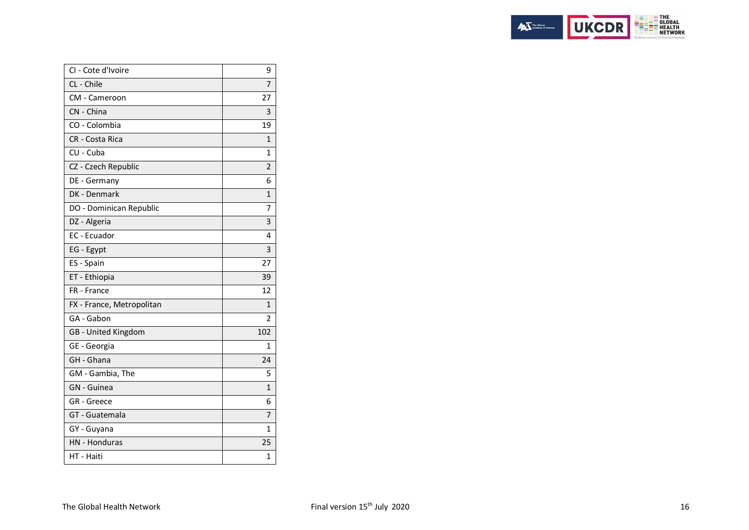| | |
|---|---|
| CI - Cote d'Ivoire | 9 |
| CL - Chile | 7 |
| CM - Cameroon | 27 |
| CN - China | 3 |
| CO - Colombia | 19 |
| CR - Costa Rica | 1 |
| CU - Cuba | 1 |
| CZ - Czech Republic | 2 |
| DE - Germany | 6 |
| DK - Denmark | 1 |
| DO - Dominican Republic | 7 |
| DZ - Algeria | 3 |
| EC - Ecuador | 4 |
| EG - Egypt | 3 |
| ES - Spain | 27 |
| ET - Ethiopia | 39 |
| FR - France | 12 |
| FX - France, Metropolitan | 1 |
| GA - Gabon | 2 |
| GB - United Kingdom | 102 |
| GE - Georgia | 1 |
| GH - Ghana | 24 |
| GM - Gambia, The | 5 |
| GN - Guinea | 1 |
| GR - Greece | 6 |
| GT - Guatemala | 7 |
| GY - Guyana | 1 |
| HN - Honduras | 25 |
| HT - Haiti | 1 |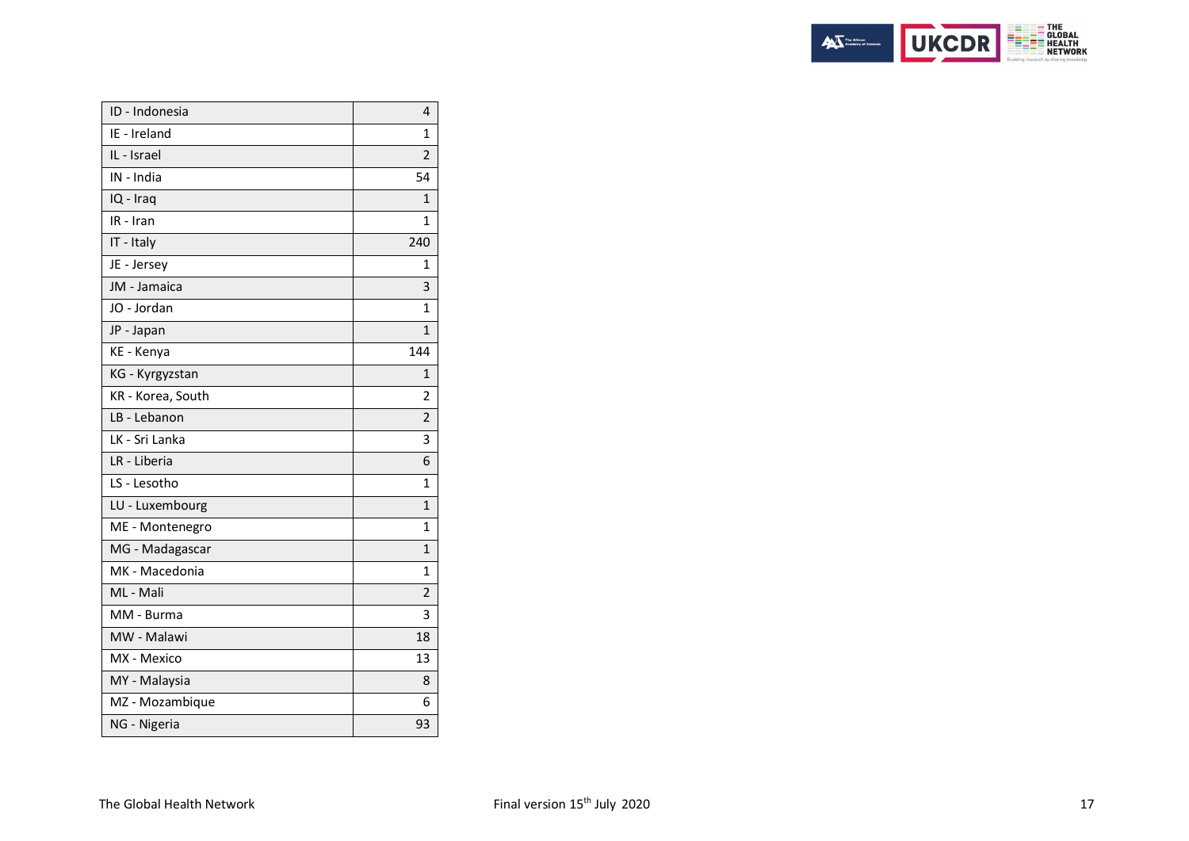| | |
|---|---|
| ID - Indonesia | 4 |
| IE - Ireland | 1 |
| IL - Israel | 2 |
| IN - India | 54 |
| IQ - Iraq | 1 |
| IR - Iran | 1 |
| IT - Italy | 240 |
| JE - Jersey | 1 |
| JM - Jamaica | 3 |
| JO - Jordan | 1 |
| JP - Japan | 1 |
| KE - Kenya | 144 |
| KG - Kyrgyzstan | 1 |
| KR - Korea, South | 2 |
| LB - Lebanon | 2 |
| LK - Sri Lanka | 3 |
| LR - Liberia | 6 |
| LS - Lesotho | 1 |
| LU - Luxembourg | 1 |
| ME - Montenegro | 1 |
| MG - Madagascar | 1 |
| MK - Macedonia | 1 |
| ML - Mali | 2 |
| MM - Burma | 3 |
| MW - Malawi | 18 |
| MX - Mexico | 13 |
| MY - Malaysia | 8 |
| MZ - Mozambique | 6 |
| NG - Nigeria | 93 |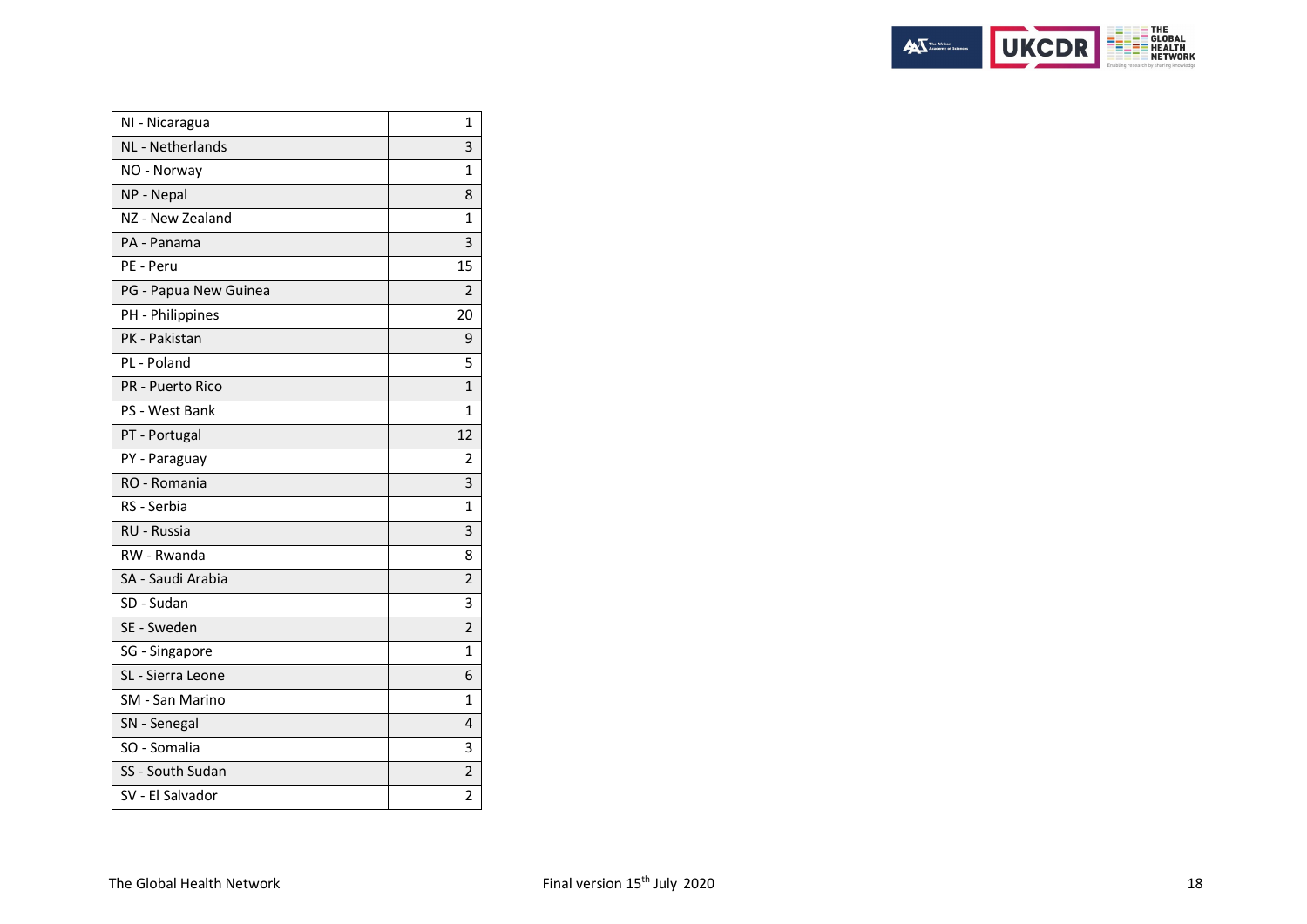| NI - Nicaragua | 1 |
|---|---|
| NL - Netherlands | 3 |
| NO - Norway | 1 |
| NP - Nepal | 8 |
| NZ - New Zealand | 1 |
| PA - Panama | 3 |
| PE - Peru | 15 |
| PG - Papua New Guinea | 2 |
| PH - Philippines | 20 |
| PK - Pakistan | 9 |
| PL - Poland | 5 |
| PR - Puerto Rico | 1 |
| PS - West Bank | 1 |
| PT - Portugal | 12 |
| PY - Paraguay | 2 |
| RO - Romania | 3 |
| RS - Serbia | 1 |
| RU - Russia | 3 |
| RW - Rwanda | 8 |
| SA - Saudi Arabia | 2 |
| SD - Sudan | 3 |
| SE - Sweden | 2 |
| SG - Singapore | 1 |
| SL - Sierra Leone | 6 |
| SM - San Marino | 1 |
| SN - Senegal | 4 |
| SO - Somalia | 3 |
| SS - South Sudan | 2 |
| SV - El Salvador | 2 |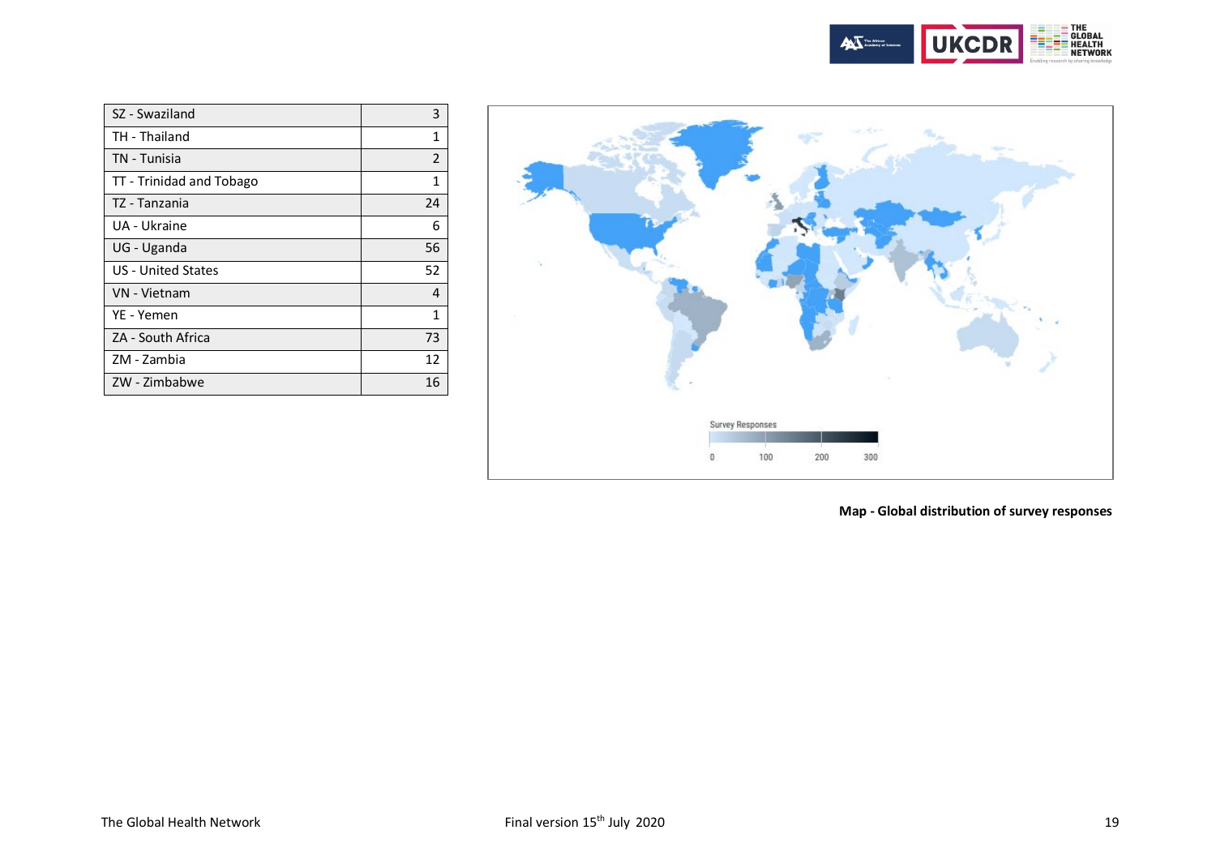| SZ - Swaziland | 3 |
| --- | --- |
| TH - Thailand | 1 |
| TN - Tunisia | 2 |
| TT - Trinidad and Tobago | 1 |
| TZ - Tanzania | 24 |
| UA - Ukraine | 6 |
| UG - Uganda | 56 |
| US - United States | 52 |
| VN - Vietnam | 4 |
| YE - Yemen | 1 |
| ZA - South Africa | 73 |
| ZM - Zambia | 12 |
| ZW - Zimbabwe | 16 |

**Map - Global distribution of survey responses**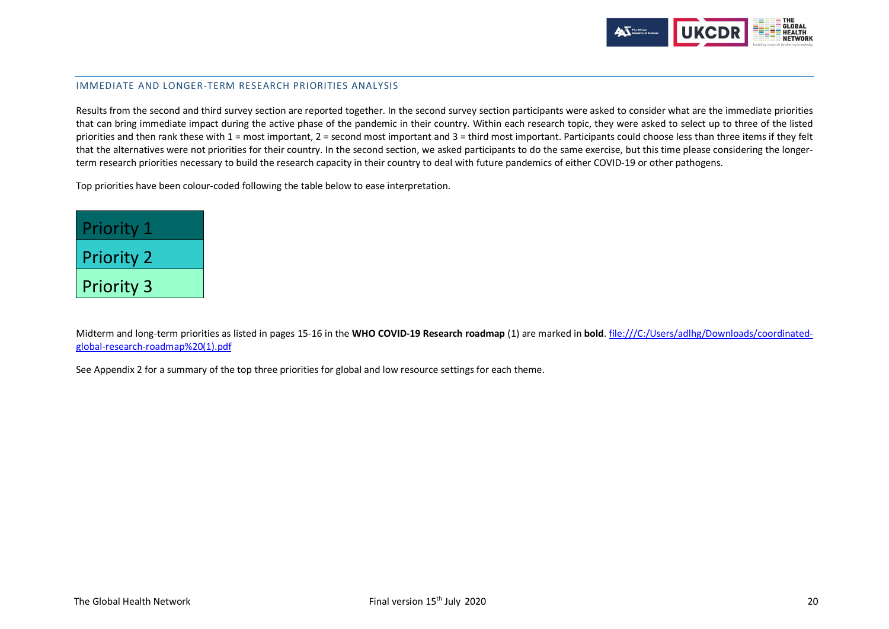## IMMEDIATE AND LONGER-TERM RESEARCH PRIORITIES ANALYSIS

Results from the second and third survey section are reported together. In the second survey section participants were asked to consider what are the immediate priorities that can bring immediate impact during the active phase of the pandemic in their country. Within each research topic, they were asked to select up to three of the listed priorities and then rank these with 1 = most important, 2 = second most important and 3 = third most important. Participants could choose less than three items if they felt that the alternatives were not priorities for their country. In the second section, we asked participants to do the same exercise, but this time please considering the longer-term research priorities necessary to build the research capacity in their country to deal with future pandemics of either COVID-19 or other pathogens.

Top priorities have been colour-coded following the table below to ease interpretation.

| Priority 1 |
|---|
| Priority 2 |
| Priority 3 |

Midterm and long-term priorities as listed in pages 15-16 in the **WHO COVID-19 Research roadmap** (1) are marked in **bold**. file:///C:/Users/adlhg/Downloads/coordinated-global-research-roadmap%20(1).pdf

See Appendix 2 for a summary of the top three priorities for global and low resource settings for each theme.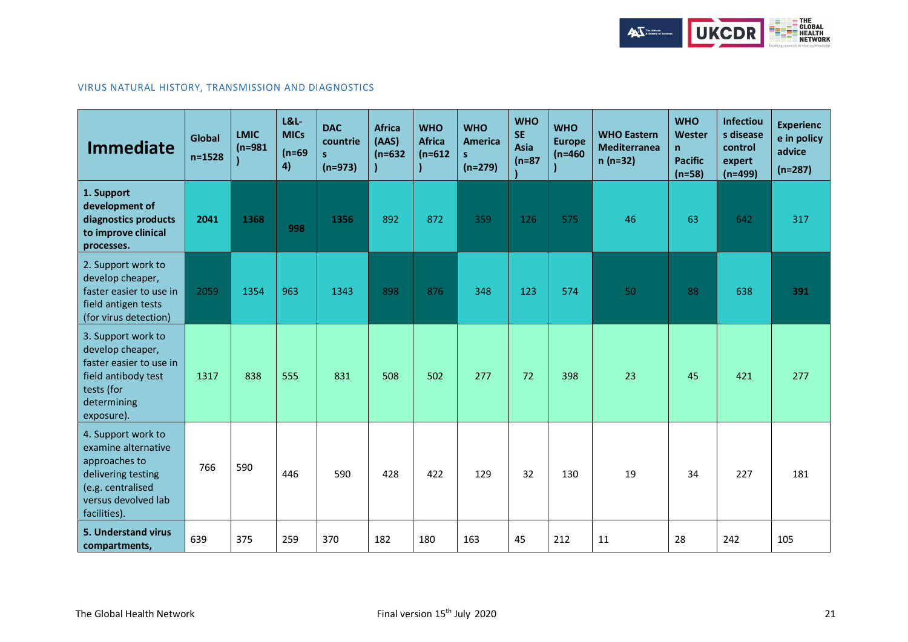VIRUS NATURAL HISTORY, TRANSMISSION AND DIAGNOSTICS

| Immediate | Global n=1528 | LMIC (n=981) | L&L-MICs (n=694) | DAC countries (n=973) | Africa (AAS) (n=632) | WHO Africa (n=612) | WHO Americas (n=279) | WHO SE Asia (n=87) | WHO Europe (n=460) | WHO Eastern Mediterranean (n=32) | WHO Western Pacific (n=58) | Infectious disease control expert (n=499) | Experience in policy advice (n=287) |
|---|---|---|---|---|---|---|---|---|---|---|---|---|---|
| **1. Support development of diagnostics products to improve clinical processes.** | **2041** | **1368** | **998** | **1356** | 892 | 872 | 359 | 126 | 575 | 46 | 63 | 642 | 317 |
| 2. Support work to develop cheaper, faster easier to use in field antigen tests (for virus detection) | 2059 | 1354 | 963 | 1343 | 898 | 876 | 348 | 123 | 574 | 50 | 88 | 638 | **391** |
| 3. Support work to develop cheaper, faster easier to use in field antibody test tests (for determining exposure). | 1317 | 838 | 555 | 831 | 508 | 502 | 277 | 72 | 398 | 23 | 45 | 421 | 277 |
| 4. Support work to examine alternative approaches to delivering testing (e.g. centralised versus devolved lab facilities). | 766 | 590 | 446 | 590 | 428 | 422 | 129 | 32 | 130 | 19 | 34 | 227 | 181 |
| **5. Understand virus compartments,** | 639 | 375 | 259 | 370 | 182 | 180 | 163 | 45 | 212 | 11 | 28 | 242 | 105 |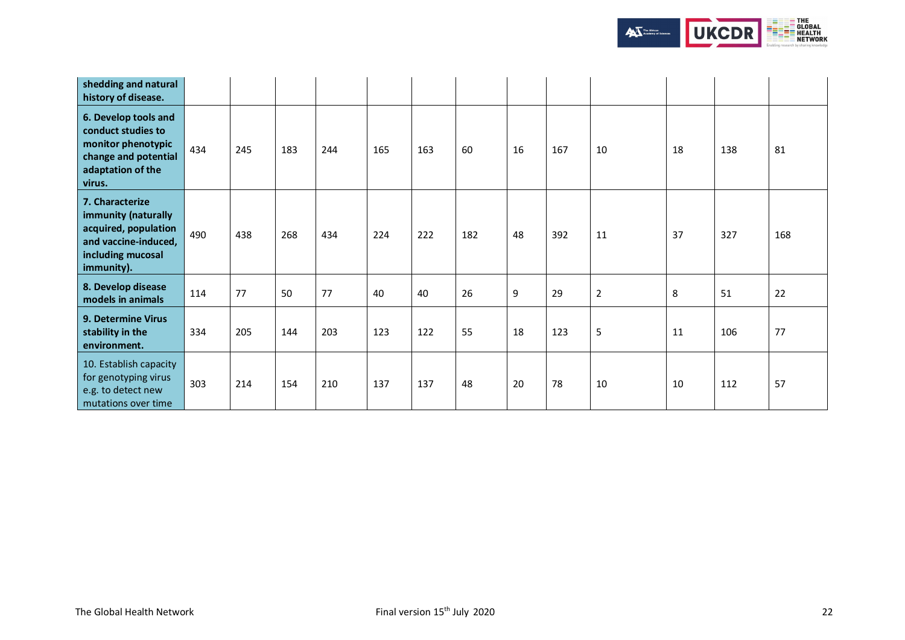| | | | | | | | | | | | | | |
|---|---|---|---|---|---|---|---|---|---|---|---|---|---|
| **shedding and natural history of disease.** | | | | | | | | | | | | | |
| **6. Develop tools and conduct studies to monitor phenotypic change and potential adaptation of the virus.** | 434 | 245 | 183 | 244 | 165 | 163 | 60 | 16 | 167 | 10 | 18 | 138 | 81 |
| **7. Characterize immunity (naturally acquired, population and vaccine-induced, including mucosal immunity).** | 490 | 438 | 268 | 434 | 224 | 222 | 182 | 48 | 392 | 11 | 37 | 327 | 168 |
| **8. Develop disease models in animals** | 114 | 77 | 50 | 77 | 40 | 40 | 26 | 9 | 29 | 2 | 8 | 51 | 22 |
| **9. Determine Virus stability in the environment.** | 334 | 205 | 144 | 203 | 123 | 122 | 55 | 18 | 123 | 5 | 11 | 106 | 77 |
| 10. Establish capacity for genotyping virus e.g. to detect new mutations over time | 303 | 214 | 154 | 210 | 137 | 137 | 48 | 20 | 78 | 10 | 10 | 112 | 57 |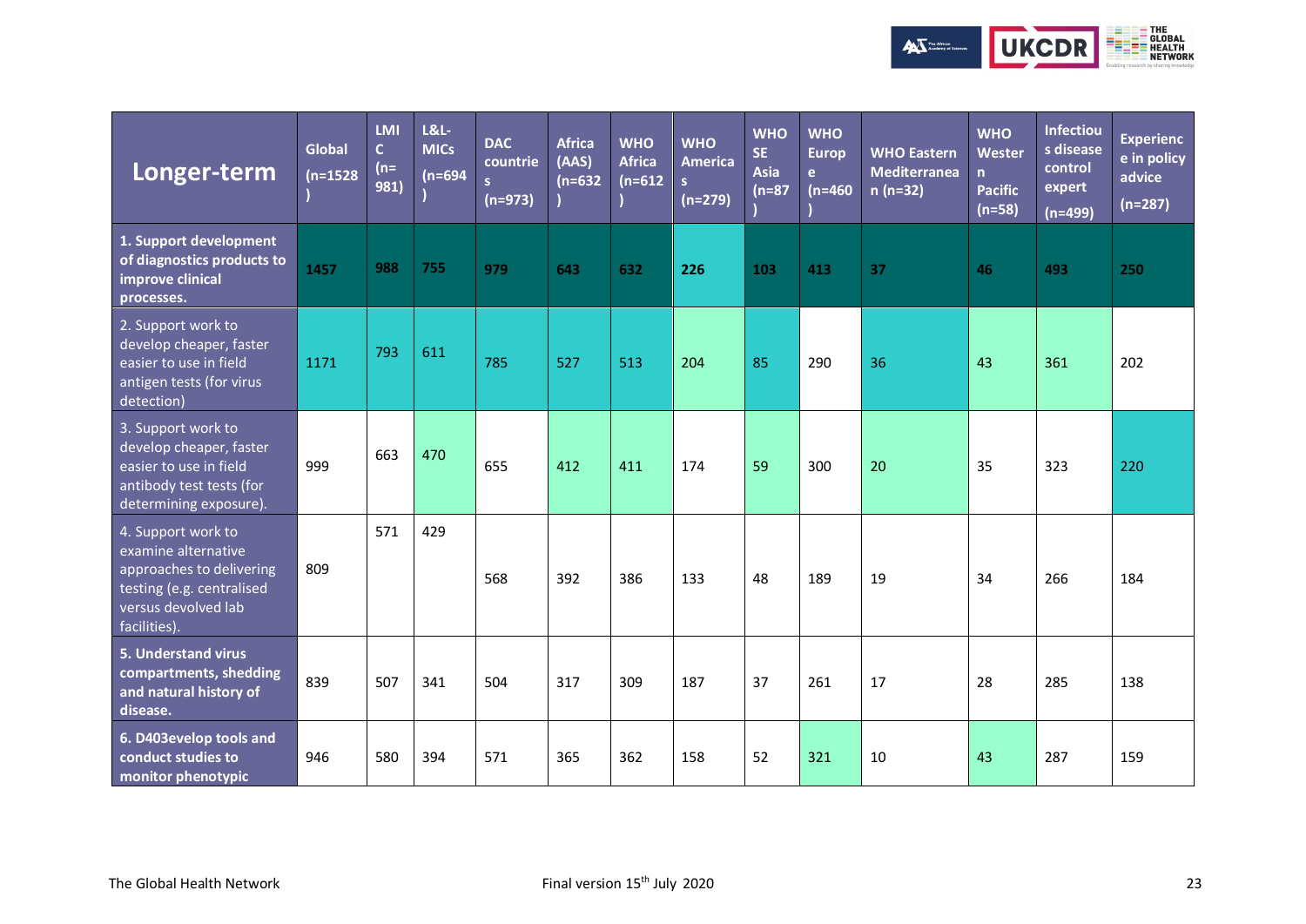| Longer-term | Global (n=1528) | LMIC (n=981) | L&L-MICs (n=694) | DAC countries (n=973) | Africa (AAS) (n=632) | WHO Africa (n=612) | WHO Americas (n=279) | WHO SE Asia (n=87) | WHO Europe (n=460) | WHO Eastern Mediterranean (n=32) | WHO Western Pacific (n=58) | Infectious disease control expert (n=499) | Experience in policy advice (n=287) |
|---|---|---|---|---|---|---|---|---|---|---|---|---|---|
| **1. Support development of diagnostics products to improve clinical processes.** | **1457** | **988** | **755** | **979** | **643** | **632** | **226** | **103** | **413** | **37** | **46** | **493** | **250** |
| 2. Support work to develop cheaper, faster easier to use in field antigen tests (for virus detection) | 1171 | 793 | 611 | 785 | 527 | 513 | 204 | 85 | 290 | 36 | 43 | 361 | 202 |
| 3. Support work to develop cheaper, faster easier to use in field antibody test tests (for determining exposure). | 999 | 663 | 470 | 655 | 412 | 411 | 174 | 59 | 300 | 20 | 35 | 323 | 220 |
| 4. Support work to examine alternative approaches to delivering testing (e.g. centralised versus devolved lab facilities). | 809 | 571 | 429 | 568 | 392 | 386 | 133 | 48 | 189 | 19 | 34 | 266 | 184 |
| **5. Understand virus compartments, shedding and natural history of disease.** | 839 | 507 | 341 | 504 | 317 | 309 | 187 | 37 | 261 | 17 | 28 | 285 | 138 |
| **6. D403evelop tools and conduct studies to monitor phenotypic** | 946 | 580 | 394 | 571 | 365 | 362 | 158 | 52 | 321 | 10 | 43 | 287 | 159 |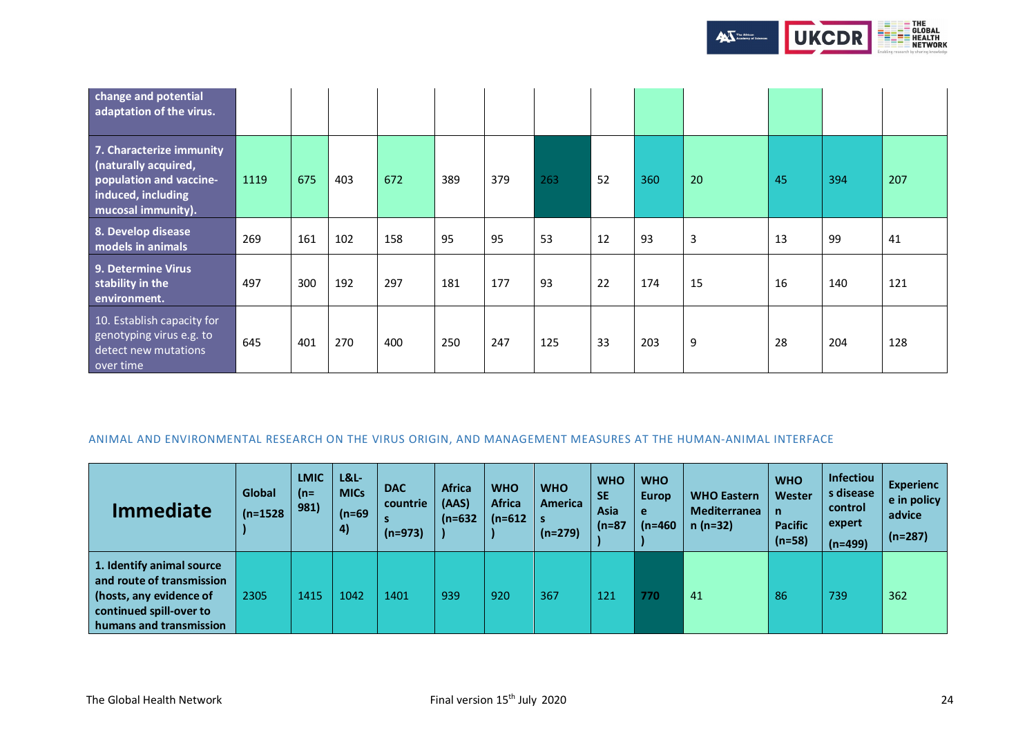| | | | | | | | | | | | | | |
|---|---|---|---|---|---|---|---|---|---|---|---|---|---|
| **change and potential adaptation of the virus.** | | | | | | | | | | | | | |
| **7. Characterize immunity (naturally acquired, population and vaccine-induced, including mucosal immunity).** | 1119 | 675 | 403 | 672 | 389 | 379 | 263 | 52 | 360 | 20 | 45 | 394 | 207 |
| **8. Develop disease models in animals** | 269 | 161 | 102 | 158 | 95 | 95 | 53 | 12 | 93 | 3 | 13 | 99 | 41 |
| **9. Determine Virus stability in the environment.** | 497 | 300 | 192 | 297 | 181 | 177 | 93 | 22 | 174 | 15 | 16 | 140 | 121 |
| 10. Establish capacity for genotyping virus e.g. to detect new mutations over time | 645 | 401 | 270 | 400 | 250 | 247 | 125 | 33 | 203 | 9 | 28 | 204 | 128 |

ANIMAL AND ENVIRONMENTAL RESEARCH ON THE VIRUS ORIGIN, AND MANAGEMENT MEASURES AT THE HUMAN-ANIMAL INTERFACE

| **Immediate** | **Global (n=1528)** | **LMIC (n=981)** | **L&L-MICs (n=694)** | **DAC countries (n=973)** | **Africa (AAS) (n=632)** | **WHO Africa (n=612)** | **WHO Americas (n=279)** | **WHO SE Asia (n=87)** | **WHO Europe (n=460)** | **WHO Eastern Mediterranean (n=32)** | **WHO Western Pacific (n=58)** | **Infectious disease control expert (n=499)** | **Experience in policy advice (n=287)** |
|---|---|---|---|---|---|---|---|---|---|---|---|---|---|
| **1. Identify animal source and route of transmission (hosts, any evidence of continued spill-over to humans and transmission** | 2305 | 1415 | 1042 | 1401 | 939 | 920 | 367 | 121 | 770 | 41 | 86 | 739 | 362 |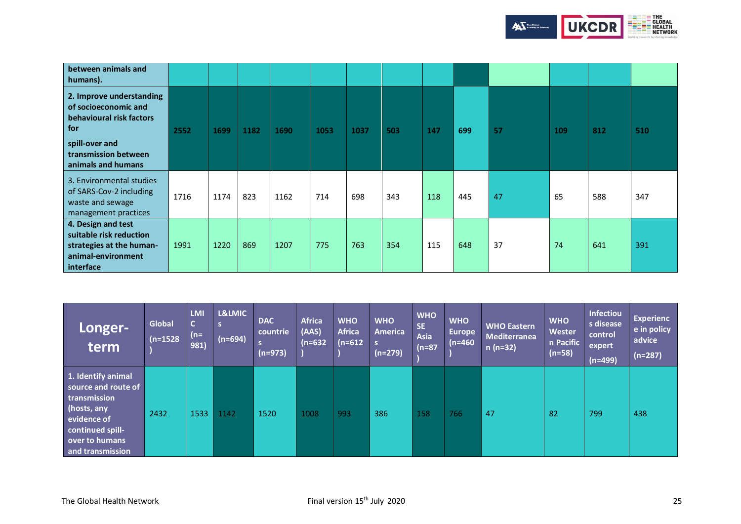| | | | | | | | | | | | | | |
|---|---|---|---|---|---|---|---|---|---|---|---|---|---|
| **between animals and humans).** | | | | | | | | | | | | | |
| **2. Improve understanding of socioeconomic and behavioural risk factors for spill-over and transmission between animals and humans** | **2552** | **1699** | **1182** | **1690** | **1053** | **1037** | **503** | **147** | **699** | **57** | **109** | **812** | **510** |
| 3. Environmental studies of SARS-Cov-2 including waste and sewage management practices | 1716 | 1174 | 823 | 1162 | 714 | 698 | 343 | 118 | 445 | 47 | 65 | 588 | 347 |
| **4. Design and test suitable risk reduction strategies at the human-animal-environment interface** | 1991 | 1220 | 869 | 1207 | 775 | 763 | 354 | 115 | 648 | 37 | 74 | 641 | 391 |

| **Longer-term** | **Global (n=1528)** | **LMIC (n=981)** | **L&LMICs (n=694)** | **DAC countries (n=973)** | **Africa (AAS) (n=632)** | **WHO Africa (n=612)** | **WHO Americas (n=279)** | **WHO SE Asia (n=87)** | **WHO Europe (n=460)** | **WHO Eastern Mediterranean (n=32)** | **WHO Western Pacific (n=58)** | **Infectious disease control expert (n=499)** | **Experience in policy advice (n=287)** |
|---|---|---|---|---|---|---|---|---|---|---|---|---|---|
| **1. Identify animal source and route of transmission (hosts, any evidence of continued spill-over to humans and transmission** | 2432 | 1533 | 1142 | 1520 | 1008 | 993 | 386 | 158 | 766 | 47 | 82 | 799 | 438 |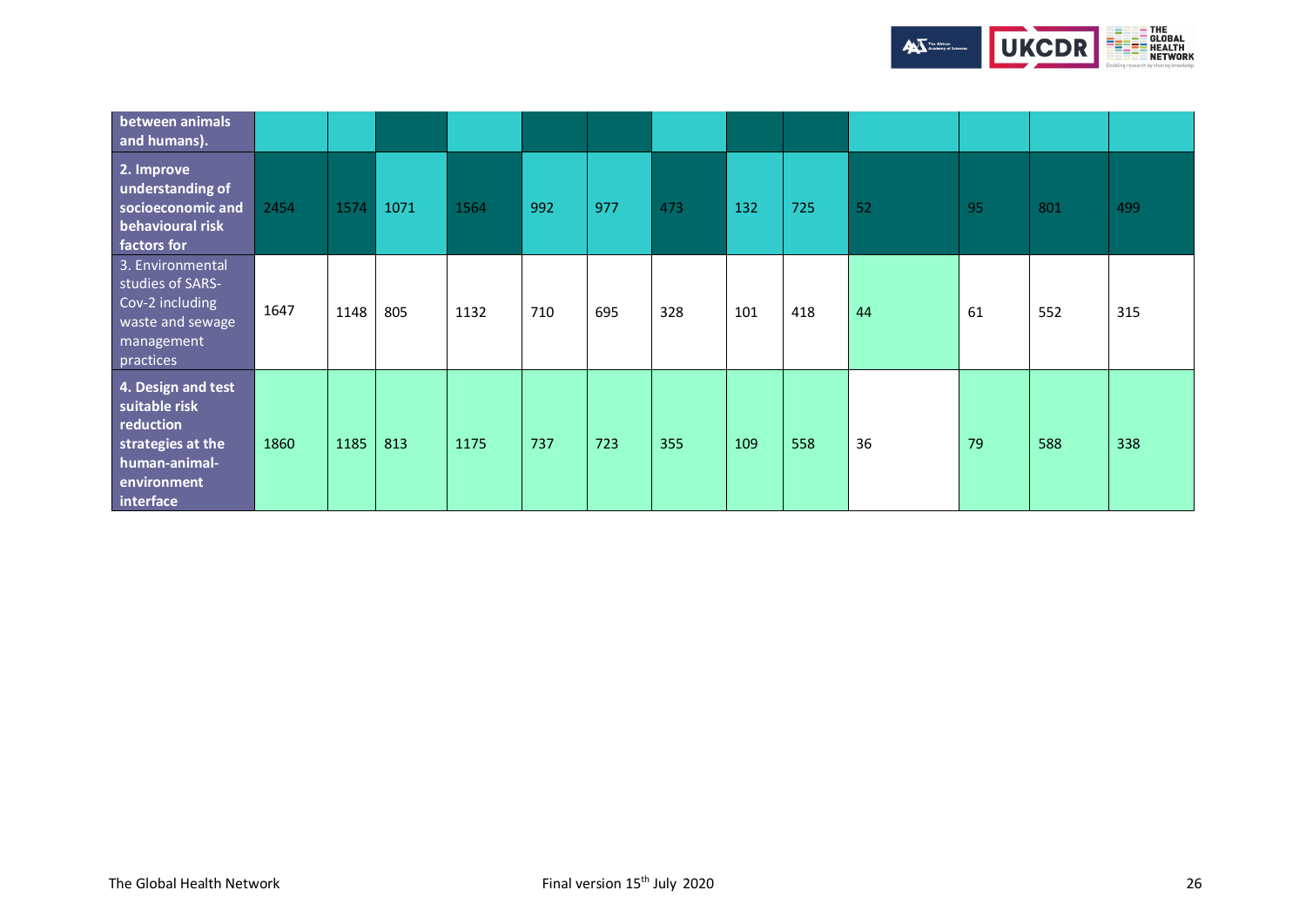| | | | | | | | | | | | | | |
|---|---|---|---|---|---|---|---|---|---|---|---|---|---|
| **between animals and humans).** | | | | | | | | | | | | | |
| **2. Improve understanding of socioeconomic and behavioural risk factors for** | 2454 | 1574 | 1071 | 1564 | 992 | 977 | 473 | 132 | 725 | 52 | 95 | 801 | 499 |
| 3. Environmental studies of SARS-Cov-2 including waste and sewage management practices | 1647 | 1148 | 805 | 1132 | 710 | 695 | 328 | 101 | 418 | 44 | 61 | 552 | 315 |
| **4. Design and test suitable risk reduction strategies at the human-animal-environment interface** | 1860 | 1185 | 813 | 1175 | 737 | 723 | 355 | 109 | 558 | 36 | 79 | 588 | 338 |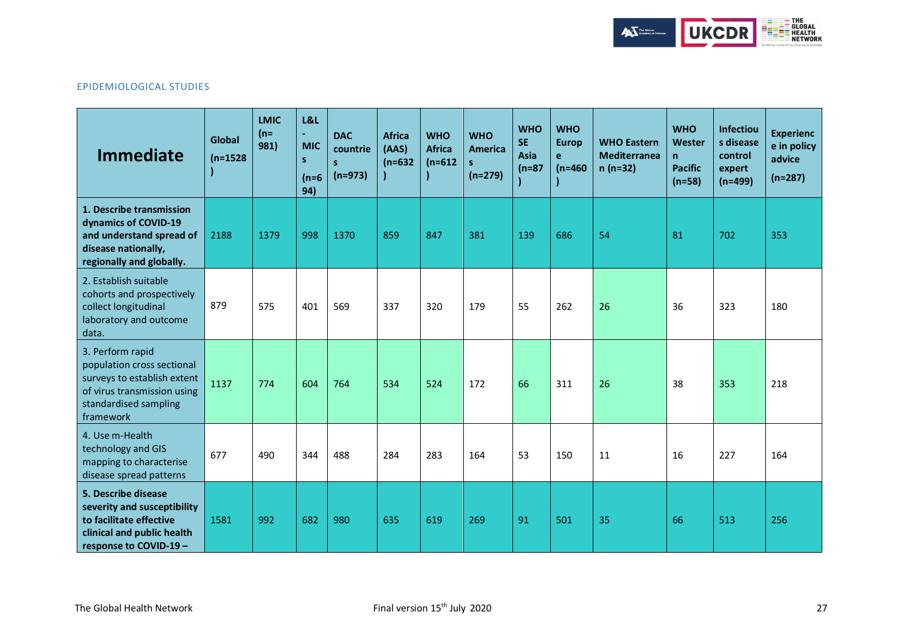EPIDEMIOLOGICAL STUDIES

| Immediate | Global (n=1528) | LMIC (n=981) | L&L-MICs (n=694) | DAC countries (n=973) | Africa (AAS) (n=632) | WHO Africa (n=612) | WHO Americas (n=279) | WHO SE Asia (n=87) | WHO Europe (n=460) | WHO Eastern Mediterranean (n=32) | WHO Western Pacific (n=58) | Infectious disease control expert (n=499) | Experience in policy advice (n=287) |
|---|---|---|---|---|---|---|---|---|---|---|---|---|---|
| **1. Describe transmission dynamics of COVID-19 and understand spread of disease nationally, regionally and globally.** | 2188 | 1379 | 998 | 1370 | 859 | 847 | 381 | 139 | 686 | 54 | 81 | 702 | 353 |
| 2. Establish suitable cohorts and prospectively collect longitudinal laboratory and outcome data. | 879 | 575 | 401 | 569 | 337 | 320 | 179 | 55 | 262 | 26 | 36 | 323 | 180 |
| 3. Perform rapid population cross sectional surveys to establish extent of virus transmission using standardised sampling framework | 1137 | 774 | 604 | 764 | 534 | 524 | 172 | 66 | 311 | 26 | 38 | 353 | 218 |
| 4. Use m-Health technology and GIS mapping to characterise disease spread patterns | 677 | 490 | 344 | 488 | 284 | 283 | 164 | 53 | 150 | 11 | 16 | 227 | 164 |
| **5. Describe disease severity and susceptibility to facilitate effective clinical and public health response to COVID-19 –** | 1581 | 992 | 682 | 980 | 635 | 619 | 269 | 91 | 501 | 35 | 66 | 513 | 256 |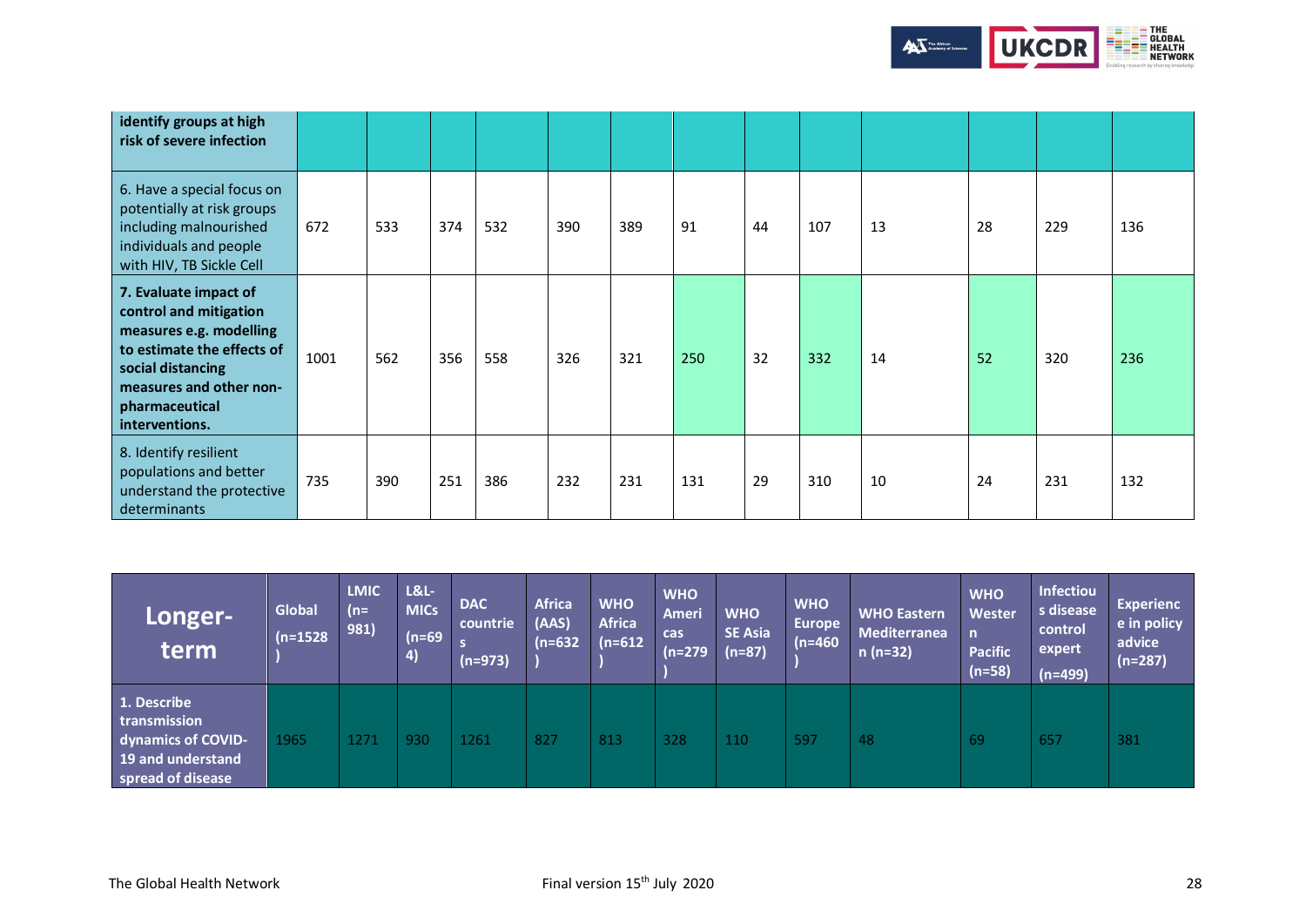| identify groups at high risk of severe infection | | | | | | | | | | | | | |
|---|---|---|---|---|---|---|---|---|---|---|---|---|---|
| 6. Have a special focus on potentially at risk groups including malnourished individuals and people with HIV, TB Sickle Cell | 672 | 533 | 374 | 532 | 390 | 389 | 91 | 44 | 107 | 13 | 28 | 229 | 136 |
| **7. Evaluate impact of control and mitigation measures e.g. modelling to estimate the effects of social distancing measures and other non-pharmaceutical interventions.** | 1001 | 562 | 356 | 558 | 326 | 321 | 250 | 32 | 332 | 14 | 52 | 320 | 236 |
| 8. Identify resilient populations and better understand the protective determinants | 735 | 390 | 251 | 386 | 232 | 231 | 131 | 29 | 310 | 10 | 24 | 231 | 132 |

| **Longer-term** | **Global (n=1528)** | **LMIC (n=981)** | **L&L-MICs (n=694)** | **DAC countries (n=973)** | **Africa (AAS) (n=632)** | **WHO Africa (n=612)** | **WHO Americas (n=279)** | **WHO SE Asia (n=87)** | **WHO Europe (n=460)** | **WHO Eastern Mediterranean (n=32)** | **WHO Western Pacific (n=58)** | **Infectious disease control expert (n=499)** | **Experience in policy advice (n=287)** |
|---|---|---|---|---|---|---|---|---|---|---|---|---|---|
| **1. Describe transmission dynamics of COVID-19 and understand spread of disease** | 1965 | 1271 | 930 | 1261 | 827 | 813 | 328 | 110 | 597 | 48 | 69 | 657 | 381 |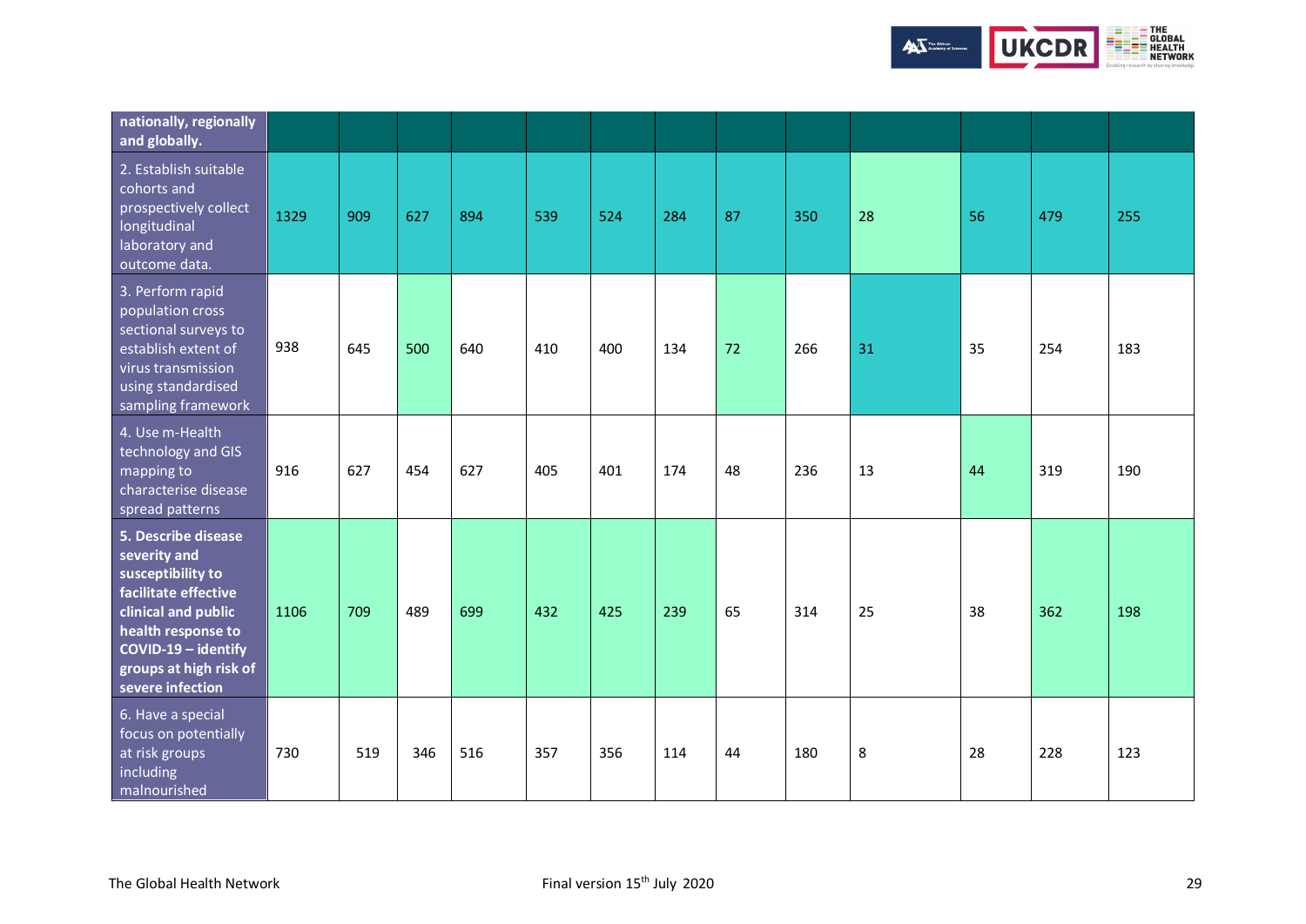| **nationally, regionally and globally.** | | | | | | | | | | | | | |
|---|---|---|---|---|---|---|---|---|---|---|---|---|---|
| 2. Establish suitable cohorts and prospectively collect longitudinal laboratory and outcome data. | 1329 | 909 | 627 | 894 | 539 | 524 | 284 | 87 | 350 | 28 | 56 | 479 | 255 |
| 3. Perform rapid population cross sectional surveys to establish extent of virus transmission using standardised sampling framework | 938 | 645 | 500 | 640 | 410 | 400 | 134 | 72 | 266 | 31 | 35 | 254 | 183 |
| 4. Use m-Health technology and GIS mapping to characterise disease spread patterns | 916 | 627 | 454 | 627 | 405 | 401 | 174 | 48 | 236 | 13 | 44 | 319 | 190 |
| **5. Describe disease severity and susceptibility to facilitate effective clinical and public health response to COVID-19 – identify groups at high risk of severe infection** | 1106 | 709 | 489 | 699 | 432 | 425 | 239 | 65 | 314 | 25 | 38 | 362 | 198 |
| 6. Have a special focus on potentially at risk groups including malnourished | 730 | 519 | 346 | 516 | 357 | 356 | 114 | 44 | 180 | 8 | 28 | 228 | 123 |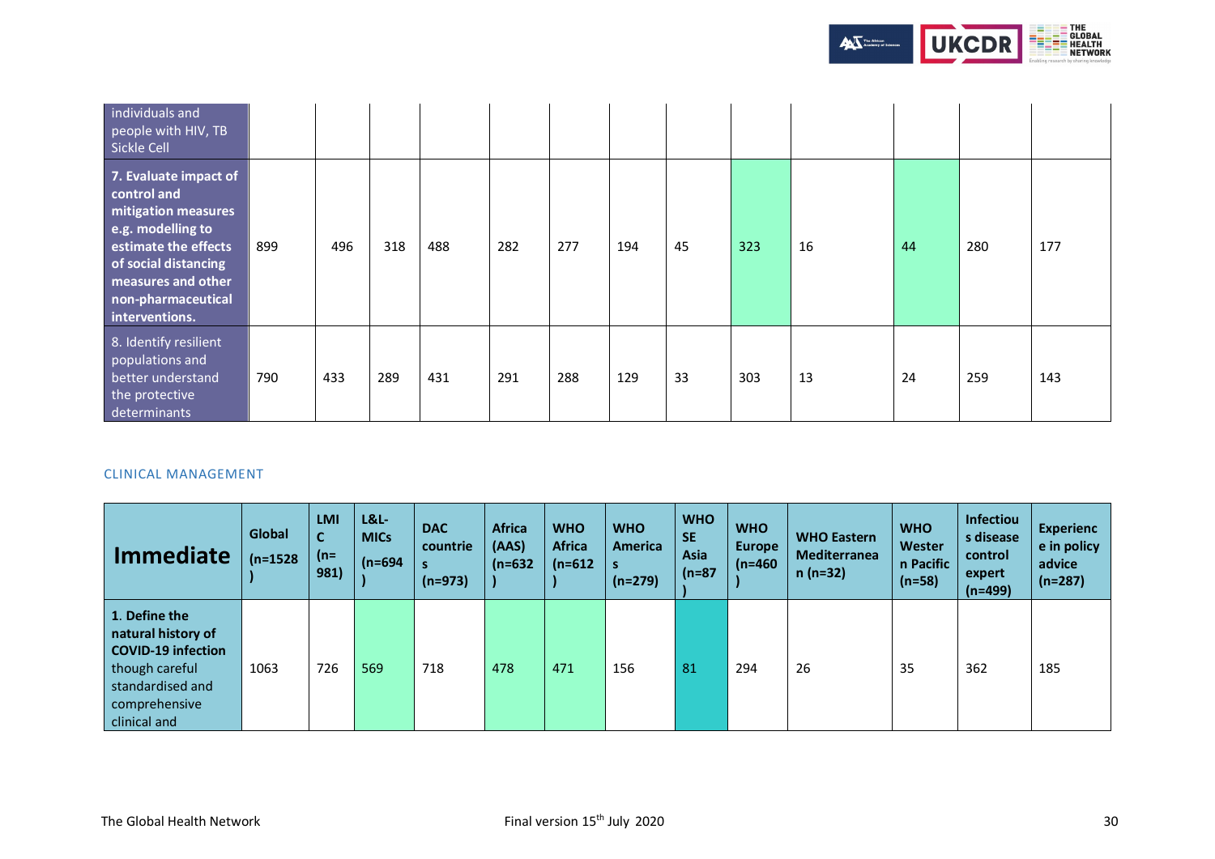| | | | | | | | | | | | | | |
|---|---|---|---|---|---|---|---|---|---|---|---|---|---|
| individuals and people with HIV, TB Sickle Cell | | | | | | | | | | | | | |
| **7. Evaluate impact of control and mitigation measures e.g. modelling to estimate the effects of social distancing measures and other non-pharmaceutical interventions.** | 899 | 496 | 318 | 488 | 282 | 277 | 194 | 45 | 323 | 16 | 44 | 280 | 177 |
| 8. Identify resilient populations and better understand the protective determinants | 790 | 433 | 289 | 431 | 291 | 288 | 129 | 33 | 303 | 13 | 24 | 259 | 143 |

CLINICAL MANAGEMENT

| **Immediate** | **Global (n=1528)** | **LMIC (n=981)** | **L&L-MICs (n=694)** | **DAC countries (n=973)** | **Africa (AAS) (n=632)** | **WHO Africa (n=612)** | **WHO Americas (n=279)** | **WHO SE Asia (n=87)** | **WHO Europe (n=460)** | **WHO Eastern Mediterranean (n=32)** | **WHO Western Pacific (n=58)** | **Infectious disease control expert (n=499)** | **Experience in policy advice (n=287)** |
|---|---|---|---|---|---|---|---|---|---|---|---|---|---|
| 1. **Define the natural history of COVID-19 infection** though careful standardised and comprehensive clinical and | 1063 | 726 | 569 | 718 | 478 | 471 | 156 | 81 | 294 | 26 | 35 | 362 | 185 |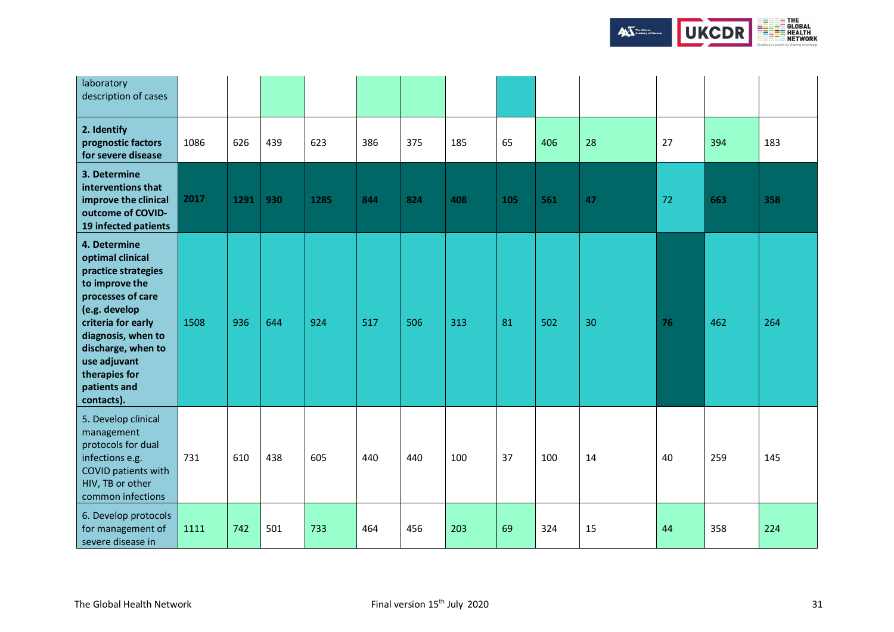| | | | | | | | | | | | | | |
|---|---|---|---|---|---|---|---|---|---|---|---|---|---|
| laboratory description of cases | | | | | | | | | | | | | |
| **2. Identify prognostic factors for severe disease** | 1086 | 626 | 439 | 623 | 386 | 375 | 185 | 65 | 406 | 28 | 27 | 394 | 183 |
| **3. Determine interventions that improve the clinical outcome of COVID-19 infected patients** | **2017** | **1291** | **930** | **1285** | **844** | **824** | **408** | **105** | **561** | **47** | 72 | **663** | **358** |
| **4. Determine optimal clinical practice strategies to improve the processes of care (e.g. develop criteria for early diagnosis, when to discharge, when to use adjuvant therapies for patients and contacts).** | 1508 | 936 | 644 | 924 | 517 | 506 | 313 | 81 | 502 | 30 | **76** | 462 | 264 |
| 5. Develop clinical management protocols for dual infections e.g. COVID patients with HIV, TB or other common infections | 731 | 610 | 438 | 605 | 440 | 440 | 100 | 37 | 100 | 14 | 40 | 259 | 145 |
| 6. Develop protocols for management of severe disease in | 1111 | 742 | 501 | 733 | 464 | 456 | 203 | 69 | 324 | 15 | 44 | 358 | 224 |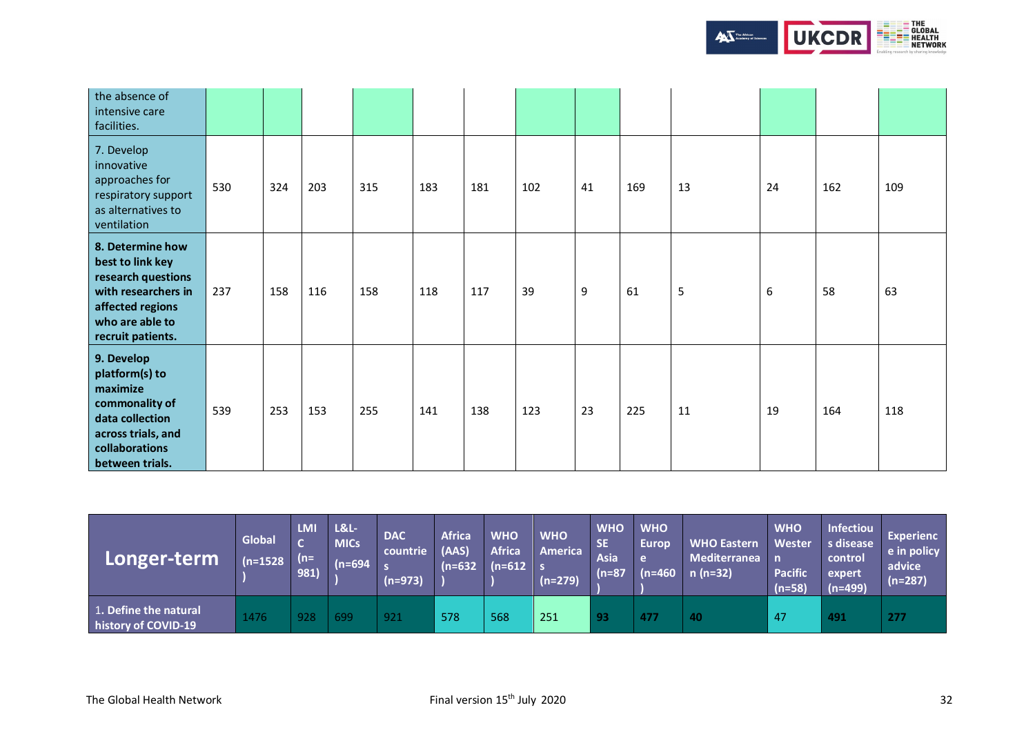| | | | | | | | | | | | | | |
|---|---|---|---|---|---|---|---|---|---|---|---|---|---|
| the absence of intensive care facilities. | | | | | | | | | | | | | |
| 7. Develop innovative approaches for respiratory support as alternatives to ventilation | 530 | 324 | 203 | 315 | 183 | 181 | 102 | 41 | 169 | 13 | 24 | 162 | 109 |
| **8. Determine how best to link key research questions with researchers in affected regions who are able to recruit patients.** | 237 | 158 | 116 | 158 | 118 | 117 | 39 | 9 | 61 | 5 | 6 | 58 | 63 |
| **9. Develop platform(s) to maximize commonality of data collection across trials, and collaborations between trials.** | 539 | 253 | 153 | 255 | 141 | 138 | 123 | 23 | 225 | 11 | 19 | 164 | 118 |

| **Longer-term** | **Global (n=1528)** | **LMIC (n=981)** | **L&L-MICs (n=694)** | **DAC countries (n=973)** | **Africa (AAS) (n=632)** | **WHO Africa (n=612)** | **WHO Americas (n=279)** | **WHO SE Asia (n=87)** | **WHO Europe (n=460)** | **WHO Eastern Mediterranean (n=32)** | **WHO Western Pacific (n=58)** | **Infectious disease control expert (n=499)** | **Experience in policy advice (n=287)** |
|---|---|---|---|---|---|---|---|---|---|---|---|---|---|
| 1. **Define the natural history of COVID-19** | 1476 | 928 | 699 | 921 | 578 | 568 | 251 | **93** | **477** | **40** | 47 | **491** | **277** |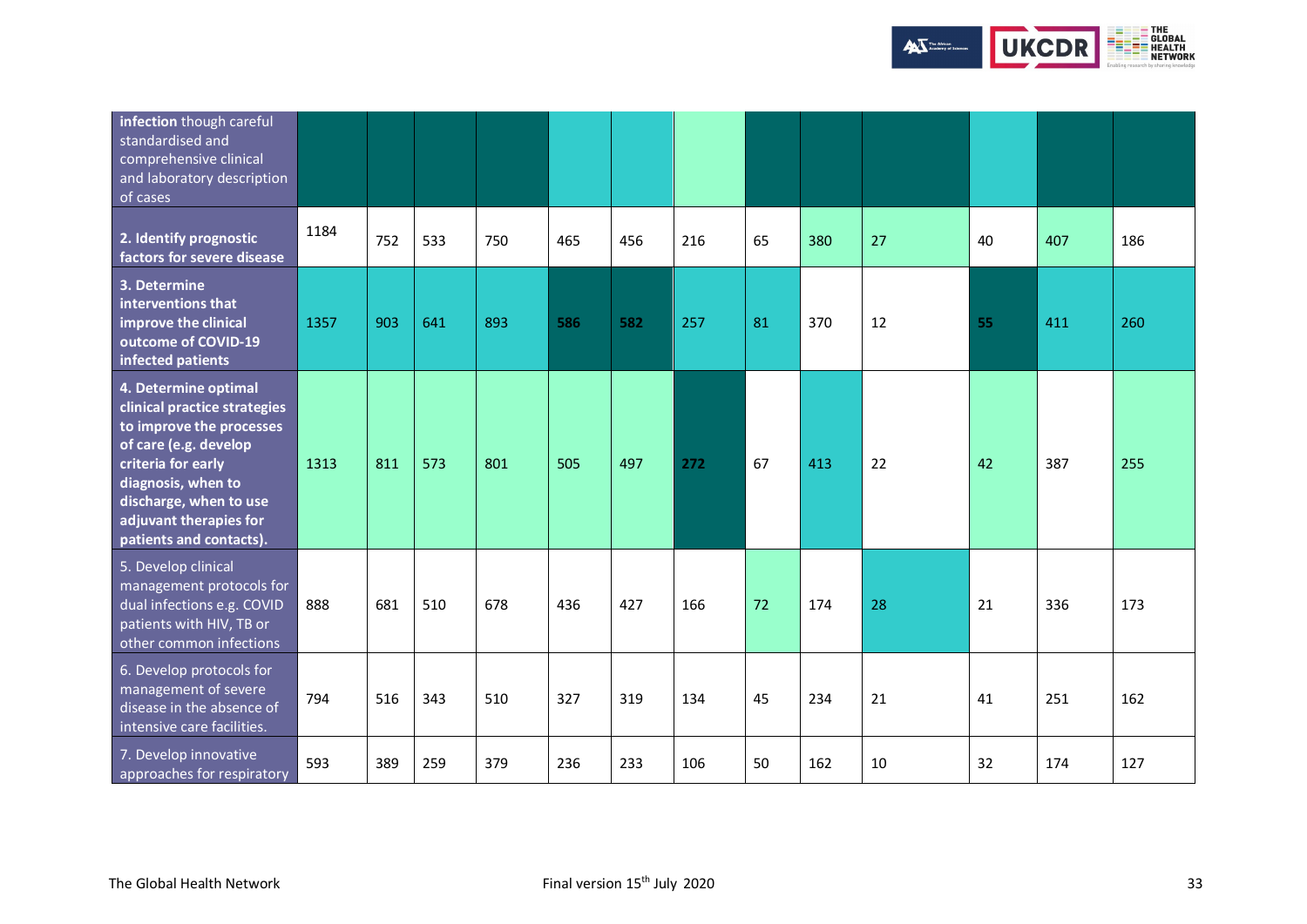| | | | | | | | | | | | | | |
|---|---|---|---|---|---|---|---|---|---|---|---|---|---|
| **infection** though careful standardised and comprehensive clinical and laboratory description of cases | | | | | | | | | | | | | |
| **2. Identify prognostic factors for severe disease** | 1184 | 752 | 533 | 750 | 465 | 456 | 216 | 65 | 380 | 27 | 40 | 407 | 186 |
| **3. Determine interventions that improve the clinical outcome of COVID-19 infected patients** | 1357 | 903 | 641 | 893 | **586** | **582** | 257 | 81 | 370 | 12 | **55** | 411 | 260 |
| **4. Determine optimal clinical practice strategies to improve the processes of care (e.g. develop criteria for early diagnosis, when to discharge, when to use adjuvant therapies for patients and contacts).** | 1313 | 811 | 573 | 801 | 505 | 497 | **272** | 67 | 413 | 22 | 42 | 387 | 255 |
| 5. Develop clinical management protocols for dual infections e.g. COVID patients with HIV, TB or other common infections | 888 | 681 | 510 | 678 | 436 | 427 | 166 | 72 | 174 | 28 | 21 | 336 | 173 |
| 6. Develop protocols for management of severe disease in the absence of intensive care facilities. | 794 | 516 | 343 | 510 | 327 | 319 | 134 | 45 | 234 | 21 | 41 | 251 | 162 |
| 7. Develop innovative approaches for respiratory | 593 | 389 | 259 | 379 | 236 | 233 | 106 | 50 | 162 | 10 | 32 | 174 | 127 |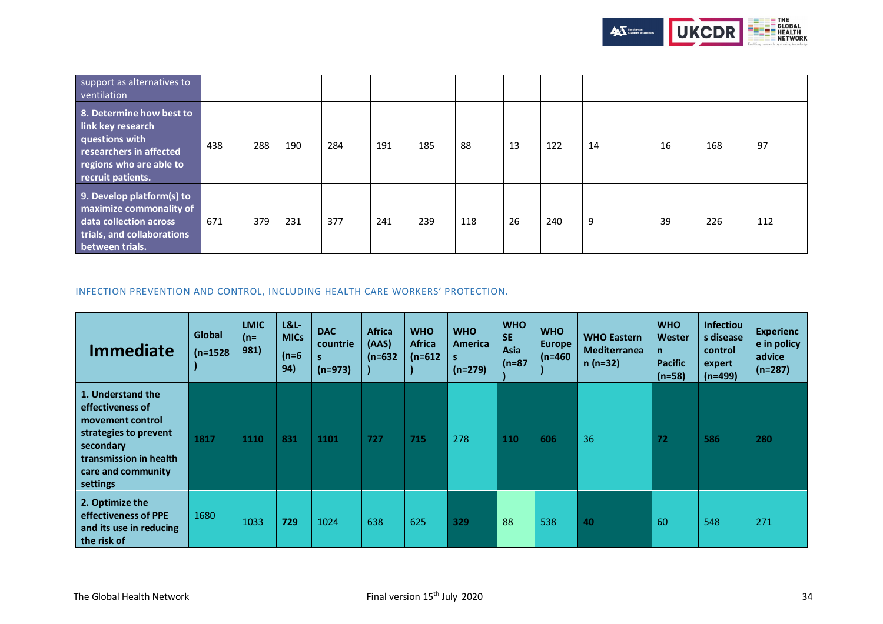| | | | | | | | | | | | | | |
|---|---|---|---|---|---|---|---|---|---|---|---|---|---|
| support as alternatives to ventilation | | | | | | | | | | | | | |
| **8. Determine how best to link key research questions with researchers in affected regions who are able to recruit patients.** | 438 | 288 | 190 | 284 | 191 | 185 | 88 | 13 | 122 | 14 | 16 | 168 | 97 |
| **9. Develop platform(s) to maximize commonality of data collection across trials, and collaborations between trials.** | 671 | 379 | 231 | 377 | 241 | 239 | 118 | 26 | 240 | 9 | 39 | 226 | 112 |

INFECTION PREVENTION AND CONTROL, INCLUDING HEALTH CARE WORKERS' PROTECTION.

| **Immediate** | **Global (n=1528)** | **LMIC (n=981)** | **L&L-MICs (n=694)** | **DAC countries (n=973)** | **Africa (AAS) (n=632)** | **WHO Africa (n=612)** | **WHO Americas (n=279)** | **WHO SE Asia (n=87)** | **WHO Europe (n=460)** | **WHO Eastern Mediterranean (n=32)** | **WHO Western Pacific (n=58)** | **Infectious disease control expert (n=499)** | **Experience in policy advice (n=287)** |
|---|---|---|---|---|---|---|---|---|---|---|---|---|---|
| **1. Understand the effectiveness of movement control strategies to prevent secondary transmission in health care and community settings** | **1817** | **1110** | **831** | **1101** | **727** | **715** | 278 | **110** | **606** | 36 | **72** | **586** | **280** |
| **2. Optimize the effectiveness of PPE and its use in reducing the risk of** | 1680 | 1033 | **729** | 1024 | 638 | 625 | **329** | 88 | 538 | **40** | 60 | 548 | 271 |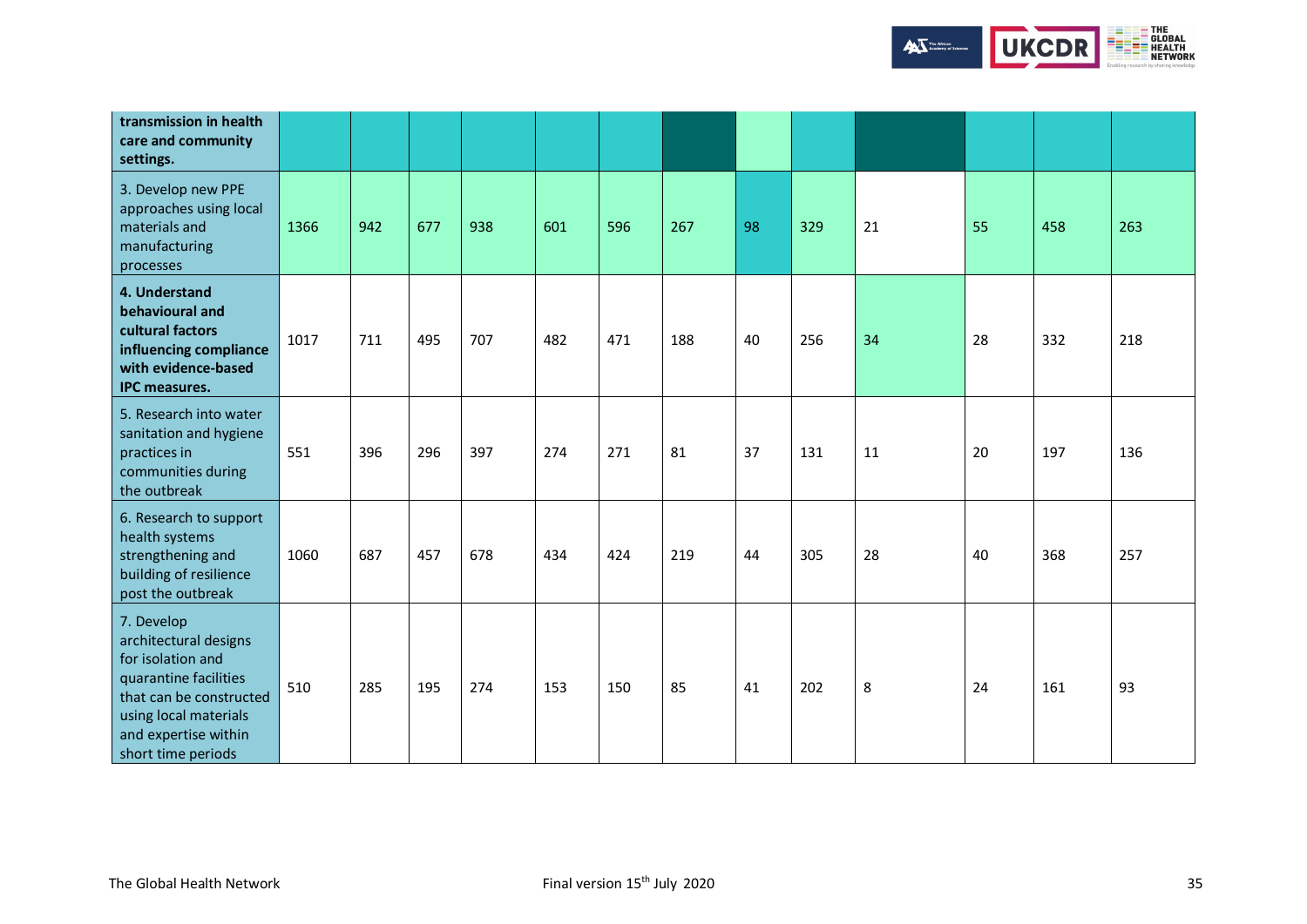| **transmission in health care and community settings.** | | | | | | | | | | | | | |
|---|---|---|---|---|---|---|---|---|---|---|---|---|---|
| 3. Develop new PPE approaches using local materials and manufacturing processes | 1366 | 942 | 677 | 938 | 601 | 596 | 267 | 98 | 329 | 21 | 55 | 458 | 263 |
| **4. Understand behavioural and cultural factors influencing compliance with evidence-based IPC measures.** | 1017 | 711 | 495 | 707 | 482 | 471 | 188 | 40 | 256 | 34 | 28 | 332 | 218 |
| 5. Research into water sanitation and hygiene practices in communities during the outbreak | 551 | 396 | 296 | 397 | 274 | 271 | 81 | 37 | 131 | 11 | 20 | 197 | 136 |
| 6. Research to support health systems strengthening and building of resilience post the outbreak | 1060 | 687 | 457 | 678 | 434 | 424 | 219 | 44 | 305 | 28 | 40 | 368 | 257 |
| 7. Develop architectural designs for isolation and quarantine facilities that can be constructed using local materials and expertise within short time periods | 510 | 285 | 195 | 274 | 153 | 150 | 85 | 41 | 202 | 8 | 24 | 161 | 93 |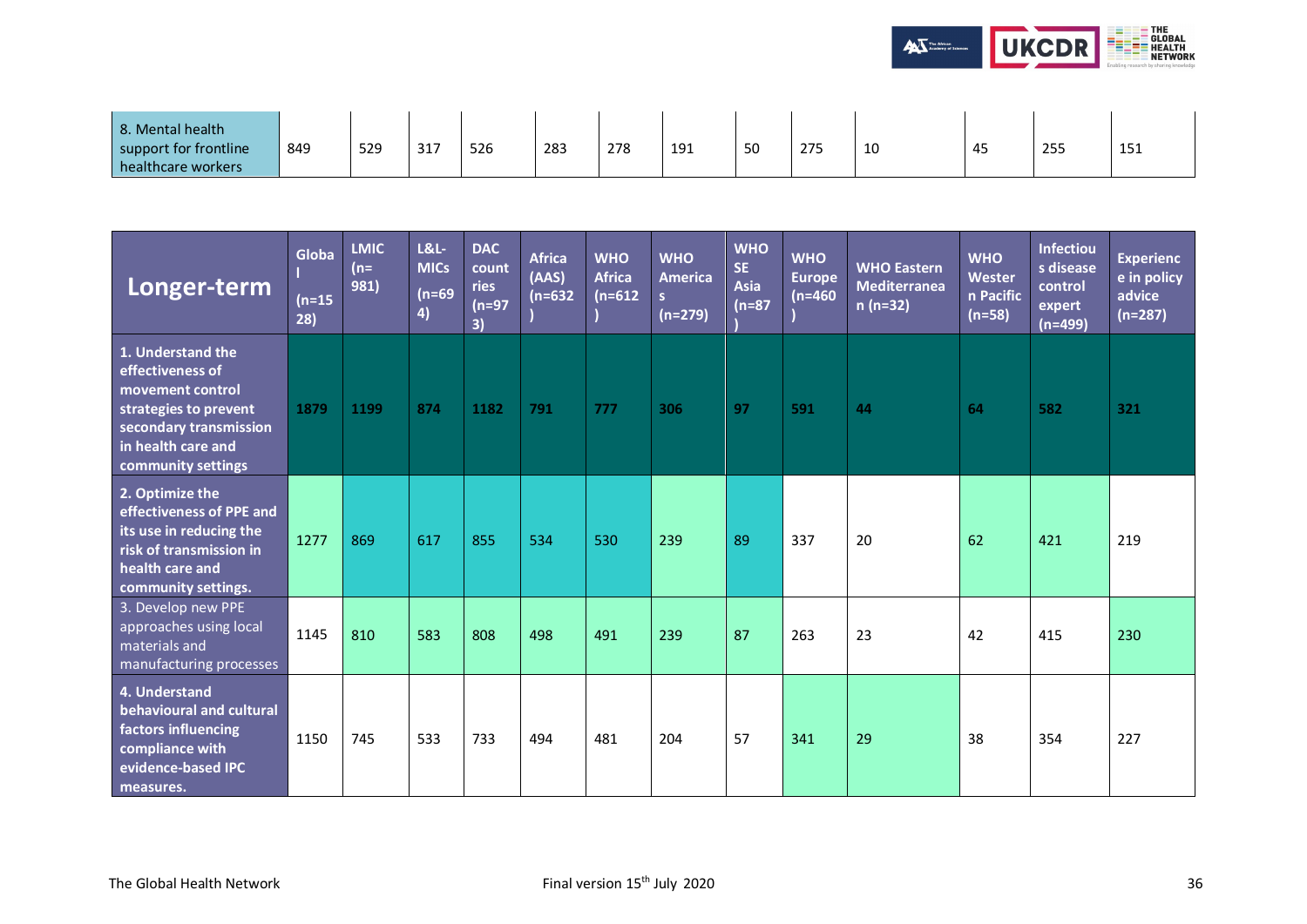| | | | | | | | | | | | | | |
|---|---|---|---|---|---|---|---|---|---|---|---|---|---|
| 8. Mental health support for frontline healthcare workers | 849 | 529 | 317 | 526 | 283 | 278 | 191 | 50 | 275 | 10 | 45 | 255 | 151 |

| **Longer-term** | **Global (n=1528)** | **LMIC (n=981)** | **L&L-MICs (n=694)** | **DAC countries (n=973)** | **Africa (AAS) (n=632)** | **WHO Africa (n=612)** | **WHO Americas (n=279)** | **WHO SE Asia (n=87)** | **WHO Europe (n=460)** | **WHO Eastern Mediterranean (n=32)** | **WHO Western Pacific (n=58)** | **Infectious disease control expert (n=499)** | **Experience in policy advice (n=287)** |
|---|---|---|---|---|---|---|---|---|---|---|---|---|---|
| **1. Understand the effectiveness of movement control strategies to prevent secondary transmission in health care and community settings** | **1879** | **1199** | **874** | **1182** | **791** | **777** | **306** | **97** | **591** | **44** | **64** | **582** | **321** |
| **2. Optimize the effectiveness of PPE and its use in reducing the risk of transmission in health care and community settings.** | 1277 | 869 | 617 | 855 | 534 | 530 | 239 | 89 | 337 | 20 | 62 | 421 | 219 |
| 3. Develop new PPE approaches using local materials and manufacturing processes | 1145 | 810 | 583 | 808 | 498 | 491 | 239 | 87 | 263 | 23 | 42 | 415 | 230 |
| **4. Understand behavioural and cultural factors influencing compliance with evidence-based IPC measures.** | 1150 | 745 | 533 | 733 | 494 | 481 | 204 | 57 | 341 | 29 | 38 | 354 | 227 |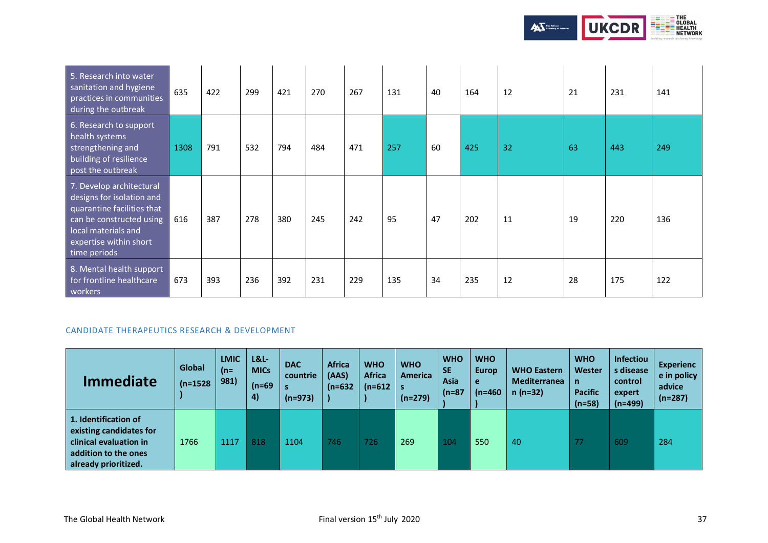| | | | | | | | | | | | | | |
|---|---|---|---|---|---|---|---|---|---|---|---|---|---|
| 5. Research into water sanitation and hygiene practices in communities during the outbreak | 635 | 422 | 299 | 421 | 270 | 267 | 131 | 40 | 164 | 12 | 21 | 231 | 141 |
| 6. Research to support health systems strengthening and building of resilience post the outbreak | 1308 | 791 | 532 | 794 | 484 | 471 | 257 | 60 | 425 | 32 | 63 | 443 | 249 |
| 7. Develop architectural designs for isolation and quarantine facilities that can be constructed using local materials and expertise within short time periods | 616 | 387 | 278 | 380 | 245 | 242 | 95 | 47 | 202 | 11 | 19 | 220 | 136 |
| 8. Mental health support for frontline healthcare workers | 673 | 393 | 236 | 392 | 231 | 229 | 135 | 34 | 235 | 12 | 28 | 175 | 122 |

CANDIDATE THERAPEUTICS RESEARCH & DEVELOPMENT

| Immediate | Global (n=1528) | LMIC (n=981) | L&L-MICs (n=694) | DAC countries (n=973) | Africa (AAS) (n=632) | WHO Africa (n=612) | WHO Americas (n=279) | WHO SE Asia (n=87) | WHO Europe (n=460) | WHO Eastern Mediterranean (n=32) | WHO Western Pacific (n=58) | Infectious disease control expert (n=499) | Experience in policy advice (n=287) |
|---|---|---|---|---|---|---|---|---|---|---|---|---|---|
| **1. Identification of existing candidates for clinical evaluation in addition to the ones already prioritized.** | 1766 | 1117 | 818 | 1104 | 746 | 726 | 269 | 104 | 550 | 40 | 77 | 609 | 284 |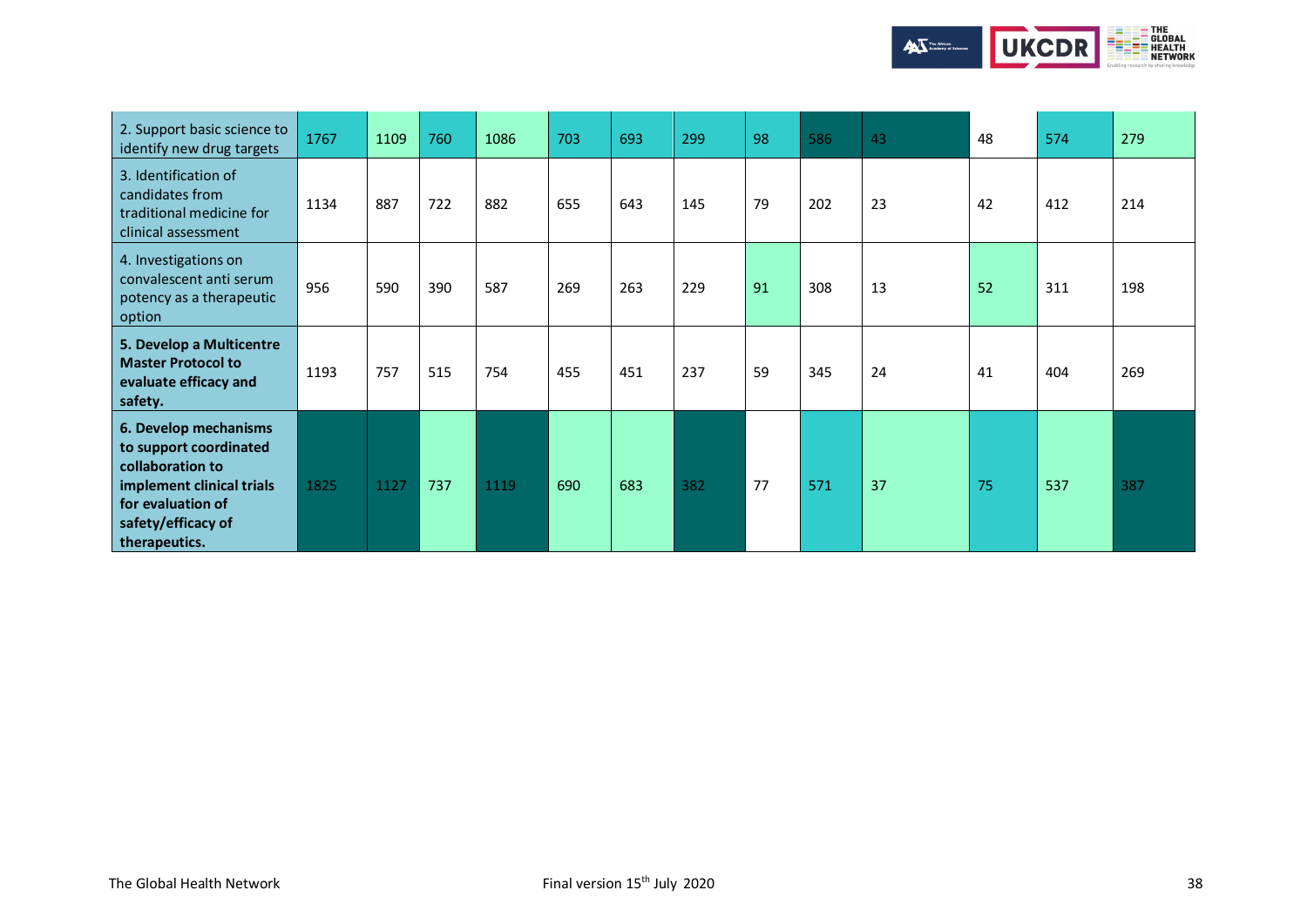| | | | | | | | | | | | | | |
|---|---|---|---|---|---|---|---|---|---|---|---|---|---|
| 2. Support basic science to identify new drug targets | 1767 | 1109 | 760 | 1086 | 703 | 693 | 299 | 98 | 586 | 43 | 48 | 574 | 279 |
| 3. Identification of candidates from traditional medicine for clinical assessment | 1134 | 887 | 722 | 882 | 655 | 643 | 145 | 79 | 202 | 23 | 42 | 412 | 214 |
| 4. Investigations on convalescent anti serum potency as a therapeutic option | 956 | 590 | 390 | 587 | 269 | 263 | 229 | 91 | 308 | 13 | 52 | 311 | 198 |
| **5. Develop a Multicentre Master Protocol to evaluate efficacy and safety.** | 1193 | 757 | 515 | 754 | 455 | 451 | 237 | 59 | 345 | 24 | 41 | 404 | 269 |
| **6. Develop mechanisms to support coordinated collaboration to implement clinical trials for evaluation of safety/efficacy of therapeutics.** | 1825 | 1127 | 737 | 1119 | 690 | 683 | 382 | 77 | 571 | 37 | 75 | 537 | 387 |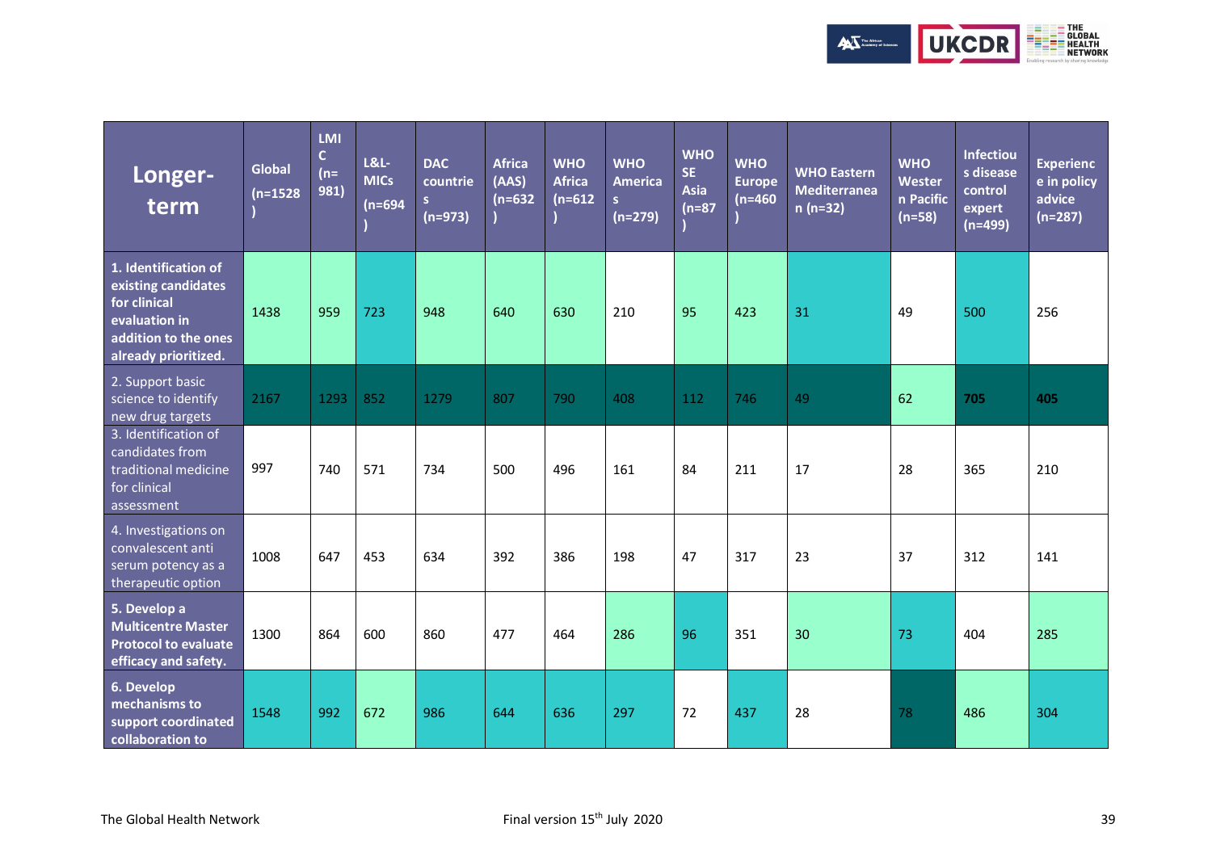| Longer-term | Global (n=1528) | LMIC (n=981) | L&L-MICs (n=694) | DAC countries (n=973) | Africa (AAS) (n=632) | WHO Africa (n=612) | WHO Americas (n=279) | WHO SE Asia (n=87) | WHO Europe (n=460) | WHO Eastern Mediterranean (n=32) | WHO Western Pacific (n=58) | Infectious disease control expert (n=499) | Experience in policy advice (n=287) |
|---|---|---|---|---|---|---|---|---|---|---|---|---|---|
| **1. Identification of existing candidates for clinical evaluation in addition to the ones already prioritized.** | 1438 | 959 | 723 | 948 | 640 | 630 | 210 | 95 | 423 | 31 | 49 | 500 | 256 |
| 2. Support basic science to identify new drug targets | 2167 | 1293 | 852 | 1279 | 807 | 790 | 408 | 112 | 746 | 49 | 62 | 705 | 405 |
| 3. Identification of candidates from traditional medicine for clinical assessment | 997 | 740 | 571 | 734 | 500 | 496 | 161 | 84 | 211 | 17 | 28 | 365 | 210 |
| 4. Investigations on convalescent anti serum potency as a therapeutic option | 1008 | 647 | 453 | 634 | 392 | 386 | 198 | 47 | 317 | 23 | 37 | 312 | 141 |
| **5. Develop a Multicentre Master Protocol to evaluate efficacy and safety.** | 1300 | 864 | 600 | 860 | 477 | 464 | 286 | 96 | 351 | 30 | 73 | 404 | 285 |
| **6. Develop mechanisms to support coordinated collaboration to** | 1548 | 992 | 672 | 986 | 644 | 636 | 297 | 72 | 437 | 28 | 78 | 486 | 304 |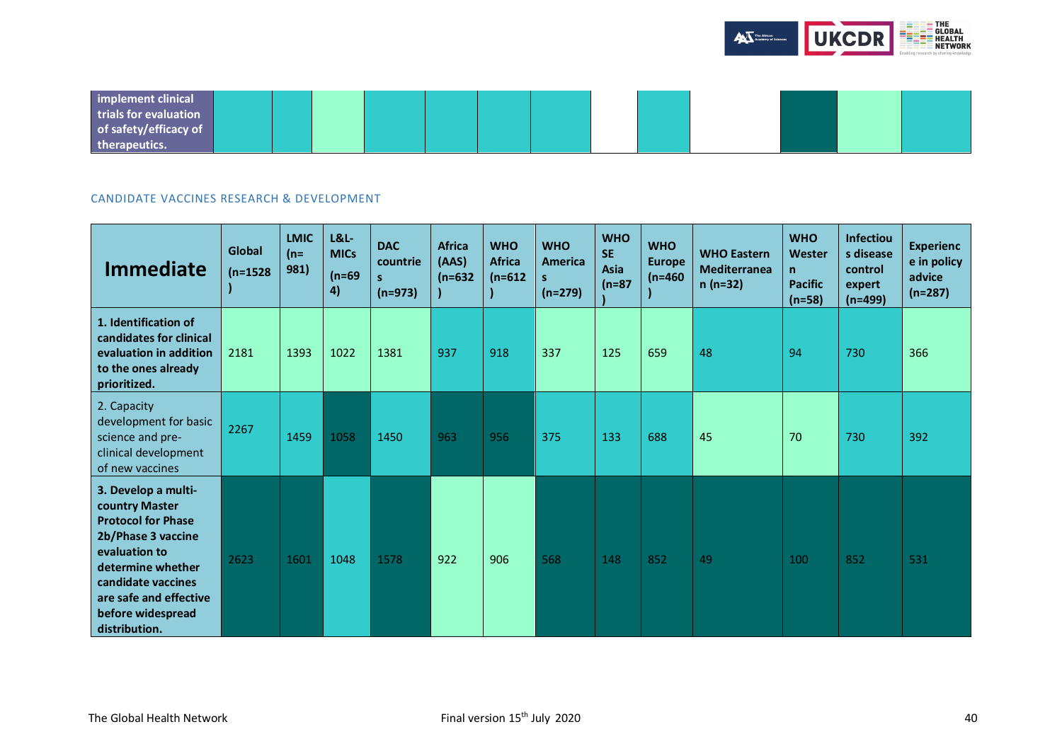| implement clinical trials for evaluation of safety/efficacy of therapeutics. | | | | | | | | | | | | | |
|---|---|---|---|---|---|---|---|---|---|---|---|---|---|

CANDIDATE VACCINES RESEARCH & DEVELOPMENT

| Immediate | Global (n=1528) | LMIC (n=981) | L&L-MICs (n=694) | DAC countries (n=973) | Africa (AAS) (n=632) | WHO Africa (n=612) | WHO Americas (n=279) | WHO SE Asia (n=87) | WHO Europe (n=460) | WHO Eastern Mediterranean (n=32) | WHO Western Pacific (n=58) | Infectious disease control expert (n=499) | Experience in policy advice (n=287) |
|---|---|---|---|---|---|---|---|---|---|---|---|---|---|
| **1. Identification of candidates for clinical evaluation in addition to the ones already prioritized.** | 2181 | 1393 | 1022 | 1381 | 937 | 918 | 337 | 125 | 659 | 48 | 94 | 730 | 366 |
| 2. Capacity development for basic science and pre-clinical development of new vaccines | 2267 | 1459 | 1058 | 1450 | 963 | 956 | 375 | 133 | 688 | 45 | 70 | 730 | 392 |
| **3. Develop a multi-country Master Protocol for Phase 2b/Phase 3 vaccine evaluation to determine whether candidate vaccines are safe and effective before widespread distribution.** | 2623 | 1601 | 1048 | 1578 | 922 | 906 | 568 | 148 | 852 | 49 | 100 | 852 | 531 |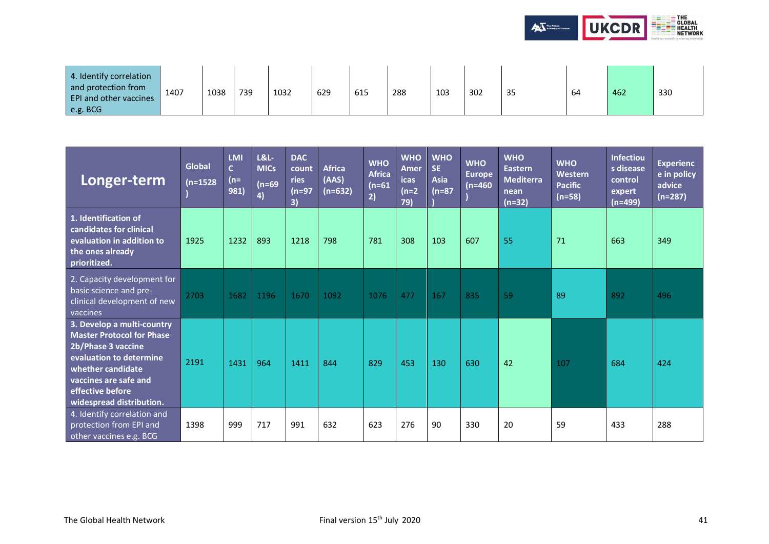| 4. Identify correlation and protection from EPI and other vaccines e.g. BCG | 1407 | 1038 | 739 | 1032 | 629 | 615 | 288 | 103 | 302 | 35 | 64 | 462 | 330 |
|---|---|---|---|---|---|---|---|---|---|---|---|---|---|

| Longer-term | Global (n=1528) | LMIC (n=981) | L&L-MICs (n=694) | DAC countries (n=973) | Africa (AAS) (n=632) | WHO Africa (n=612) | WHO Americas (n=279) | WHO SE Asia (n=87) | WHO Europe (n=460) | WHO Eastern Mediterranean (n=32) | WHO Western Pacific (n=58) | Infectious disease control expert (n=499) | Experience in policy advice (n=287) |
|---|---|---|---|---|---|---|---|---|---|---|---|---|---|
| **1. Identification of candidates for clinical evaluation in addition to the ones already prioritized.** | 1925 | 1232 | 893 | 1218 | 798 | 781 | 308 | 103 | 607 | 55 | 71 | 663 | 349 |
| 2. Capacity development for basic science and pre-clinical development of new vaccines | 2703 | 1682 | 1196 | 1670 | 1092 | 1076 | 477 | 167 | 835 | 59 | 89 | 892 | 496 |
| **3. Develop a multi-country Master Protocol for Phase 2b/Phase 3 vaccine evaluation to determine whether candidate vaccines are safe and effective before widespread distribution.** | 2191 | 1431 | 964 | 1411 | 844 | 829 | 453 | 130 | 630 | 42 | 107 | 684 | 424 |
| 4. Identify correlation and protection from EPI and other vaccines e.g. BCG | 1398 | 999 | 717 | 991 | 632 | 623 | 276 | 90 | 330 | 20 | 59 | 433 | 288 |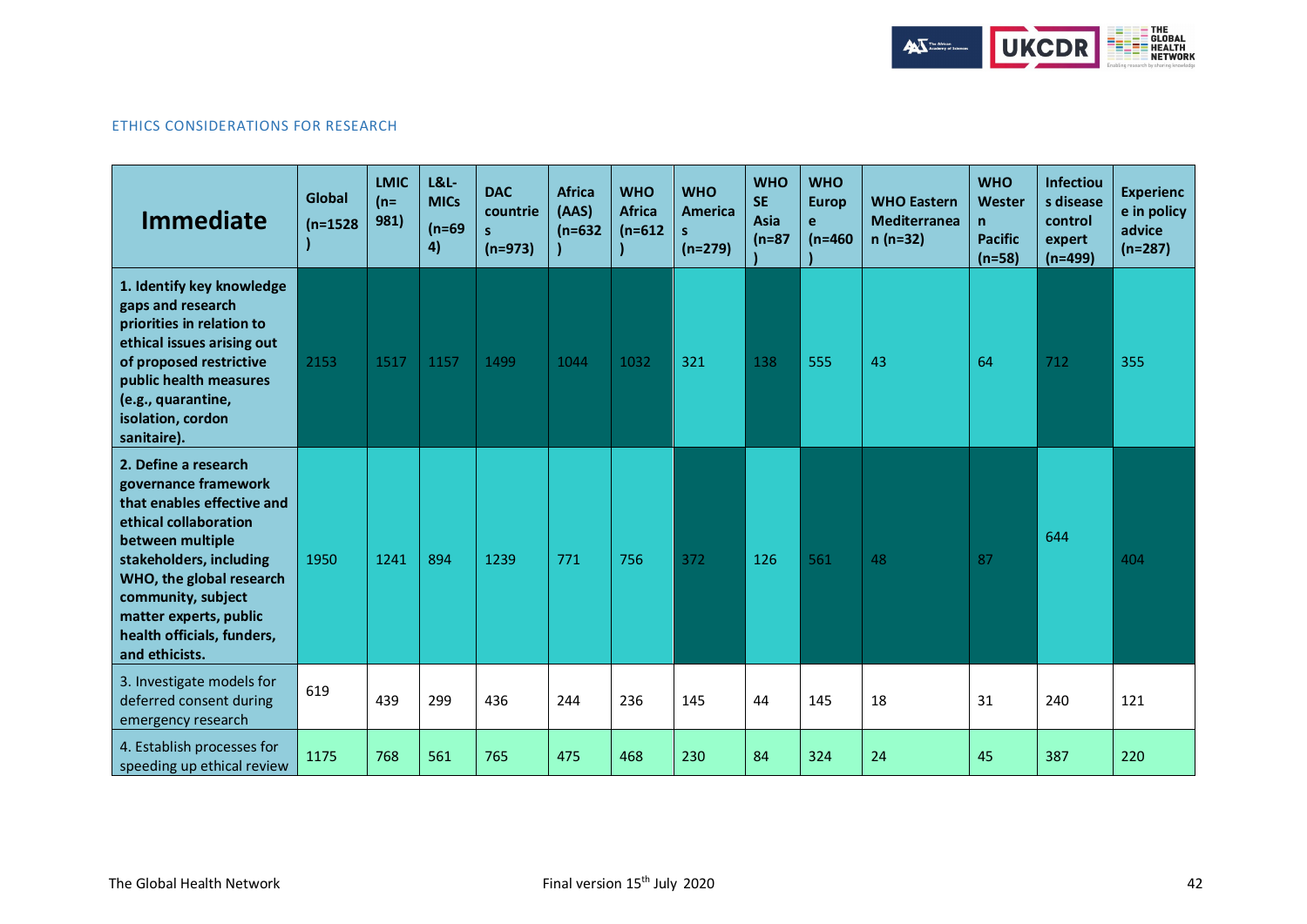ETHICS CONSIDERATIONS FOR RESEARCH

| Immediate | Global (n=1528) | LMIC (n=981) | L&L-MICs (n=694) | DAC countries (n=973) | Africa (AAS) (n=632) | WHO Africa (n=612) | WHO Americas (n=279) | WHO SE Asia (n=87) | WHO Europe (n=460) | WHO Eastern Mediterranean (n=32) | WHO Western Pacific (n=58) | Infectious disease control expert (n=499) | Experience in policy advice (n=287) |
|---|---|---|---|---|---|---|---|---|---|---|---|---|---|
| **1. Identify key knowledge gaps and research priorities in relation to ethical issues arising out of proposed restrictive public health measures (e.g., quarantine, isolation, cordon sanitaire).** | 2153 | 1517 | 1157 | 1499 | 1044 | 1032 | 321 | 138 | 555 | 43 | 64 | 712 | 355 |
| **2. Define a research governance framework that enables effective and ethical collaboration between multiple stakeholders, including WHO, the global research community, subject matter experts, public health officials, funders, and ethicists.** | 1950 | 1241 | 894 | 1239 | 771 | 756 | 372 | 126 | 561 | 48 | 87 | 644 | 404 |
| 3. Investigate models for deferred consent during emergency research | 619 | 439 | 299 | 436 | 244 | 236 | 145 | 44 | 145 | 18 | 31 | 240 | 121 |
| 4. Establish processes for speeding up ethical review | 1175 | 768 | 561 | 765 | 475 | 468 | 230 | 84 | 324 | 24 | 45 | 387 | 220 |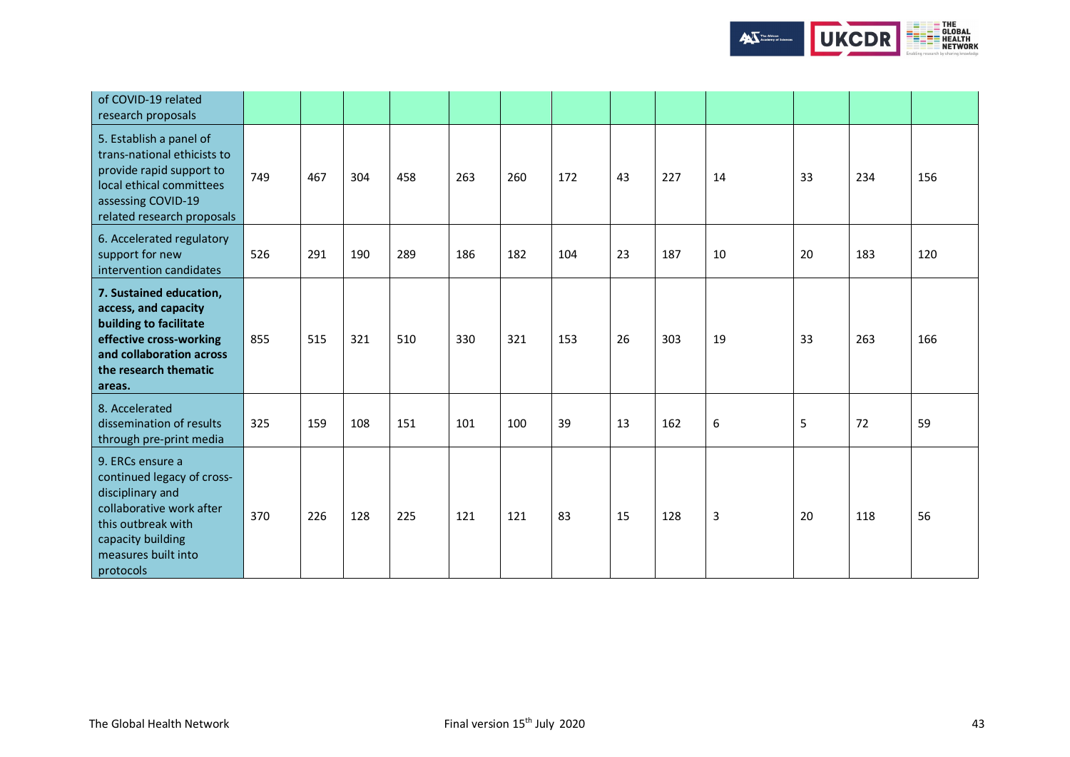| | | | | | | | | | | | | | |
|---|---|---|---|---|---|---|---|---|---|---|---|---|---|
| of COVID-19 related research proposals | | | | | | | | | | | | | |
| 5. Establish a panel of trans-national ethicists to provide rapid support to local ethical committees assessing COVID-19 related research proposals | 749 | 467 | 304 | 458 | 263 | 260 | 172 | 43 | 227 | 14 | 33 | 234 | 156 |
| 6. Accelerated regulatory support for new intervention candidates | 526 | 291 | 190 | 289 | 186 | 182 | 104 | 23 | 187 | 10 | 20 | 183 | 120 |
| **7. Sustained education, access, and capacity building to facilitate effective cross-working and collaboration across the research thematic areas.** | 855 | 515 | 321 | 510 | 330 | 321 | 153 | 26 | 303 | 19 | 33 | 263 | 166 |
| 8. Accelerated dissemination of results through pre-print media | 325 | 159 | 108 | 151 | 101 | 100 | 39 | 13 | 162 | 6 | 5 | 72 | 59 |
| 9. ERCs ensure a continued legacy of cross-disciplinary and collaborative work after this outbreak with capacity building measures built into protocols | 370 | 226 | 128 | 225 | 121 | 121 | 83 | 15 | 128 | 3 | 20 | 118 | 56 |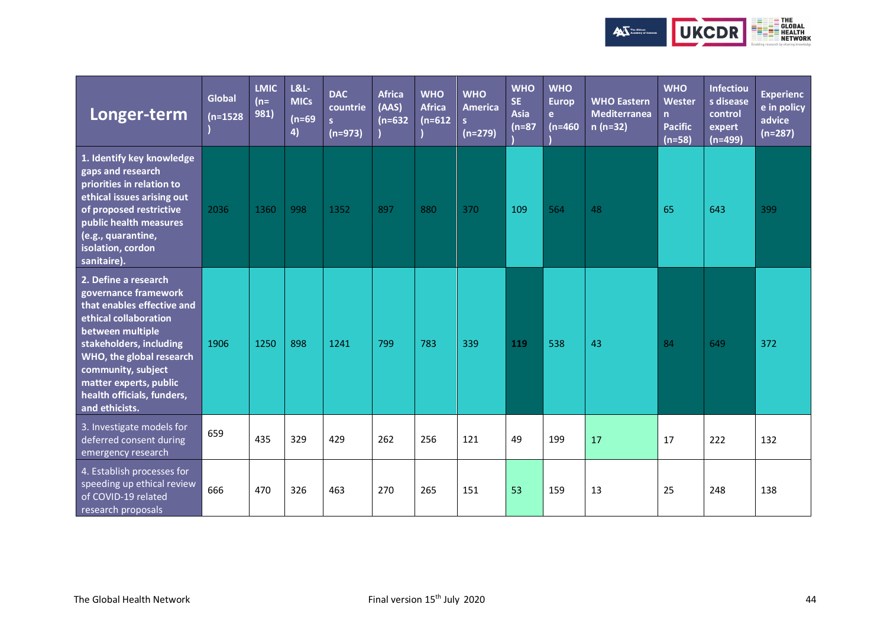| Longer-term | Global (n=1528) | LMIC (n=981) | L&L-MICs (n=694) | DAC countries (n=973) | Africa (AAS) (n=632) | WHO Africa (n=612) | WHO Americas (n=279) | WHO SE Asia (n=87) | WHO Europe (n=460) | WHO Eastern Mediterranean (n=32) | WHO Western Pacific (n=58) | Infectious disease control expert (n=499) | Experience in policy advice (n=287) |
|---|---|---|---|---|---|---|---|---|---|---|---|---|---|
| **1. Identify key knowledge gaps and research priorities in relation to ethical issues arising out of proposed restrictive public health measures (e.g., quarantine, isolation, cordon sanitaire).** | 2036 | 1360 | 998 | 1352 | 897 | 880 | 370 | 109 | 564 | 48 | 65 | 643 | 399 |
| **2. Define a research governance framework that enables effective and ethical collaboration between multiple stakeholders, including WHO, the global research community, subject matter experts, public health officials, funders, and ethicists.** | 1906 | 1250 | 898 | 1241 | 799 | 783 | 339 | **119** | 538 | 43 | 84 | 649 | 372 |
| 3. Investigate models for deferred consent during emergency research | 659 | 435 | 329 | 429 | 262 | 256 | 121 | 49 | 199 | 17 | 17 | 222 | 132 |
| 4. Establish processes for speeding up ethical review of COVID-19 related research proposals | 666 | 470 | 326 | 463 | 270 | 265 | 151 | 53 | 159 | 13 | 25 | 248 | 138 |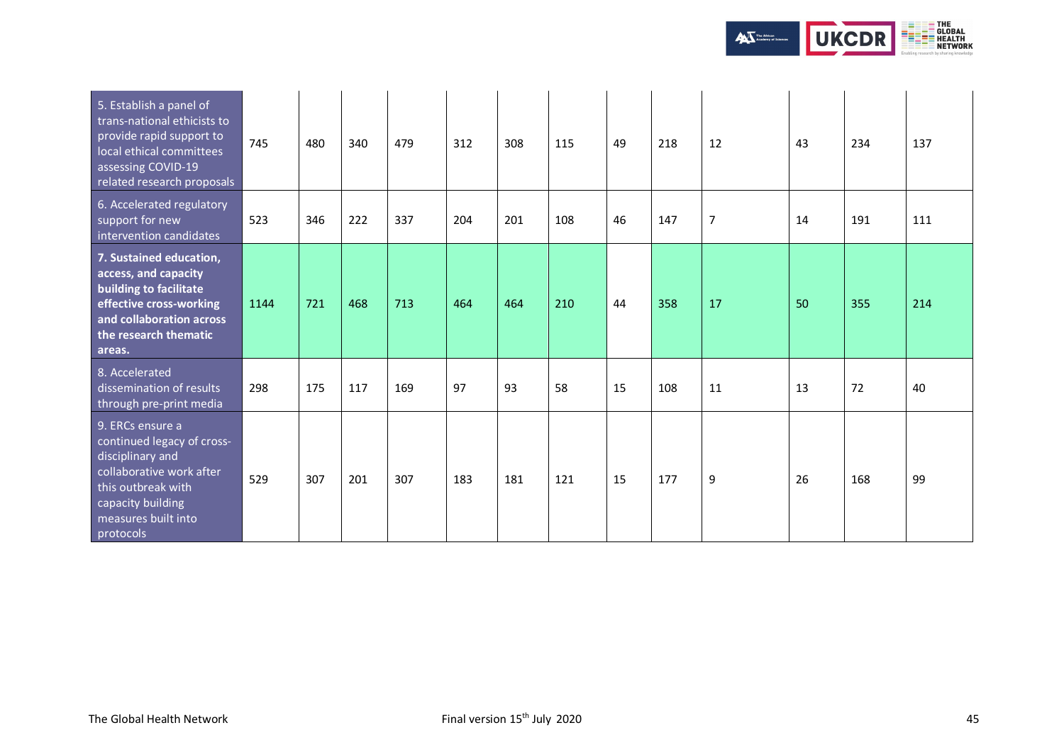| | | | | | | | | | | | | | |
|---|---|---|---|---|---|---|---|---|---|---|---|---|---|
| 5. Establish a panel of trans-national ethicists to provide rapid support to local ethical committees assessing COVID-19 related research proposals | 745 | 480 | 340 | 479 | 312 | 308 | 115 | 49 | 218 | 12 | 43 | 234 | 137 |
| 6. Accelerated regulatory support for new intervention candidates | 523 | 346 | 222 | 337 | 204 | 201 | 108 | 46 | 147 | 7 | 14 | 191 | 111 |
| **7. Sustained education, access, and capacity building to facilitate effective cross-working and collaboration across the research thematic areas.** | 1144 | 721 | 468 | 713 | 464 | 464 | 210 | 44 | 358 | 17 | 50 | 355 | 214 |
| 8. Accelerated dissemination of results through pre-print media | 298 | 175 | 117 | 169 | 97 | 93 | 58 | 15 | 108 | 11 | 13 | 72 | 40 |
| 9. ERCs ensure a continued legacy of cross-disciplinary and collaborative work after this outbreak with capacity building measures built into protocols | 529 | 307 | 201 | 307 | 183 | 181 | 121 | 15 | 177 | 9 | 26 | 168 | 99 |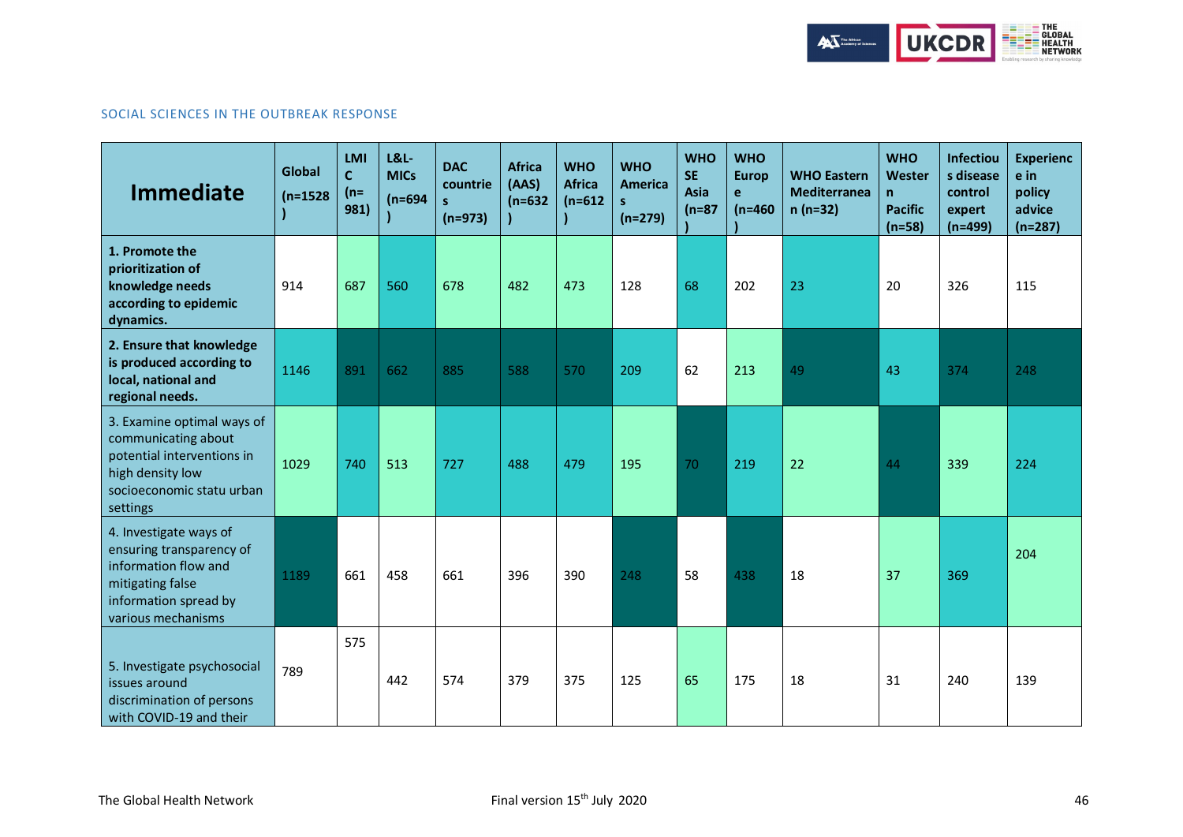SOCIAL SCIENCES IN THE OUTBREAK RESPONSE

| Immediate | Global (n=1528) | LMIC (n=981) | L&L-MICs (n=694) | DAC countries (n=973) | Africa (AAS) (n=632) | WHO Africa (n=612) | WHO Americas (n=279) | WHO SE Asia (n=87) | WHO Europe (n=460) | WHO Eastern Mediterranean (n=32) | WHO Western Pacific (n=58) | Infectious disease control expert (n=499) | Experience in policy advice (n=287) |
|---|---|---|---|---|---|---|---|---|---|---|---|---|---|
| **1. Promote the prioritization of knowledge needs according to epidemic dynamics.** | 914 | 687 | 560 | 678 | 482 | 473 | 128 | 68 | 202 | 23 | 20 | 326 | 115 |
| **2. Ensure that knowledge is produced according to local, national and regional needs.** | 1146 | 891 | 662 | 885 | 588 | 570 | 209 | 62 | 213 | 49 | 43 | 374 | 248 |
| 3. Examine optimal ways of communicating about potential interventions in high density low socioeconomic statu urban settings | 1029 | 740 | 513 | 727 | 488 | 479 | 195 | 70 | 219 | 22 | 44 | 339 | 224 |
| 4. Investigate ways of ensuring transparency of information flow and mitigating false information spread by various mechanisms | 1189 | 661 | 458 | 661 | 396 | 390 | 248 | 58 | 438 | 18 | 37 | 369 | 204 |
| 5. Investigate psychosocial issues around discrimination of persons with COVID-19 and their | 789 | 575 | 442 | 574 | 379 | 375 | 125 | 65 | 175 | 18 | 31 | 240 | 139 |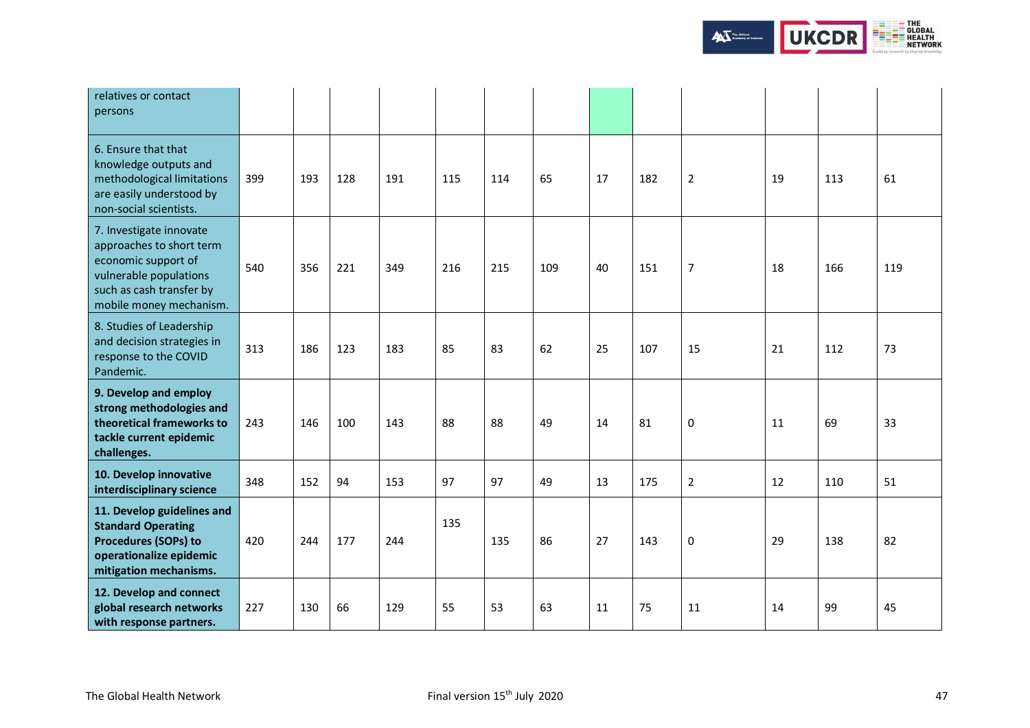| | | | | | | | | | | | | | |
|---|---|---|---|---|---|---|---|---|---|---|---|---|---|
| relatives or contact persons | | | | | | | | | | | | | |
| 6. Ensure that that knowledge outputs and methodological limitations are easily understood by non-social scientists. | 399 | 193 | 128 | 191 | 115 | 114 | 65 | 17 | 182 | 2 | 19 | 113 | 61 |
| 7. Investigate innovate approaches to short term economic support of vulnerable populations such as cash transfer by mobile money mechanism. | 540 | 356 | 221 | 349 | 216 | 215 | 109 | 40 | 151 | 7 | 18 | 166 | 119 |
| 8. Studies of Leadership and decision strategies in response to the COVID Pandemic. | 313 | 186 | 123 | 183 | 85 | 83 | 62 | 25 | 107 | 15 | 21 | 112 | 73 |
| **9. Develop and employ strong methodologies and theoretical frameworks to tackle current epidemic challenges.** | 243 | 146 | 100 | 143 | 88 | 88 | 49 | 14 | 81 | 0 | 11 | 69 | 33 |
| **10. Develop innovative interdisciplinary science** | 348 | 152 | 94 | 153 | 97 | 97 | 49 | 13 | 175 | 2 | 12 | 110 | 51 |
| **11. Develop guidelines and Standard Operating Procedures (SOPs) to operationalize epidemic mitigation mechanisms.** | 420 | 244 | 177 | 244 | 135 | 135 | 86 | 27 | 143 | 0 | 29 | 138 | 82 |
| **12. Develop and connect global research networks with response partners.** | 227 | 130 | 66 | 129 | 55 | 53 | 63 | 11 | 75 | 11 | 14 | 99 | 45 |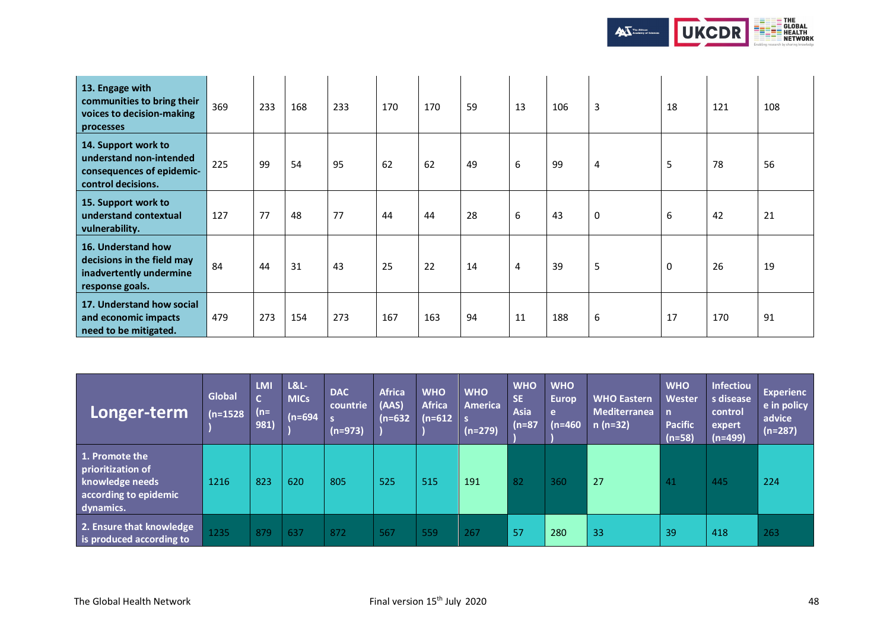| | | | | | | | | | | | | | |
|---|---|---|---|---|---|---|---|---|---|---|---|---|---|
| **13. Engage with communities to bring their voices to decision-making processes** | 369 | 233 | 168 | 233 | 170 | 170 | 59 | 13 | 106 | 3 | 18 | 121 | 108 |
| **14. Support work to understand non-intended consequences of epidemic-control decisions.** | 225 | 99 | 54 | 95 | 62 | 62 | 49 | 6 | 99 | 4 | 5 | 78 | 56 |
| **15. Support work to understand contextual vulnerability.** | 127 | 77 | 48 | 77 | 44 | 44 | 28 | 6 | 43 | 0 | 6 | 42 | 21 |
| **16. Understand how decisions in the field may inadvertently undermine response goals.** | 84 | 44 | 31 | 43 | 25 | 22 | 14 | 4 | 39 | 5 | 0 | 26 | 19 |
| **17. Understand how social and economic impacts need to be mitigated.** | 479 | 273 | 154 | 273 | 167 | 163 | 94 | 11 | 188 | 6 | 17 | 170 | 91 |

| **Longer-term** | **Global (n=1528)** | **LMIC (n=981)** | **L&L-MICs (n=694)** | **DAC countries (n=973)** | **Africa (AAS) (n=632)** | **WHO Africa (n=612)** | **WHO Americas (n=279)** | **WHO SE Asia (n=87)** | **WHO Europe (n=460)** | **WHO Eastern Mediterranean (n=32)** | **WHO Western Pacific (n=58)** | **Infectious disease control expert (n=499)** | **Experience in policy advice (n=287)** |
|---|---|---|---|---|---|---|---|---|---|---|---|---|---|
| **1. Promote the prioritization of knowledge needs according to epidemic dynamics.** | 1216 | 823 | 620 | 805 | 525 | 515 | 191 | 82 | 360 | 27 | 41 | 445 | 224 |
| **2. Ensure that knowledge is produced according to** | 1235 | 879 | 637 | 872 | 567 | 559 | 267 | 57 | 280 | 33 | 39 | 418 | 263 |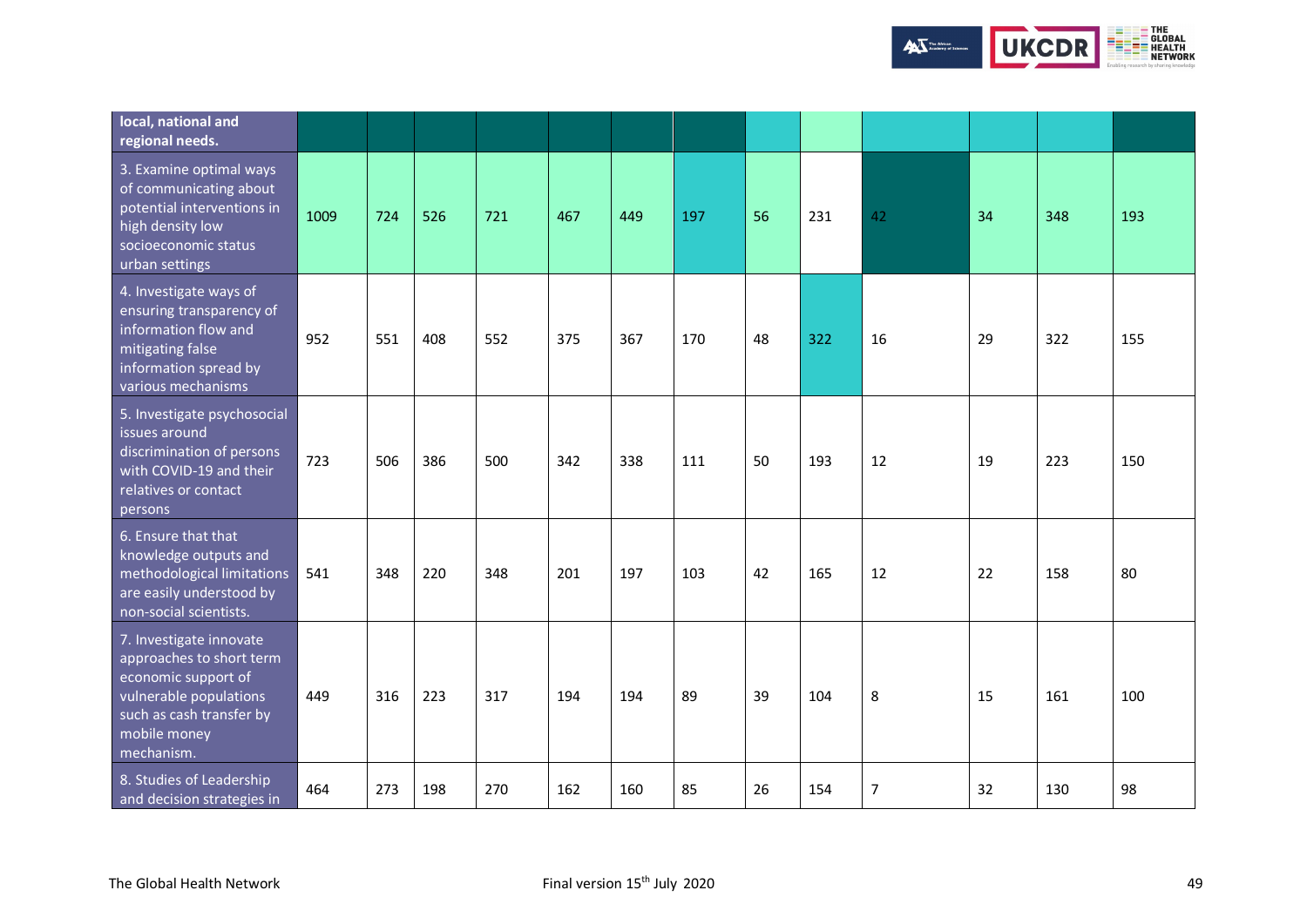| local, national and regional needs. | | | | | | | | | | | | | |
|---|---|---|---|---|---|---|---|---|---|---|---|---|---|
| 3. Examine optimal ways of communicating about potential interventions in high density low socioeconomic status urban settings | 1009 | 724 | 526 | 721 | 467 | 449 | 197 | 56 | 231 | 42 | 34 | 348 | 193 |
| 4. Investigate ways of ensuring transparency of information flow and mitigating false information spread by various mechanisms | 952 | 551 | 408 | 552 | 375 | 367 | 170 | 48 | 322 | 16 | 29 | 322 | 155 |
| 5. Investigate psychosocial issues around discrimination of persons with COVID-19 and their relatives or contact persons | 723 | 506 | 386 | 500 | 342 | 338 | 111 | 50 | 193 | 12 | 19 | 223 | 150 |
| 6. Ensure that that knowledge outputs and methodological limitations are easily understood by non-social scientists. | 541 | 348 | 220 | 348 | 201 | 197 | 103 | 42 | 165 | 12 | 22 | 158 | 80 |
| 7. Investigate innovate approaches to short term economic support of vulnerable populations such as cash transfer by mobile money mechanism. | 449 | 316 | 223 | 317 | 194 | 194 | 89 | 39 | 104 | 8 | 15 | 161 | 100 |
| 8. Studies of Leadership and decision strategies in | 464 | 273 | 198 | 270 | 162 | 160 | 85 | 26 | 154 | 7 | 32 | 130 | 98 |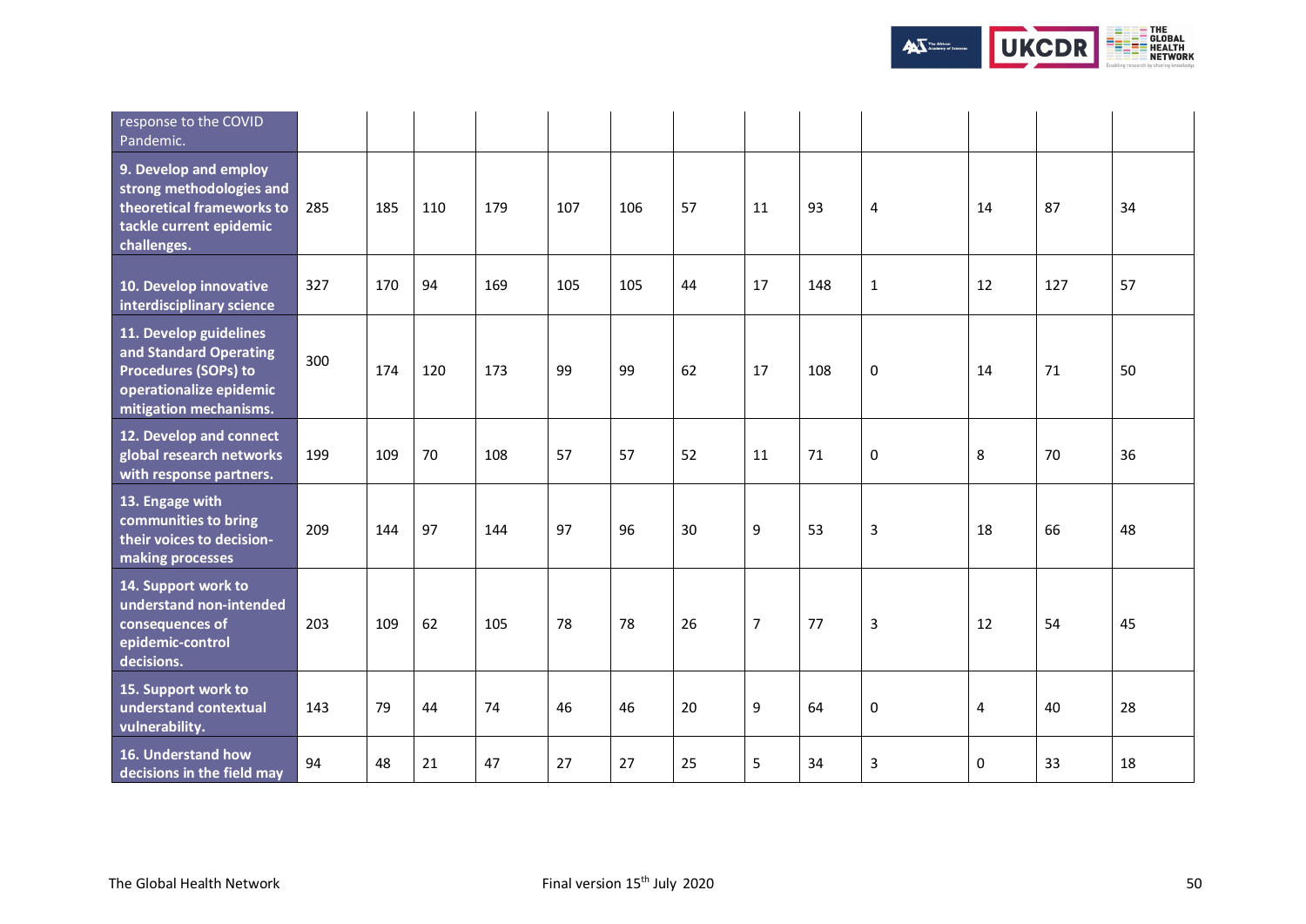| | | | | | | | | | | | | | |
|---|---|---|---|---|---|---|---|---|---|---|---|---|---|
| response to the COVID Pandemic. | | | | | | | | | | | | | |
| **9. Develop and employ strong methodologies and theoretical frameworks to tackle current epidemic challenges.** | 285 | 185 | 110 | 179 | 107 | 106 | 57 | 11 | 93 | 4 | 14 | 87 | 34 |
| **10. Develop innovative interdisciplinary science** | 327 | 170 | 94 | 169 | 105 | 105 | 44 | 17 | 148 | 1 | 12 | 127 | 57 |
| **11. Develop guidelines and Standard Operating Procedures (SOPs) to operationalize epidemic mitigation mechanisms.** | 300 | 174 | 120 | 173 | 99 | 99 | 62 | 17 | 108 | 0 | 14 | 71 | 50 |
| **12. Develop and connect global research networks with response partners.** | 199 | 109 | 70 | 108 | 57 | 57 | 52 | 11 | 71 | 0 | 8 | 70 | 36 |
| **13. Engage with communities to bring their voices to decision-making processes** | 209 | 144 | 97 | 144 | 97 | 96 | 30 | 9 | 53 | 3 | 18 | 66 | 48 |
| **14. Support work to understand non-intended consequences of epidemic-control decisions.** | 203 | 109 | 62 | 105 | 78 | 78 | 26 | 7 | 77 | 3 | 12 | 54 | 45 |
| **15. Support work to understand contextual vulnerability.** | 143 | 79 | 44 | 74 | 46 | 46 | 20 | 9 | 64 | 0 | 4 | 40 | 28 |
| **16. Understand how decisions in the field may** | 94 | 48 | 21 | 47 | 27 | 27 | 25 | 5 | 34 | 3 | 0 | 33 | 18 |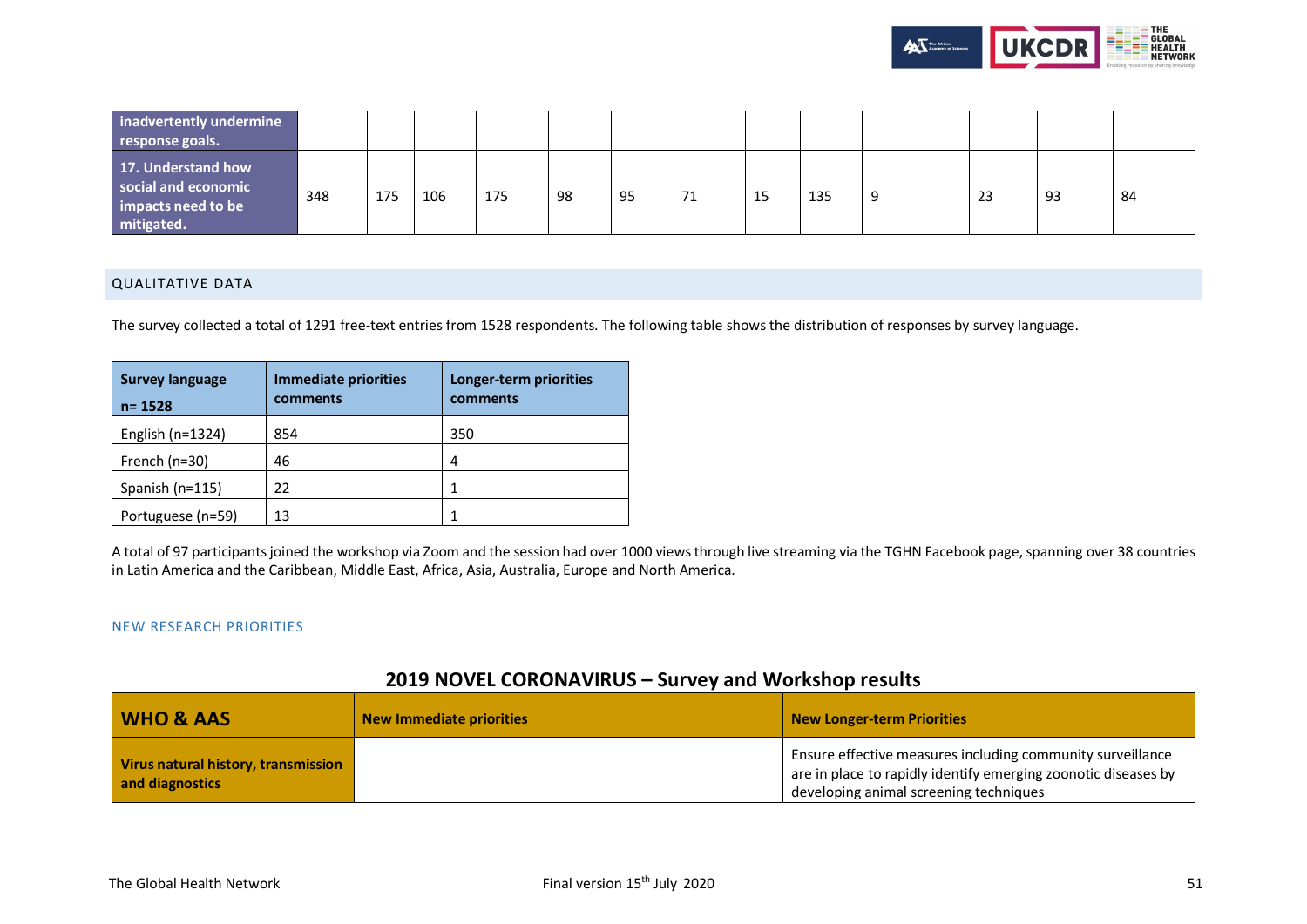| | | | | | | | | | | | | | |
|---|---|---|---|---|---|---|---|---|---|---|---|---|---|
| **inadvertently undermine response goals.** | | | | | | | | | | | | | |
| **17. Understand how social and economic impacts need to be mitigated.** | 348 | 175 | 106 | 175 | 98 | 95 | 71 | 15 | 135 | 9 | 23 | 93 | 84 |

## QUALITATIVE DATA

The survey collected a total of 1291 free-text entries from 1528 respondents. The following table shows the distribution of responses by survey language.

| Survey language n= 1528 | Immediate priorities comments | Longer-term priorities comments |
|---|---|---|
| English (n=1324) | 854 | 350 |
| French (n=30) | 46 | 4 |
| Spanish (n=115) | 22 | 1 |
| Portuguese (n=59) | 13 | 1 |

A total of 97 participants joined the workshop via Zoom and the session had over 1000 views through live streaming via the TGHN Facebook page, spanning over 38 countries in Latin America and the Caribbean, Middle East, Africa, Asia, Australia, Europe and North America.

### NEW RESEARCH PRIORITIES

| 2019 NOVEL CORONAVIRUS – Survey and Workshop results | | |
|---|---|---|
| **WHO & AAS** | **New Immediate priorities** | **New Longer-term Priorities** |
| **Virus natural history, transmission and diagnostics** | | Ensure effective measures including community surveillance are in place to rapidly identify emerging zoonotic diseases by developing animal screening techniques |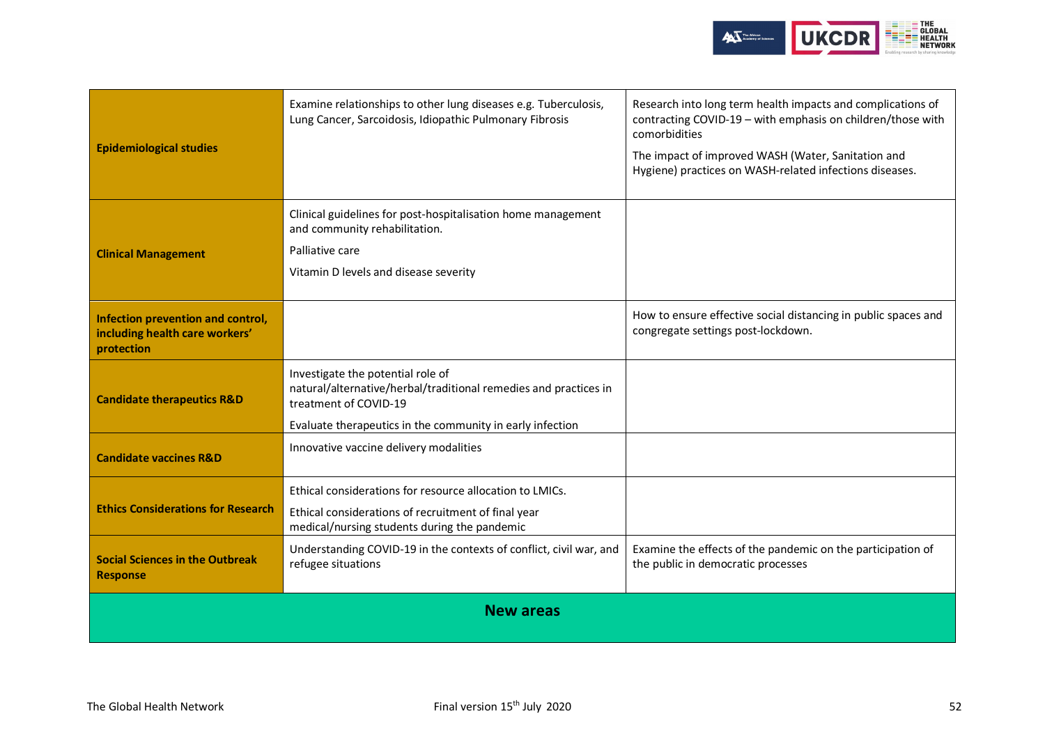| | | |
|---|---|---|
| **Epidemiological studies** | Examine relationships to other lung diseases e.g. Tuberculosis, Lung Cancer, Sarcoidosis, Idiopathic Pulmonary Fibrosis | Research into long term health impacts and complications of contracting COVID-19 – with emphasis on children/those with comorbidities<br><br>The impact of improved WASH (Water, Sanitation and Hygiene) practices on WASH-related infections diseases. |
| **Clinical Management** | Clinical guidelines for post-hospitalisation home management and community rehabilitation.<br><br>Palliative care<br><br>Vitamin D levels and disease severity | |
| **Infection prevention and control, including health care workers' protection** | | How to ensure effective social distancing in public spaces and congregate settings post-lockdown. |
| **Candidate therapeutics R&D** | Investigate the potential role of natural/alternative/herbal/traditional remedies and practices in treatment of COVID-19<br><br>Evaluate therapeutics in the community in early infection | |
| **Candidate vaccines R&D** | Innovative vaccine delivery modalities | |
| **Ethics Considerations for Research** | Ethical considerations for resource allocation to LMICs.<br><br>Ethical considerations of recruitment of final year medical/nursing students during the pandemic | |
| **Social Sciences in the Outbreak Response** | Understanding COVID-19 in the contexts of conflict, civil war, and refugee situations | Examine the effects of the pandemic on the participation of the public in democratic processes |
| **New areas** | | |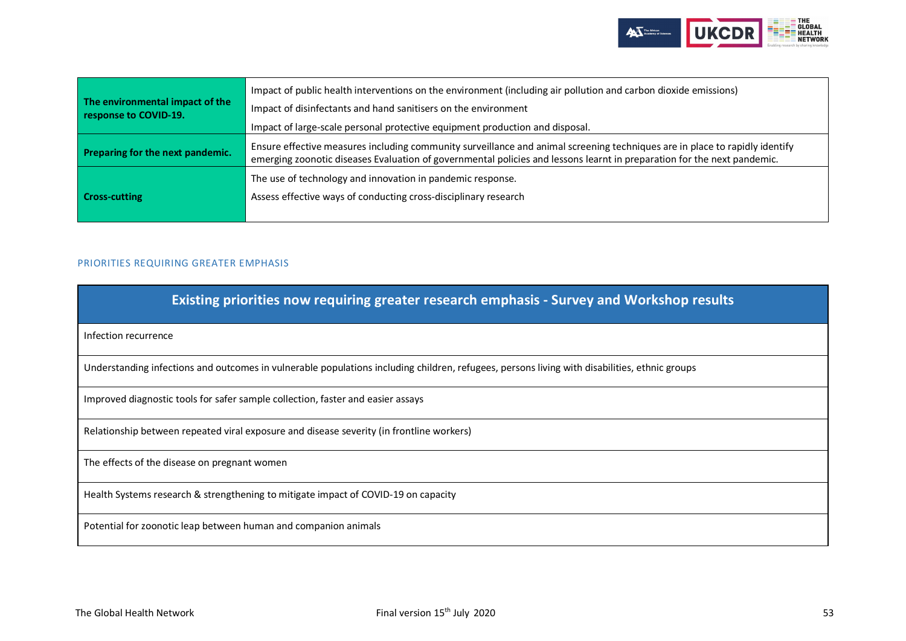| | |
|---|---|
| **The environmental impact of the response to COVID-19.** | Impact of public health interventions on the environment (including air pollution and carbon dioxide emissions)<br>Impact of disinfectants and hand sanitisers on the environment<br>Impact of large-scale personal protective equipment production and disposal. |
| **Preparing for the next pandemic.** | Ensure effective measures including community surveillance and animal screening techniques are in place to rapidly identify emerging zoonotic diseases Evaluation of governmental policies and lessons learnt in preparation for the next pandemic. |
| **Cross-cutting** | The use of technology and innovation in pandemic response.<br>Assess effective ways of conducting cross-disciplinary research |

## PRIORITIES REQUIRING GREATER EMPHASIS

| Existing priorities now requiring greater research emphasis - Survey and Workshop results |
|---|
| Infection recurrence |
| Understanding infections and outcomes in vulnerable populations including children, refugees, persons living with disabilities, ethnic groups |
| Improved diagnostic tools for safer sample collection, faster and easier assays |
| Relationship between repeated viral exposure and disease severity (in frontline workers) |
| The effects of the disease on pregnant women |
| Health Systems research & strengthening to mitigate impact of COVID-19 on capacity |
| Potential for zoonotic leap between human and companion animals |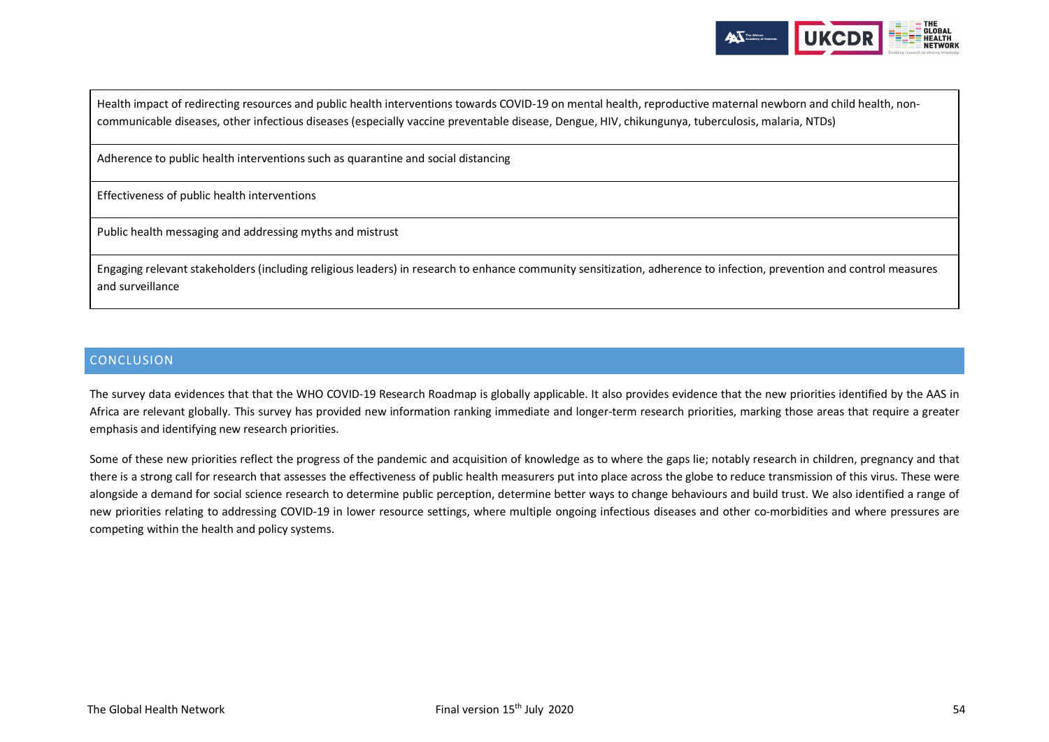| |
|---|
| Health impact of redirecting resources and public health interventions towards COVID-19 on mental health, reproductive maternal newborn and child health, non-communicable diseases, other infectious diseases (especially vaccine preventable disease, Dengue, HIV, chikungunya, tuberculosis, malaria, NTDs) |
| Adherence to public health interventions such as quarantine and social distancing |
| Effectiveness of public health interventions |
| Public health messaging and addressing myths and mistrust |
| Engaging relevant stakeholders (including religious leaders) in research to enhance community sensitization, adherence to infection, prevention and control measures and surveillance |

## CONCLUSION

The survey data evidences that that the WHO COVID-19 Research Roadmap is globally applicable. It also provides evidence that the new priorities identified by the AAS in Africa are relevant globally. This survey has provided new information ranking immediate and longer-term research priorities, marking those areas that require a greater emphasis and identifying new research priorities.

Some of these new priorities reflect the progress of the pandemic and acquisition of knowledge as to where the gaps lie; notably research in children, pregnancy and that there is a strong call for research that assesses the effectiveness of public health measurers put into place across the globe to reduce transmission of this virus. These were alongside a demand for social science research to determine public perception, determine better ways to change behaviours and build trust. We also identified a range of new priorities relating to addressing COVID-19 in lower resource settings, where multiple ongoing infectious diseases and other co-morbidities and where pressures are competing within the health and policy systems.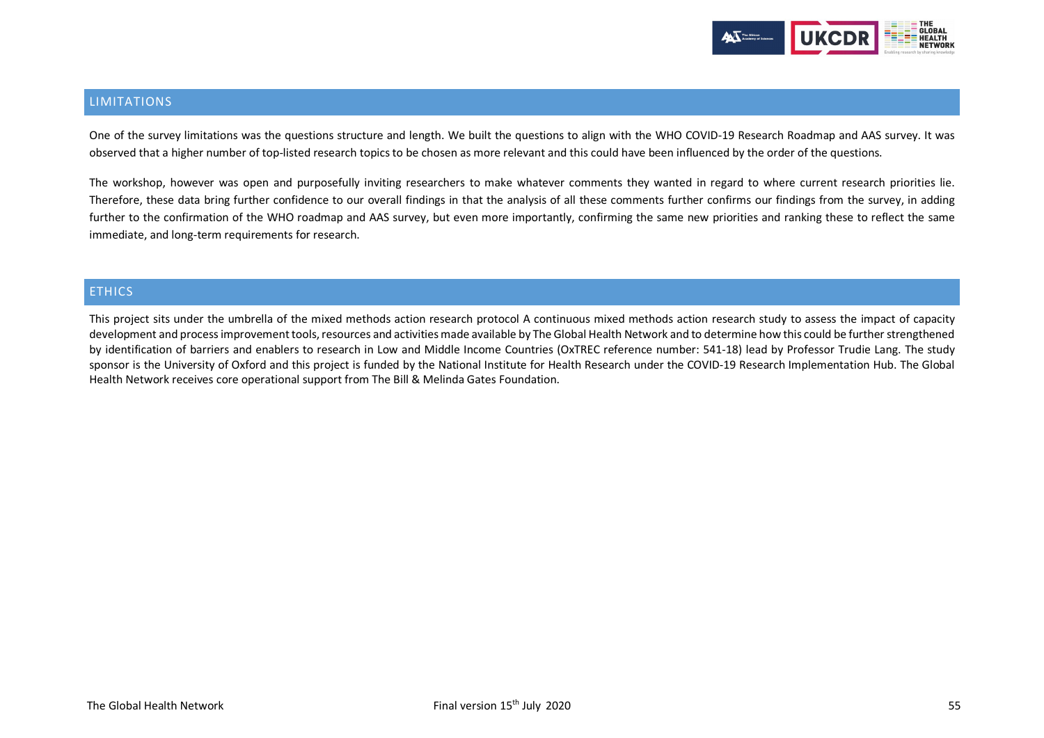## LIMITATIONS

One of the survey limitations was the questions structure and length. We built the questions to align with the WHO COVID-19 Research Roadmap and AAS survey. It was observed that a higher number of top-listed research topics to be chosen as more relevant and this could have been influenced by the order of the questions.

The workshop, however was open and purposefully inviting researchers to make whatever comments they wanted in regard to where current research priorities lie. Therefore, these data bring further confidence to our overall findings in that the analysis of all these comments further confirms our findings from the survey, in adding further to the confirmation of the WHO roadmap and AAS survey, but even more importantly, confirming the same new priorities and ranking these to reflect the same immediate, and long-term requirements for research.

## ETHICS

This project sits under the umbrella of the mixed methods action research protocol A continuous mixed methods action research study to assess the impact of capacity development and process improvement tools, resources and activities made available by The Global Health Network and to determine how this could be further strengthened by identification of barriers and enablers to research in Low and Middle Income Countries (OxTREC reference number: 541-18) lead by Professor Trudie Lang. The study sponsor is the University of Oxford and this project is funded by the National Institute for Health Research under the COVID-19 Research Implementation Hub. The Global Health Network receives core operational support from The Bill & Melinda Gates Foundation.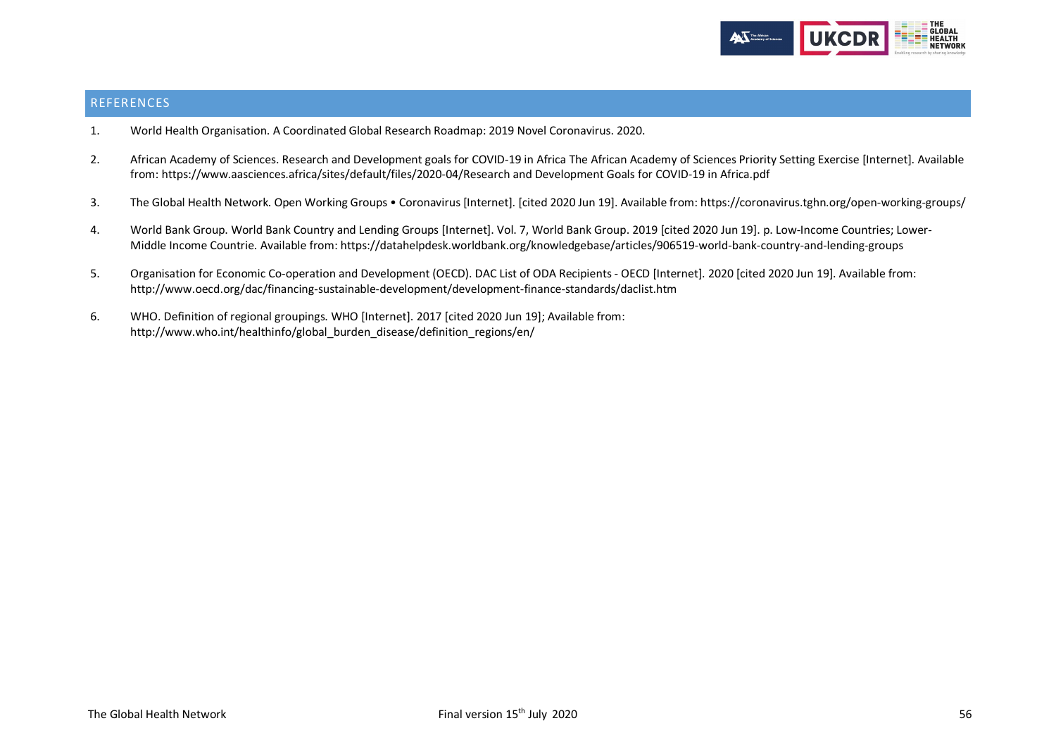## REFERENCES

1. World Health Organisation. A Coordinated Global Research Roadmap: 2019 Novel Coronavirus. 2020.
2. African Academy of Sciences. Research and Development goals for COVID-19 in Africa The African Academy of Sciences Priority Setting Exercise [Internet]. Available from: https://www.aasciences.africa/sites/default/files/2020-04/Research and Development Goals for COVID-19 in Africa.pdf
3. The Global Health Network. Open Working Groups • Coronavirus [Internet]. [cited 2020 Jun 19]. Available from: https://coronavirus.tghn.org/open-working-groups/
4. World Bank Group. World Bank Country and Lending Groups [Internet]. Vol. 7, World Bank Group. 2019 [cited 2020 Jun 19]. p. Low-Income Countries; Lower-Middle Income Countrie. Available from: https://datahelpdesk.worldbank.org/knowledgebase/articles/906519-world-bank-country-and-lending-groups
5. Organisation for Economic Co-operation and Development (OECD). DAC List of ODA Recipients - OECD [Internet]. 2020 [cited 2020 Jun 19]. Available from: http://www.oecd.org/dac/financing-sustainable-development/development-finance-standards/daclist.htm
6. WHO. Definition of regional groupings. WHO [Internet]. 2017 [cited 2020 Jun 19]; Available from: http://www.who.int/healthinfo/global_burden_disease/definition_regions/en/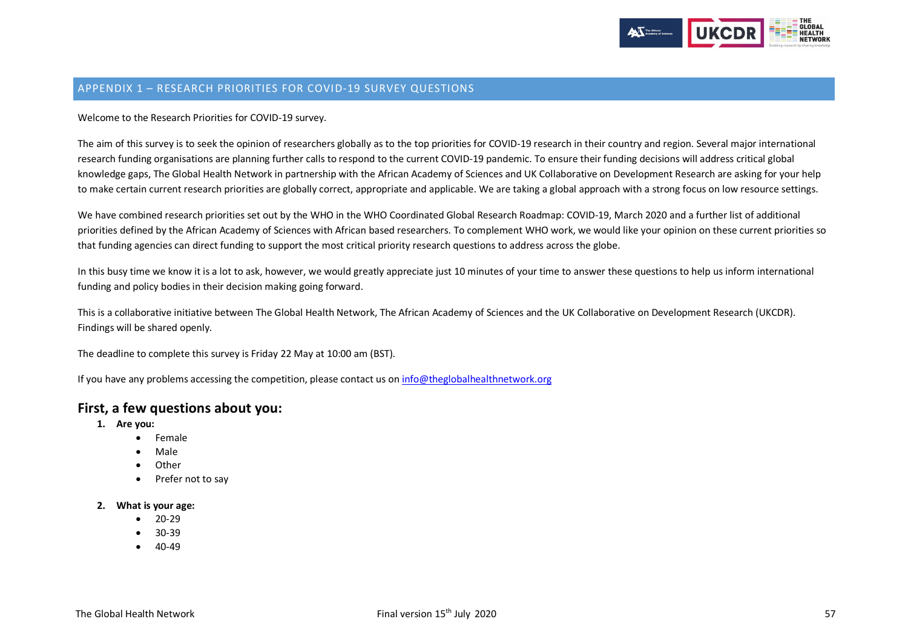## APPENDIX 1 – RESEARCH PRIORITIES FOR COVID-19 SURVEY QUESTIONS

Welcome to the Research Priorities for COVID-19 survey.

The aim of this survey is to seek the opinion of researchers globally as to the top priorities for COVID-19 research in their country and region. Several major international research funding organisations are planning further calls to respond to the current COVID-19 pandemic. To ensure their funding decisions will address critical global knowledge gaps, The Global Health Network in partnership with the African Academy of Sciences and UK Collaborative on Development Research are asking for your help to make certain current research priorities are globally correct, appropriate and applicable. We are taking a global approach with a strong focus on low resource settings.

We have combined research priorities set out by the WHO in the WHO Coordinated Global Research Roadmap: COVID-19, March 2020 and a further list of additional priorities defined by the African Academy of Sciences with African based researchers. To complement WHO work, we would like your opinion on these current priorities so that funding agencies can direct funding to support the most critical priority research questions to address across the globe.

In this busy time we know it is a lot to ask, however, we would greatly appreciate just 10 minutes of your time to answer these questions to help us inform international funding and policy bodies in their decision making going forward.

This is a collaborative initiative between The Global Health Network, The African Academy of Sciences and the UK Collaborative on Development Research (UKCDR). Findings will be shared openly.

The deadline to complete this survey is Friday 22 May at 10:00 am (BST).

If you have any problems accessing the competition, please contact us on [info@theglobalhealthnetwork.org](mailto:info@theglobalhealthnetwork.org)

## First, a few questions about you:

1. **Are you:**
   - Female
   - Male
   - Other
   - Prefer not to say

2. **What is your age:**
   - 20-29
   - 30-39
   - 40-49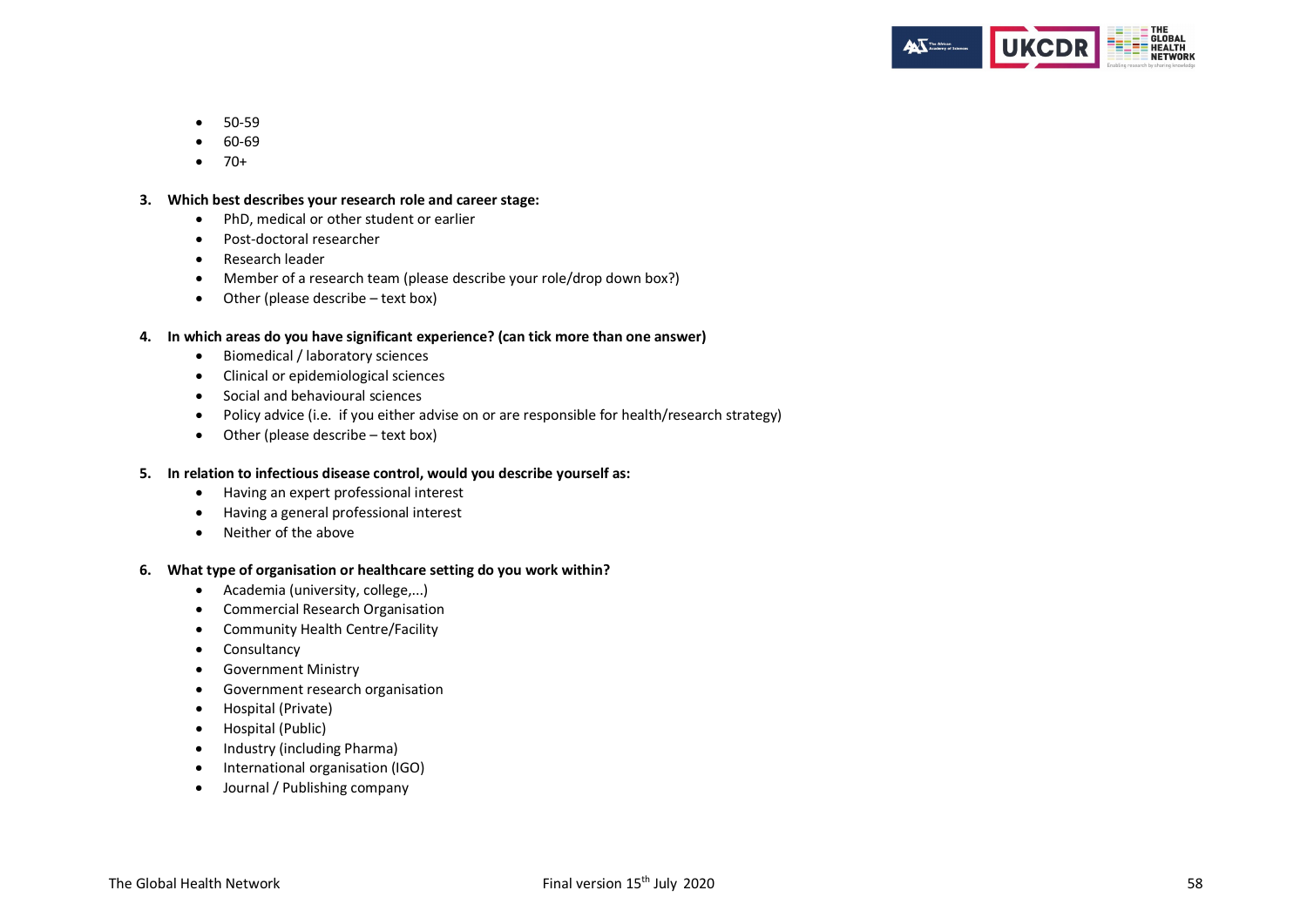- 50-59
- 60-69
- 70+

**3. Which best describes your research role and career stage:**

- PhD, medical or other student or earlier
- Post-doctoral researcher
- Research leader
- Member of a research team (please describe your role/drop down box?)
- Other (please describe – text box)

**4. In which areas do you have significant experience? (can tick more than one answer)**

- Biomedical / laboratory sciences
- Clinical or epidemiological sciences
- Social and behavioural sciences
- Policy advice (i.e. if you either advise on or are responsible for health/research strategy)
- Other (please describe – text box)

**5. In relation to infectious disease control, would you describe yourself as:**

- Having an expert professional interest
- Having a general professional interest
- Neither of the above

**6. What type of organisation or healthcare setting do you work within?**

- Academia (university, college,...)
- Commercial Research Organisation
- Community Health Centre/Facility
- Consultancy
- Government Ministry
- Government research organisation
- Hospital (Private)
- Hospital (Public)
- Industry (including Pharma)
- International organisation (IGO)
- Journal / Publishing company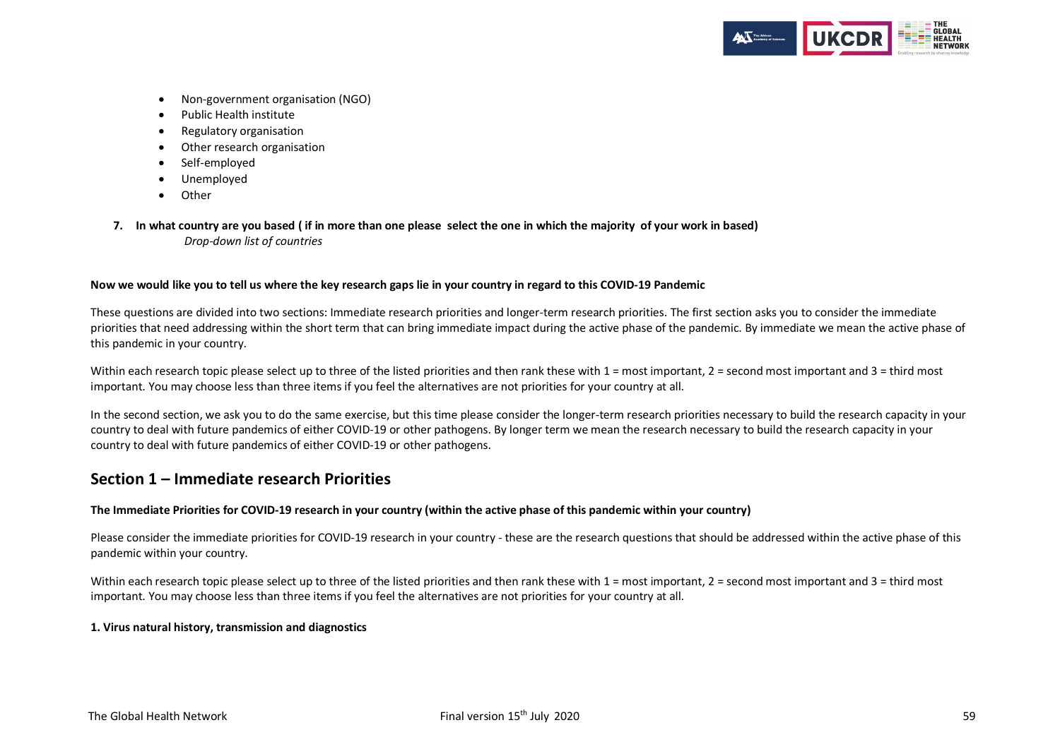- Non-government organisation (NGO)
- Public Health institute
- Regulatory organisation
- Other research organisation
- Self-employed
- Unemployed
- Other

**7. In what country are you based ( if in more than one please select the one in which the majority of your work in based)**

*Drop-down list of countries*

**Now we would like you to tell us where the key research gaps lie in your country in regard to this COVID-19 Pandemic**

These questions are divided into two sections: Immediate research priorities and longer-term research priorities. The first section asks you to consider the immediate priorities that need addressing within the short term that can bring immediate impact during the active phase of the pandemic. By immediate we mean the active phase of this pandemic in your country.

Within each research topic please select up to three of the listed priorities and then rank these with 1 = most important, 2 = second most important and 3 = third most important. You may choose less than three items if you feel the alternatives are not priorities for your country at all.

In the second section, we ask you to do the same exercise, but this time please consider the longer-term research priorities necessary to build the research capacity in your country to deal with future pandemics of either COVID-19 or other pathogens. By longer term we mean the research necessary to build the research capacity in your country to deal with future pandemics of either COVID-19 or other pathogens.

## Section 1 – Immediate research Priorities

**The Immediate Priorities for COVID-19 research in your country (within the active phase of this pandemic within your country)**

Please consider the immediate priorities for COVID-19 research in your country - these are the research questions that should be addressed within the active phase of this pandemic within your country.

Within each research topic please select up to three of the listed priorities and then rank these with 1 = most important, 2 = second most important and 3 = third most important. You may choose less than three items if you feel the alternatives are not priorities for your country at all.

**1. Virus natural history, transmission and diagnostics**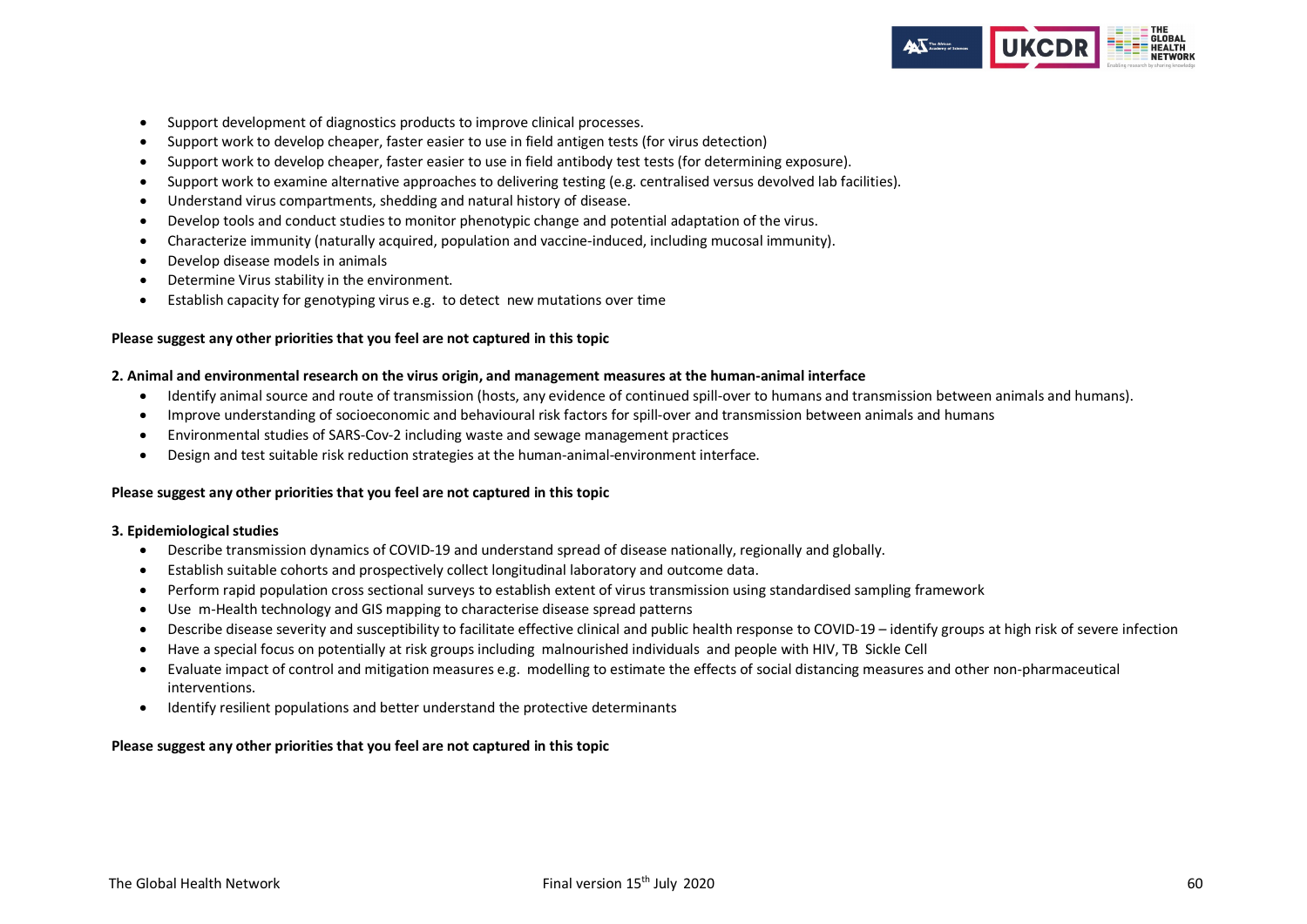- Support development of diagnostics products to improve clinical processes.
- Support work to develop cheaper, faster easier to use in field antigen tests (for virus detection)
- Support work to develop cheaper, faster easier to use in field antibody test tests (for determining exposure).
- Support work to examine alternative approaches to delivering testing (e.g. centralised versus devolved lab facilities).
- Understand virus compartments, shedding and natural history of disease.
- Develop tools and conduct studies to monitor phenotypic change and potential adaptation of the virus.
- Characterize immunity (naturally acquired, population and vaccine-induced, including mucosal immunity).
- Develop disease models in animals
- Determine Virus stability in the environment.
- Establish capacity for genotyping virus e.g. to detect new mutations over time

**Please suggest any other priorities that you feel are not captured in this topic**

**2. Animal and environmental research on the virus origin, and management measures at the human-animal interface**

- Identify animal source and route of transmission (hosts, any evidence of continued spill-over to humans and transmission between animals and humans).
- Improve understanding of socioeconomic and behavioural risk factors for spill-over and transmission between animals and humans
- Environmental studies of SARS-Cov-2 including waste and sewage management practices
- Design and test suitable risk reduction strategies at the human-animal-environment interface.

**Please suggest any other priorities that you feel are not captured in this topic**

**3. Epidemiological studies**

- Describe transmission dynamics of COVID-19 and understand spread of disease nationally, regionally and globally.
- Establish suitable cohorts and prospectively collect longitudinal laboratory and outcome data.
- Perform rapid population cross sectional surveys to establish extent of virus transmission using standardised sampling framework
- Use m-Health technology and GIS mapping to characterise disease spread patterns
- Describe disease severity and susceptibility to facilitate effective clinical and public health response to COVID-19 – identify groups at high risk of severe infection
- Have a special focus on potentially at risk groups including malnourished individuals and people with HIV, TB Sickle Cell
- Evaluate impact of control and mitigation measures e.g. modelling to estimate the effects of social distancing measures and other non-pharmaceutical interventions.
- Identify resilient populations and better understand the protective determinants

**Please suggest any other priorities that you feel are not captured in this topic**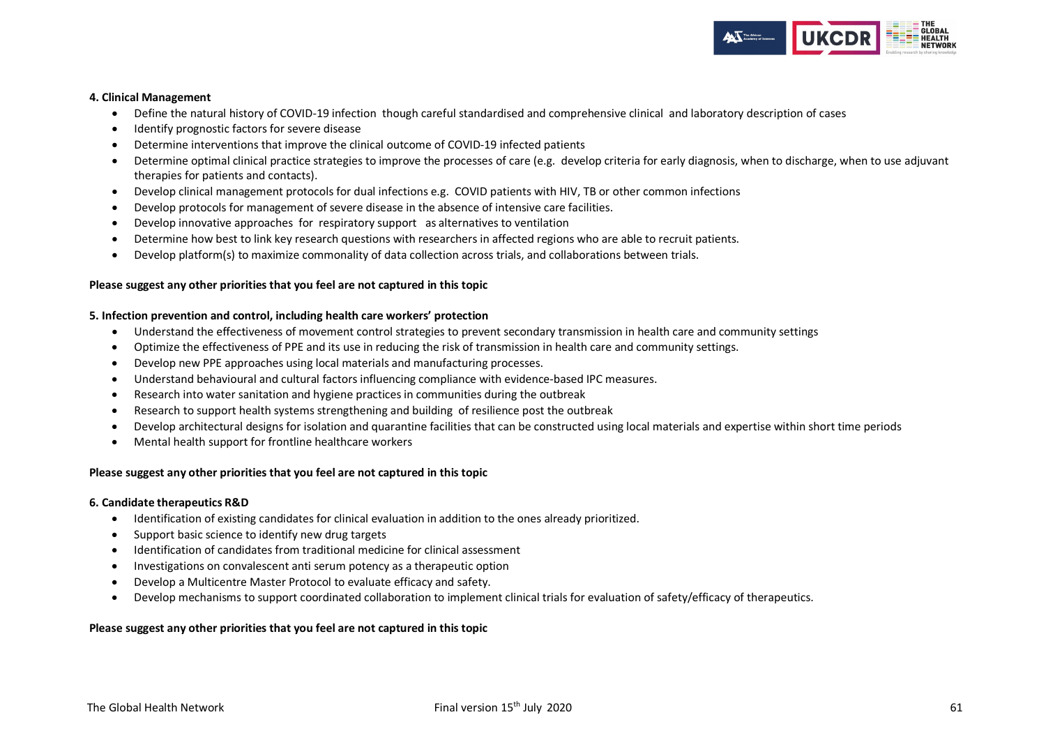**4. Clinical Management**

- Define the natural history of COVID-19 infection though careful standardised and comprehensive clinical and laboratory description of cases
- Identify prognostic factors for severe disease
- Determine interventions that improve the clinical outcome of COVID-19 infected patients
- Determine optimal clinical practice strategies to improve the processes of care (e.g. develop criteria for early diagnosis, when to discharge, when to use adjuvant therapies for patients and contacts).
- Develop clinical management protocols for dual infections e.g. COVID patients with HIV, TB or other common infections
- Develop protocols for management of severe disease in the absence of intensive care facilities.
- Develop innovative approaches for respiratory support as alternatives to ventilation
- Determine how best to link key research questions with researchers in affected regions who are able to recruit patients.
- Develop platform(s) to maximize commonality of data collection across trials, and collaborations between trials.

**Please suggest any other priorities that you feel are not captured in this topic**

**5. Infection prevention and control, including health care workers' protection**

- Understand the effectiveness of movement control strategies to prevent secondary transmission in health care and community settings
- Optimize the effectiveness of PPE and its use in reducing the risk of transmission in health care and community settings.
- Develop new PPE approaches using local materials and manufacturing processes.
- Understand behavioural and cultural factors influencing compliance with evidence-based IPC measures.
- Research into water sanitation and hygiene practices in communities during the outbreak
- Research to support health systems strengthening and building of resilience post the outbreak
- Develop architectural designs for isolation and quarantine facilities that can be constructed using local materials and expertise within short time periods
- Mental health support for frontline healthcare workers

**Please suggest any other priorities that you feel are not captured in this topic**

**6. Candidate therapeutics R&D**

- Identification of existing candidates for clinical evaluation in addition to the ones already prioritized.
- Support basic science to identify new drug targets
- Identification of candidates from traditional medicine for clinical assessment
- Investigations on convalescent anti serum potency as a therapeutic option
- Develop a Multicentre Master Protocol to evaluate efficacy and safety.
- Develop mechanisms to support coordinated collaboration to implement clinical trials for evaluation of safety/efficacy of therapeutics.

**Please suggest any other priorities that you feel are not captured in this topic**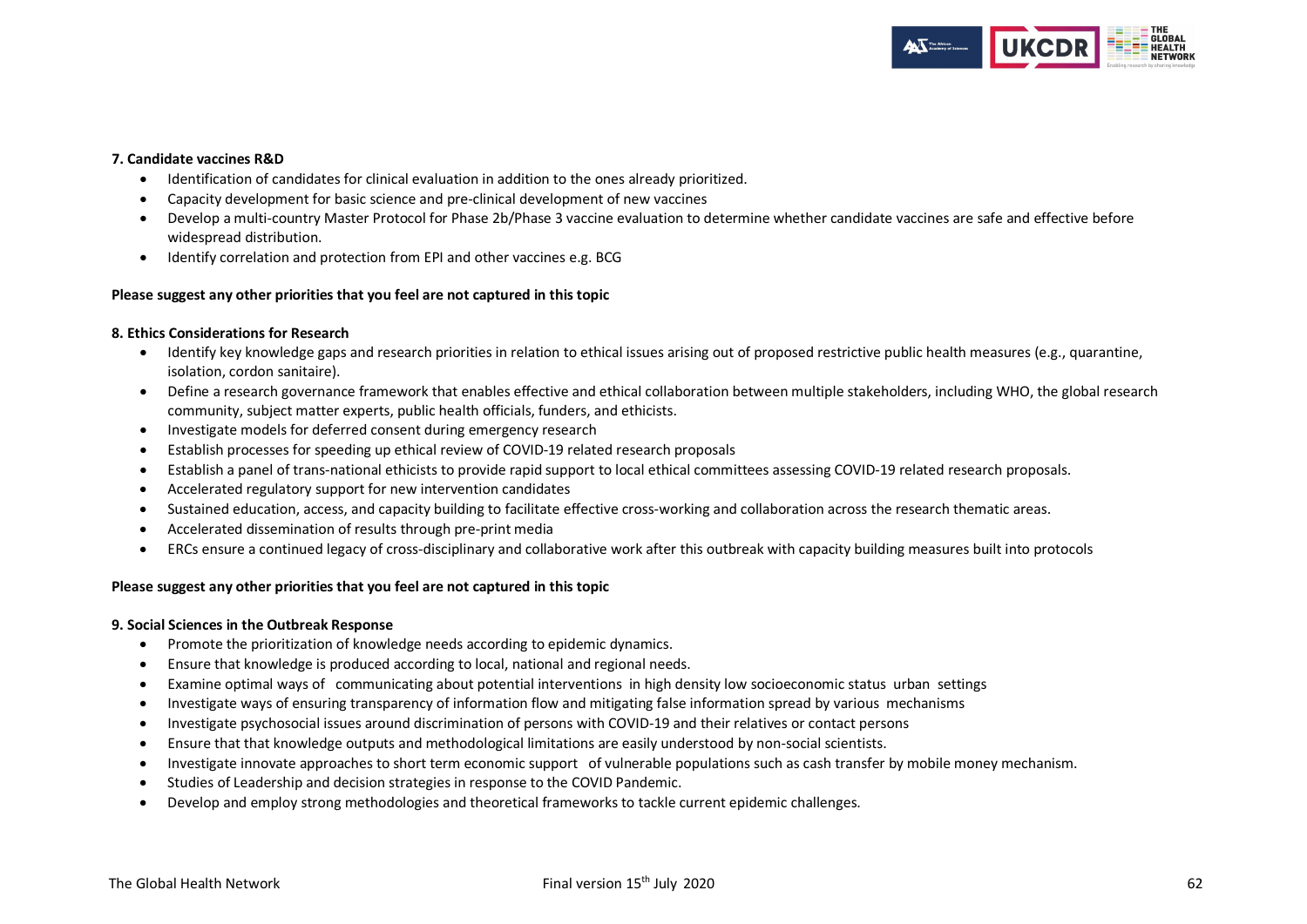**7. Candidate vaccines R&D**

- Identification of candidates for clinical evaluation in addition to the ones already prioritized.
- Capacity development for basic science and pre-clinical development of new vaccines
- Develop a multi-country Master Protocol for Phase 2b/Phase 3 vaccine evaluation to determine whether candidate vaccines are safe and effective before widespread distribution.
- Identify correlation and protection from EPI and other vaccines e.g. BCG

**Please suggest any other priorities that you feel are not captured in this topic**

**8. Ethics Considerations for Research**

- Identify key knowledge gaps and research priorities in relation to ethical issues arising out of proposed restrictive public health measures (e.g., quarantine, isolation, cordon sanitaire).
- Define a research governance framework that enables effective and ethical collaboration between multiple stakeholders, including WHO, the global research community, subject matter experts, public health officials, funders, and ethicists.
- Investigate models for deferred consent during emergency research
- Establish processes for speeding up ethical review of COVID-19 related research proposals
- Establish a panel of trans-national ethicists to provide rapid support to local ethical committees assessing COVID-19 related research proposals.
- Accelerated regulatory support for new intervention candidates
- Sustained education, access, and capacity building to facilitate effective cross-working and collaboration across the research thematic areas.
- Accelerated dissemination of results through pre-print media
- ERCs ensure a continued legacy of cross-disciplinary and collaborative work after this outbreak with capacity building measures built into protocols

**Please suggest any other priorities that you feel are not captured in this topic**

**9. Social Sciences in the Outbreak Response**

- Promote the prioritization of knowledge needs according to epidemic dynamics.
- Ensure that knowledge is produced according to local, national and regional needs.
- Examine optimal ways of communicating about potential interventions in high density low socioeconomic status urban settings
- Investigate ways of ensuring transparency of information flow and mitigating false information spread by various mechanisms
- Investigate psychosocial issues around discrimination of persons with COVID-19 and their relatives or contact persons
- Ensure that that knowledge outputs and methodological limitations are easily understood by non-social scientists.
- Investigate innovate approaches to short term economic support of vulnerable populations such as cash transfer by mobile money mechanism.
- Studies of Leadership and decision strategies in response to the COVID Pandemic.
- Develop and employ strong methodologies and theoretical frameworks to tackle current epidemic challenges.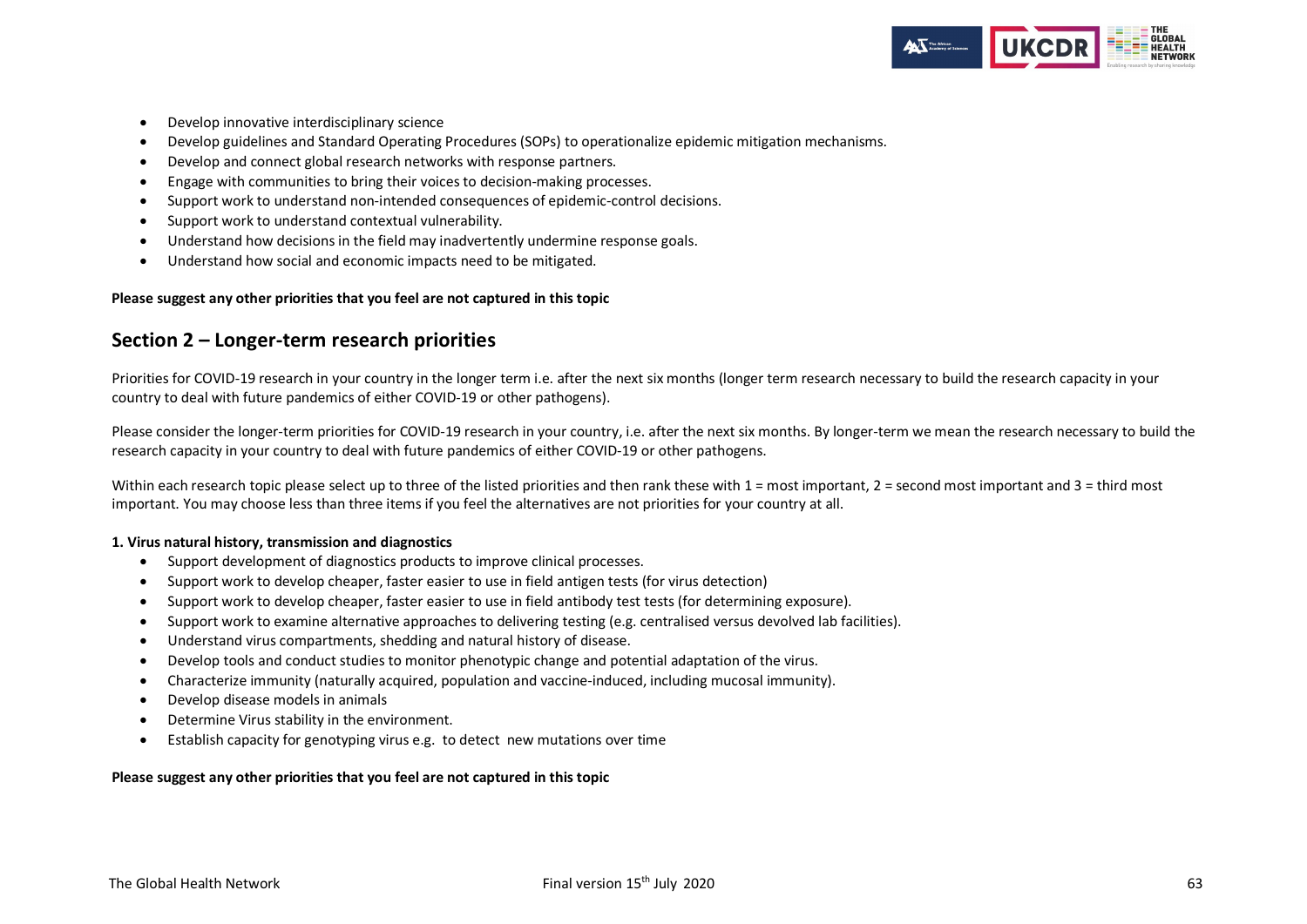- Develop innovative interdisciplinary science
- Develop guidelines and Standard Operating Procedures (SOPs) to operationalize epidemic mitigation mechanisms.
- Develop and connect global research networks with response partners.
- Engage with communities to bring their voices to decision-making processes.
- Support work to understand non-intended consequences of epidemic-control decisions.
- Support work to understand contextual vulnerability.
- Understand how decisions in the field may inadvertently undermine response goals.
- Understand how social and economic impacts need to be mitigated.

**Please suggest any other priorities that you feel are not captured in this topic**

## Section 2 – Longer-term research priorities

Priorities for COVID-19 research in your country in the longer term i.e. after the next six months (longer term research necessary to build the research capacity in your country to deal with future pandemics of either COVID-19 or other pathogens).

Please consider the longer-term priorities for COVID-19 research in your country, i.e. after the next six months. By longer-term we mean the research necessary to build the research capacity in your country to deal with future pandemics of either COVID-19 or other pathogens.

Within each research topic please select up to three of the listed priorities and then rank these with 1 = most important, 2 = second most important and 3 = third most important. You may choose less than three items if you feel the alternatives are not priorities for your country at all.

**1. Virus natural history, transmission and diagnostics**

- Support development of diagnostics products to improve clinical processes.
- Support work to develop cheaper, faster easier to use in field antigen tests (for virus detection)
- Support work to develop cheaper, faster easier to use in field antibody test tests (for determining exposure).
- Support work to examine alternative approaches to delivering testing (e.g. centralised versus devolved lab facilities).
- Understand virus compartments, shedding and natural history of disease.
- Develop tools and conduct studies to monitor phenotypic change and potential adaptation of the virus.
- Characterize immunity (naturally acquired, population and vaccine-induced, including mucosal immunity).
- Develop disease models in animals
- Determine Virus stability in the environment.
- Establish capacity for genotyping virus e.g. to detect new mutations over time

**Please suggest any other priorities that you feel are not captured in this topic**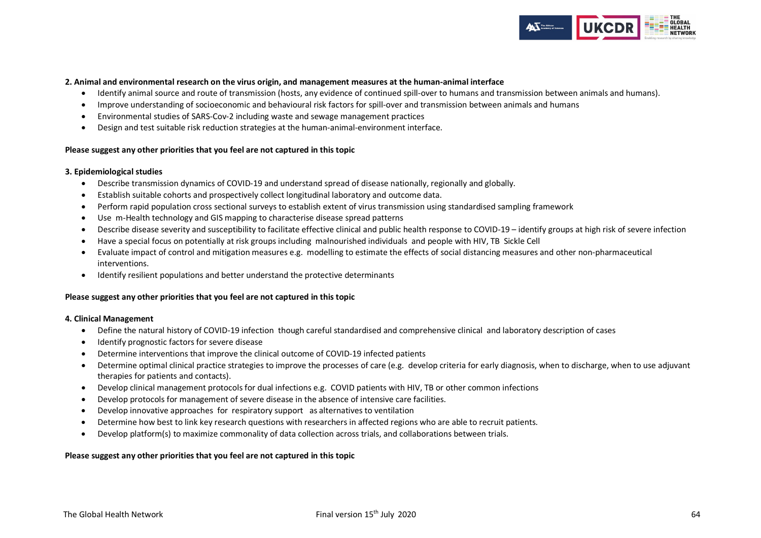**2. Animal and environmental research on the virus origin, and management measures at the human-animal interface**

- Identify animal source and route of transmission (hosts, any evidence of continued spill-over to humans and transmission between animals and humans).
- Improve understanding of socioeconomic and behavioural risk factors for spill-over and transmission between animals and humans
- Environmental studies of SARS-Cov-2 including waste and sewage management practices
- Design and test suitable risk reduction strategies at the human-animal-environment interface.

**Please suggest any other priorities that you feel are not captured in this topic**

**3. Epidemiological studies**

- Describe transmission dynamics of COVID-19 and understand spread of disease nationally, regionally and globally.
- Establish suitable cohorts and prospectively collect longitudinal laboratory and outcome data.
- Perform rapid population cross sectional surveys to establish extent of virus transmission using standardised sampling framework
- Use m-Health technology and GIS mapping to characterise disease spread patterns
- Describe disease severity and susceptibility to facilitate effective clinical and public health response to COVID-19 – identify groups at high risk of severe infection
- Have a special focus on potentially at risk groups including malnourished individuals and people with HIV, TB Sickle Cell
- Evaluate impact of control and mitigation measures e.g. modelling to estimate the effects of social distancing measures and other non-pharmaceutical interventions.
- Identify resilient populations and better understand the protective determinants

**Please suggest any other priorities that you feel are not captured in this topic**

**4. Clinical Management**

- Define the natural history of COVID-19 infection though careful standardised and comprehensive clinical and laboratory description of cases
- Identify prognostic factors for severe disease
- Determine interventions that improve the clinical outcome of COVID-19 infected patients
- Determine optimal clinical practice strategies to improve the processes of care (e.g. develop criteria for early diagnosis, when to discharge, when to use adjuvant therapies for patients and contacts).
- Develop clinical management protocols for dual infections e.g. COVID patients with HIV, TB or other common infections
- Develop protocols for management of severe disease in the absence of intensive care facilities.
- Develop innovative approaches for respiratory support as alternatives to ventilation
- Determine how best to link key research questions with researchers in affected regions who are able to recruit patients.
- Develop platform(s) to maximize commonality of data collection across trials, and collaborations between trials.

**Please suggest any other priorities that you feel are not captured in this topic**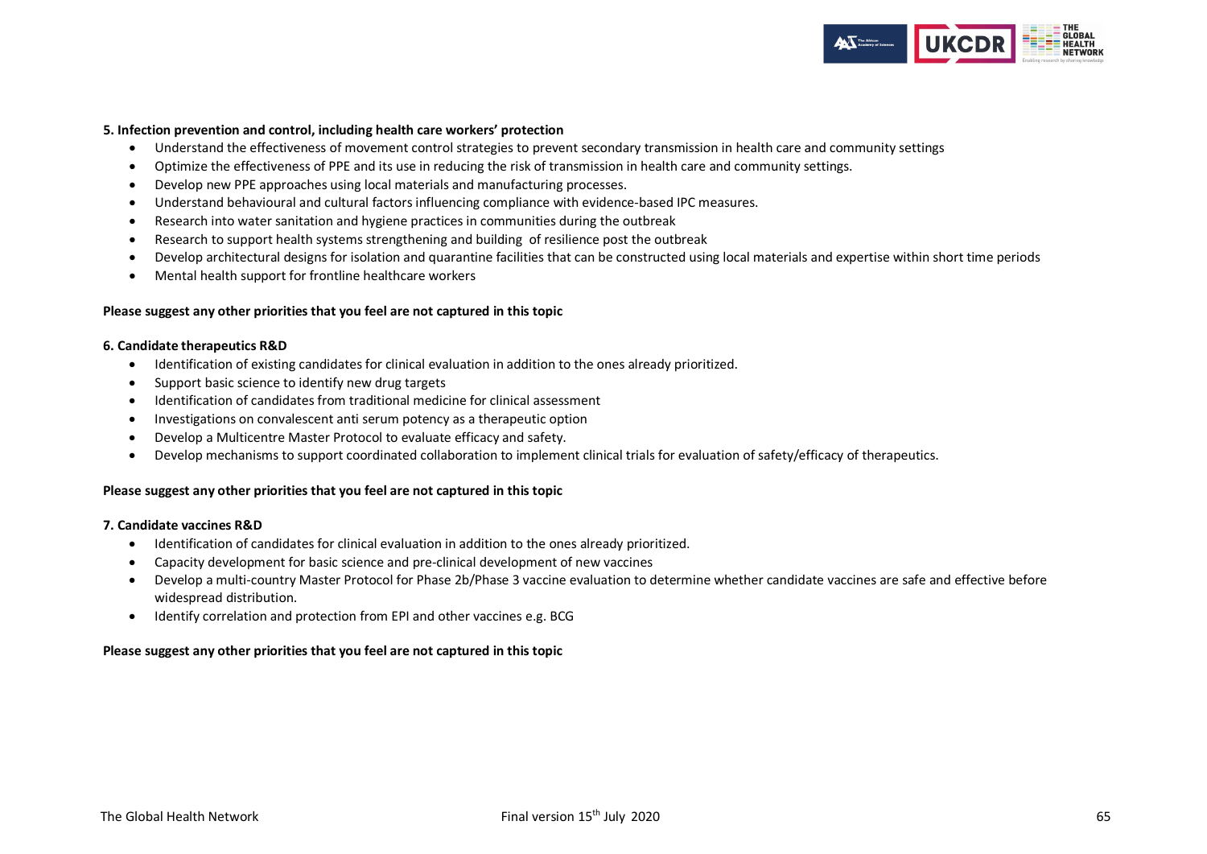**5. Infection prevention and control, including health care workers' protection**

- Understand the effectiveness of movement control strategies to prevent secondary transmission in health care and community settings
- Optimize the effectiveness of PPE and its use in reducing the risk of transmission in health care and community settings.
- Develop new PPE approaches using local materials and manufacturing processes.
- Understand behavioural and cultural factors influencing compliance with evidence-based IPC measures.
- Research into water sanitation and hygiene practices in communities during the outbreak
- Research to support health systems strengthening and building of resilience post the outbreak
- Develop architectural designs for isolation and quarantine facilities that can be constructed using local materials and expertise within short time periods
- Mental health support for frontline healthcare workers

**Please suggest any other priorities that you feel are not captured in this topic**

**6. Candidate therapeutics R&D**

- Identification of existing candidates for clinical evaluation in addition to the ones already prioritized.
- Support basic science to identify new drug targets
- Identification of candidates from traditional medicine for clinical assessment
- Investigations on convalescent anti serum potency as a therapeutic option
- Develop a Multicentre Master Protocol to evaluate efficacy and safety.
- Develop mechanisms to support coordinated collaboration to implement clinical trials for evaluation of safety/efficacy of therapeutics.

**Please suggest any other priorities that you feel are not captured in this topic**

**7. Candidate vaccines R&D**

- Identification of candidates for clinical evaluation in addition to the ones already prioritized.
- Capacity development for basic science and pre-clinical development of new vaccines
- Develop a multi-country Master Protocol for Phase 2b/Phase 3 vaccine evaluation to determine whether candidate vaccines are safe and effective before widespread distribution.
- Identify correlation and protection from EPI and other vaccines e.g. BCG

**Please suggest any other priorities that you feel are not captured in this topic**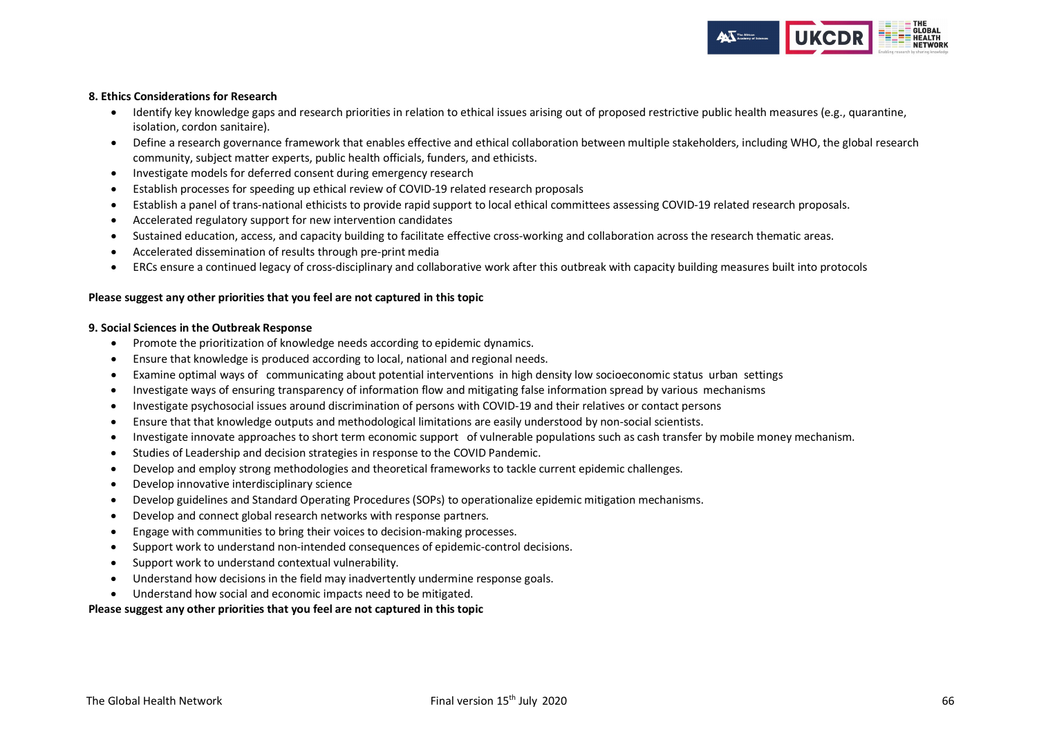**8. Ethics Considerations for Research**

- Identify key knowledge gaps and research priorities in relation to ethical issues arising out of proposed restrictive public health measures (e.g., quarantine, isolation, cordon sanitaire).
- Define a research governance framework that enables effective and ethical collaboration between multiple stakeholders, including WHO, the global research community, subject matter experts, public health officials, funders, and ethicists.
- Investigate models for deferred consent during emergency research
- Establish processes for speeding up ethical review of COVID-19 related research proposals
- Establish a panel of trans-national ethicists to provide rapid support to local ethical committees assessing COVID-19 related research proposals.
- Accelerated regulatory support for new intervention candidates
- Sustained education, access, and capacity building to facilitate effective cross-working and collaboration across the research thematic areas.
- Accelerated dissemination of results through pre-print media
- ERCs ensure a continued legacy of cross-disciplinary and collaborative work after this outbreak with capacity building measures built into protocols

**Please suggest any other priorities that you feel are not captured in this topic**

**9. Social Sciences in the Outbreak Response**

- Promote the prioritization of knowledge needs according to epidemic dynamics.
- Ensure that knowledge is produced according to local, national and regional needs.
- Examine optimal ways of communicating about potential interventions in high density low socioeconomic status urban settings
- Investigate ways of ensuring transparency of information flow and mitigating false information spread by various mechanisms
- Investigate psychosocial issues around discrimination of persons with COVID-19 and their relatives or contact persons
- Ensure that that knowledge outputs and methodological limitations are easily understood by non-social scientists.
- Investigate innovate approaches to short term economic support of vulnerable populations such as cash transfer by mobile money mechanism.
- Studies of Leadership and decision strategies in response to the COVID Pandemic.
- Develop and employ strong methodologies and theoretical frameworks to tackle current epidemic challenges.
- Develop innovative interdisciplinary science
- Develop guidelines and Standard Operating Procedures (SOPs) to operationalize epidemic mitigation mechanisms.
- Develop and connect global research networks with response partners.
- Engage with communities to bring their voices to decision-making processes.
- Support work to understand non-intended consequences of epidemic-control decisions.
- Support work to understand contextual vulnerability.
- Understand how decisions in the field may inadvertently undermine response goals.
- Understand how social and economic impacts need to be mitigated.

**Please suggest any other priorities that you feel are not captured in this topic**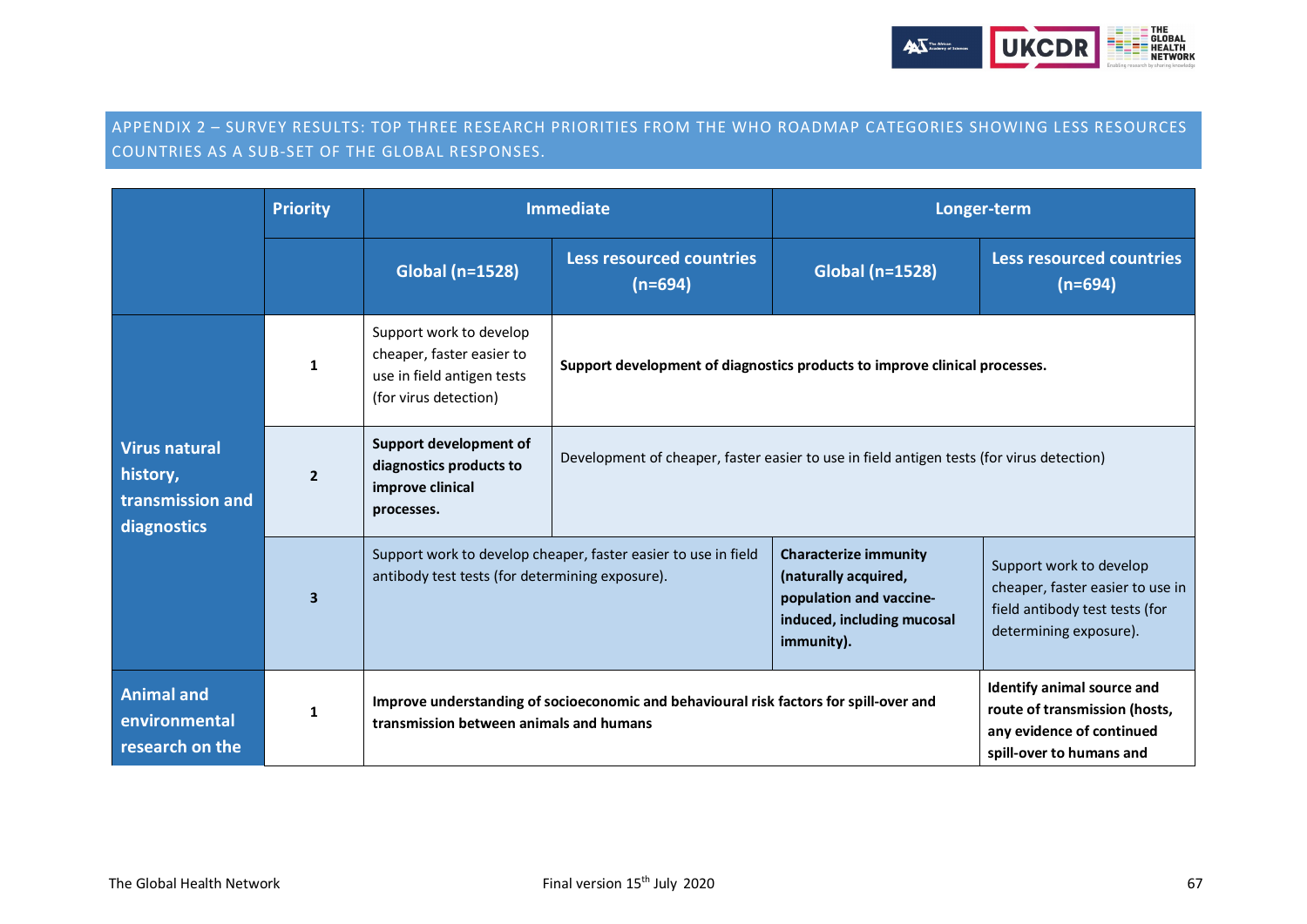## APPENDIX 2 – SURVEY RESULTS: TOP THREE RESEARCH PRIORITIES FROM THE WHO ROADMAP CATEGORIES SHOWING LESS RESOURCES COUNTRIES AS A SUB-SET OF THE GLOBAL RESPONSES.

| | Priority | Immediate | | Longer-term | |
|---|---|---|---|---|---|
| | | Global (n=1528) | Less resourced countries (n=694) | Global (n=1528) | Less resourced countries (n=694) |
| **Virus natural history, transmission and diagnostics** | **1** | Support work to develop cheaper, faster easier to use in field antigen tests (for virus detection) | **Support development of diagnostics products to improve clinical processes.** | **Support development of diagnostics products to improve clinical processes.** | **Support development of diagnostics products to improve clinical processes.** |
| | **2** | **Support development of diagnostics products to improve clinical processes.** | Development of cheaper, faster easier to use in field antigen tests (for virus detection) | Development of cheaper, faster easier to use in field antigen tests (for virus detection) | Development of cheaper, faster easier to use in field antigen tests (for virus detection) |
| | **3** | Support work to develop cheaper, faster easier to use in field antibody test tests (for determining exposure). | Support work to develop cheaper, faster easier to use in field antibody test tests (for determining exposure). | **Characterize immunity (naturally acquired, population and vaccine-induced, including mucosal immunity).** | Support work to develop cheaper, faster easier to use in field antibody test tests (for determining exposure). |
| **Animal and environmental research on the** | **1** | **Improve understanding of socioeconomic and behavioural risk factors for spill-over and transmission between animals and humans** | **Improve understanding of socioeconomic and behavioural risk factors for spill-over and transmission between animals and humans** | **Improve understanding of socioeconomic and behavioural risk factors for spill-over and transmission between animals and humans** | **Identify animal source and route of transmission (hosts, any evidence of continued spill-over to humans and** |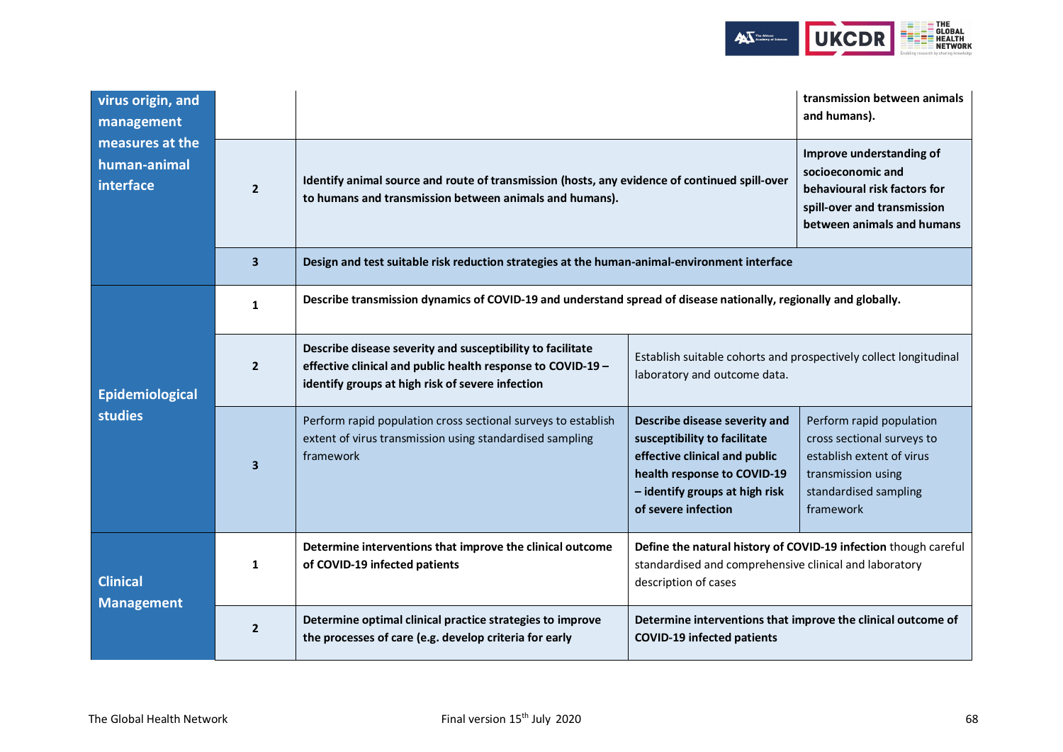| | | | | |
|---|---|---|---|---|
| **virus origin, and management measures at the human-animal interface** | | | | **transmission between animals and humans).** |
| | **2** | **Identify animal source and route of transmission (hosts, any evidence of continued spill-over to humans and transmission between animals and humans).** | | **Improve understanding of socioeconomic and behavioural risk factors for spill-over and transmission between animals and humans** |
| | **3** | **Design and test suitable risk reduction strategies at the human-animal-environment interface** | | |
| **Epidemiological studies** | **1** | **Describe transmission dynamics of COVID-19 and understand spread of disease nationally, regionally and globally.** | | |
| | **2** | **Describe disease severity and susceptibility to facilitate effective clinical and public health response to COVID-19 – identify groups at high risk of severe infection** | Establish suitable cohorts and prospectively collect longitudinal laboratory and outcome data. | |
| | **3** | Perform rapid population cross sectional surveys to establish extent of virus transmission using standardised sampling framework | **Describe disease severity and susceptibility to facilitate effective clinical and public health response to COVID-19 – identify groups at high risk of severe infection** | Perform rapid population cross sectional surveys to establish extent of virus transmission using standardised sampling framework |
| **Clinical Management** | **1** | **Determine interventions that improve the clinical outcome of COVID-19 infected patients** | **Define the natural history of COVID-19 infection** though careful standardised and comprehensive clinical and laboratory description of cases | |
| | **2** | **Determine optimal clinical practice strategies to improve the processes of care (e.g. develop criteria for early** | **Determine interventions that improve the clinical outcome of COVID-19 infected patients** | |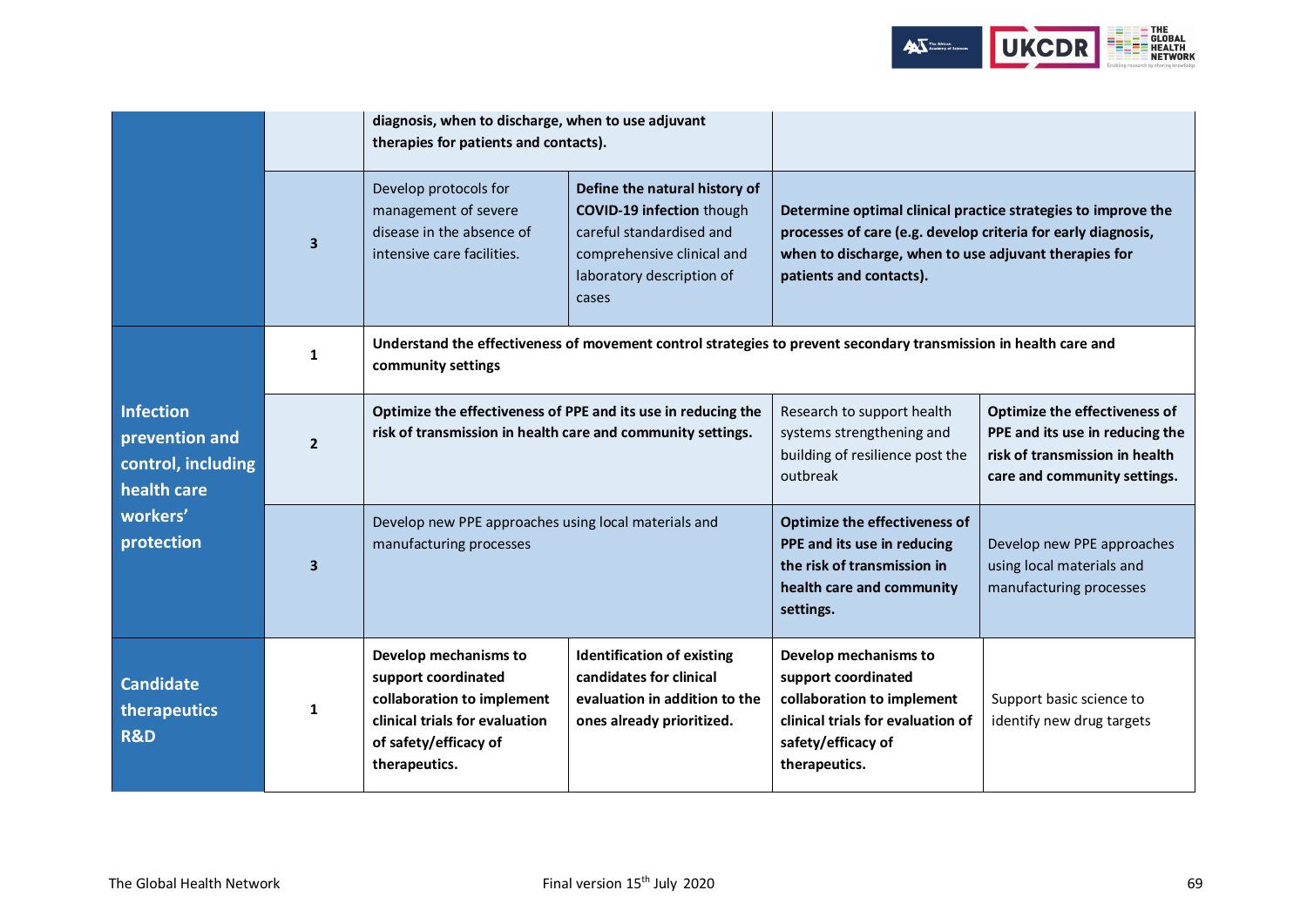| | | | | | |
|---|---|---|---|---|---|
| | | **diagnosis, when to discharge, when to use adjuvant therapies for patients and contacts).** | | | |
| | **3** | Develop protocols for management of severe disease in the absence of intensive care facilities. | **Define the natural history of COVID-19 infection** though careful standardised and comprehensive clinical and laboratory description of cases | **Determine optimal clinical practice strategies to improve the processes of care (e.g. develop criteria for early diagnosis, when to discharge, when to use adjuvant therapies for patients and contacts).** | |
| **Infection prevention and control, including health care workers' protection** | **1** | **Understand the effectiveness of movement control strategies to prevent secondary transmission in health care and community settings** | | | |
| | **2** | **Optimize the effectiveness of PPE and its use in reducing the risk of transmission in health care and community settings.** | | Research to support health systems strengthening and building of resilience post the outbreak | **Optimize the effectiveness of PPE and its use in reducing the risk of transmission in health care and community settings.** |
| | **3** | Develop new PPE approaches using local materials and manufacturing processes | | **Optimize the effectiveness of PPE and its use in reducing the risk of transmission in health care and community settings.** | Develop new PPE approaches using local materials and manufacturing processes |
| **Candidate therapeutics R&D** | **1** | **Develop mechanisms to support coordinated collaboration to implement clinical trials for evaluation of safety/efficacy of therapeutics.** | **Identification of existing candidates for clinical evaluation in addition to the ones already prioritized.** | **Develop mechanisms to support coordinated collaboration to implement clinical trials for evaluation of safety/efficacy of therapeutics.** | Support basic science to identify new drug targets |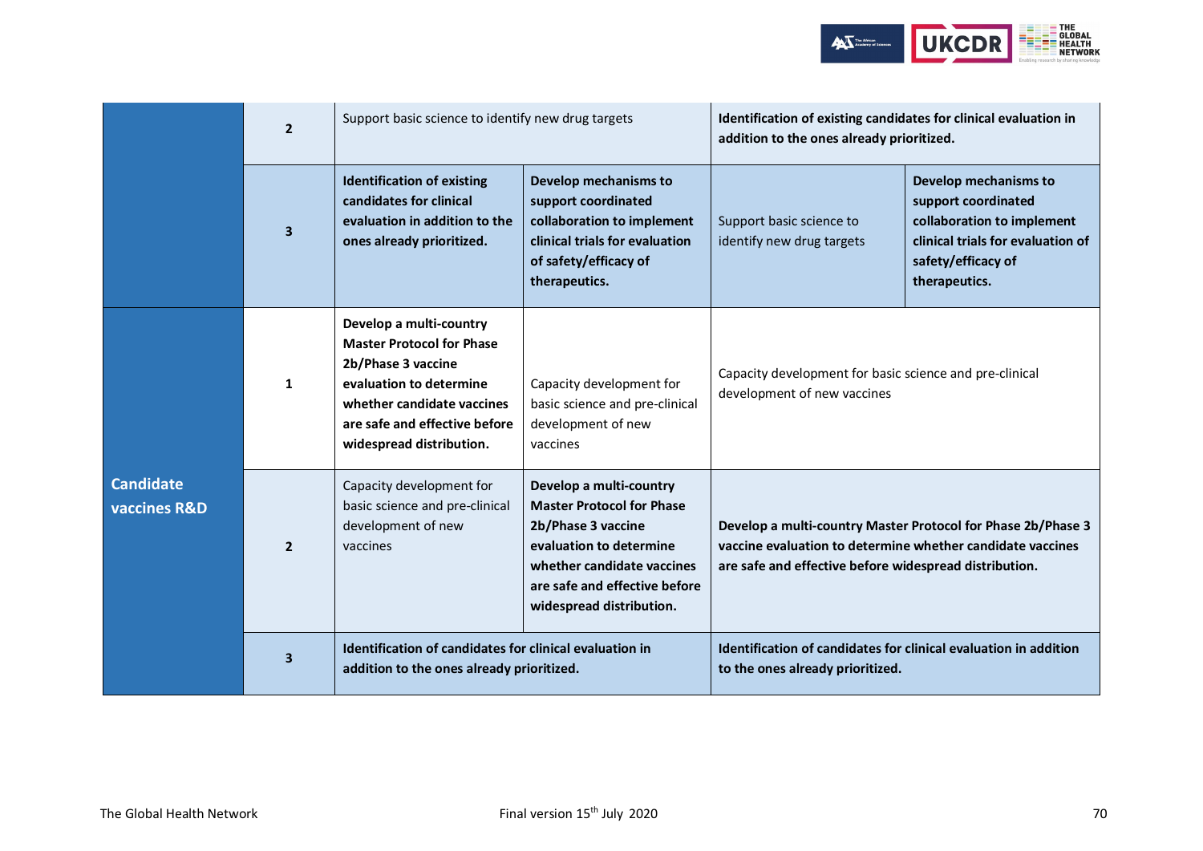| | | | | | |
|---|---|---|---|---|---|
| | 2 | Support basic science to identify new drug targets | | **Identification of existing candidates for clinical evaluation in addition to the ones already prioritized.** | |
| | 3 | **Identification of existing candidates for clinical evaluation in addition to the ones already prioritized.** | **Develop mechanisms to support coordinated collaboration to implement clinical trials for evaluation of safety/efficacy of therapeutics.** | Support basic science to identify new drug targets | **Develop mechanisms to support coordinated collaboration to implement clinical trials for evaluation of safety/efficacy of therapeutics.** |
| **Candidate vaccines R&D** | 1 | **Develop a multi-country Master Protocol for Phase 2b/Phase 3 vaccine evaluation to determine whether candidate vaccines are safe and effective before widespread distribution.** | Capacity development for basic science and pre-clinical development of new vaccines | Capacity development for basic science and pre-clinical development of new vaccines | |
| | 2 | Capacity development for basic science and pre-clinical development of new vaccines | **Develop a multi-country Master Protocol for Phase 2b/Phase 3 vaccine evaluation to determine whether candidate vaccines are safe and effective before widespread distribution.** | **Develop a multi-country Master Protocol for Phase 2b/Phase 3 vaccine evaluation to determine whether candidate vaccines are safe and effective before widespread distribution.** | |
| | 3 | **Identification of candidates for clinical evaluation in addition to the ones already prioritized.** | | **Identification of candidates for clinical evaluation in addition to the ones already prioritized.** | |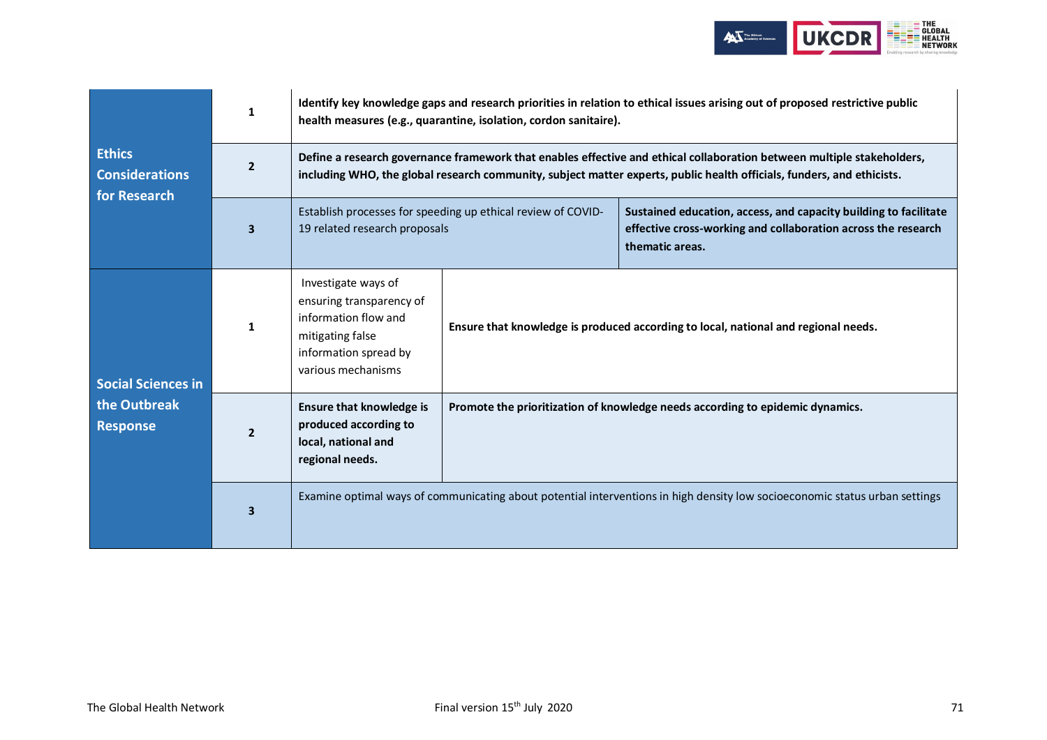| | | | |
|---|---|---|---|
| **Ethics Considerations for Research** | 1 | **Identify key knowledge gaps and research priorities in relation to ethical issues arising out of proposed restrictive public health measures (e.g., quarantine, isolation, cordon sanitaire).** | |
| | 2 | **Define a research governance framework that enables effective and ethical collaboration between multiple stakeholders, including WHO, the global research community, subject matter experts, public health officials, funders, and ethicists.** | |
| | 3 | Establish processes for speeding up ethical review of COVID-19 related research proposals | **Sustained education, access, and capacity building to facilitate effective cross-working and collaboration across the research thematic areas.** |
| **Social Sciences in the Outbreak Response** | 1 | Investigate ways of ensuring transparency of information flow and mitigating false information spread by various mechanisms | **Ensure that knowledge is produced according to local, national and regional needs.** |
| | 2 | **Ensure that knowledge is produced according to local, national and regional needs.** | **Promote the prioritization of knowledge needs according to epidemic dynamics.** |
| | 3 | Examine optimal ways of communicating about potential interventions in high density low socioeconomic status urban settings | |